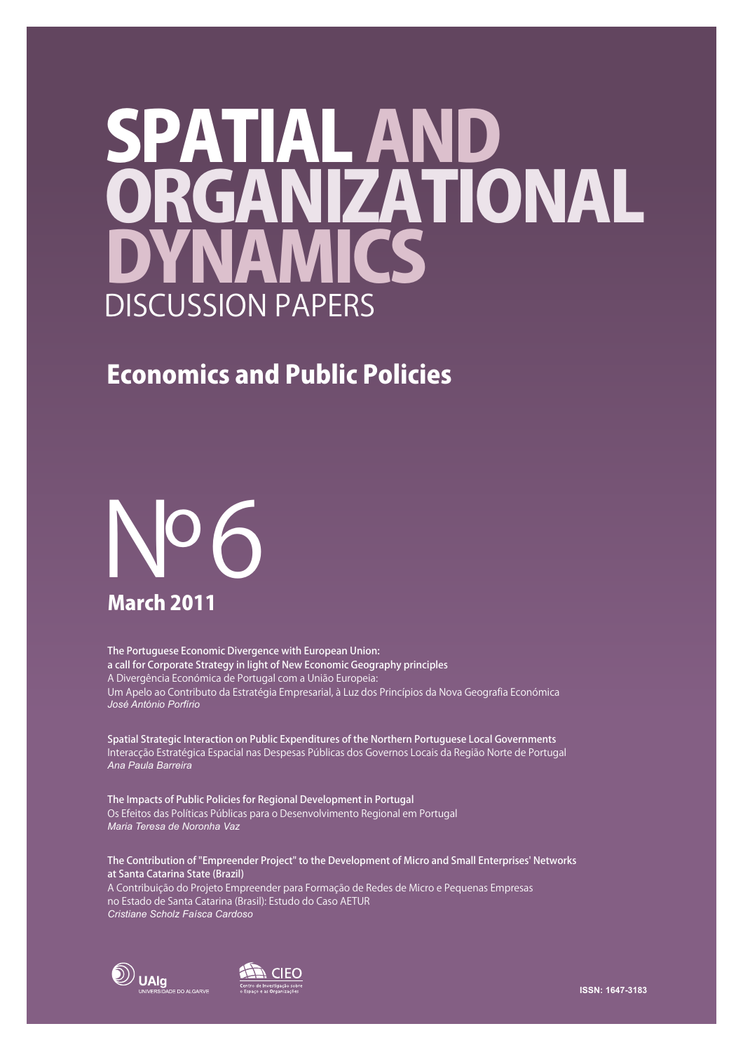# SPATIAL AND ORGANIZATIONAL DYNAMICS

## DISCUSSION PAPERS

## Economics and Public Policies

# Nº 6

**March 2011**

**The Portuguese Economic Divergence with European Union: a call for Corporate Strategy in light of New Economic Geography principles**
A Divergência Económica de Portugal com a União Europeia: Um Apelo ao Contributo da Estratégia Empresarial, à Luz dos Princípios da Nova Geografia Económica
*José António Porfírio*

**Spatial Strategic Interaction on Public Expenditures of the Northern Portuguese Local Governments**
Interacção Estratégica Espacial nas Despesas Públicas dos Governos Locais da Região Norte de Portugal
*Ana Paula Barreira*

**The Impacts of Public Policies for Regional Development in Portugal**
Os Efeitos das Políticas Públicas para o Desenvolvimento Regional em Portugal
*Maria Teresa de Noronha Vaz*

**The Contribution of "Empreender Project" to the Development of Micro and Small Enterprises' Networks at Santa Catarina State (Brazil)**
A Contribuição do Projeto Empreender para Formação de Redes de Micro e Pequenas Empresas no Estado de Santa Catarina (Brasil): Estudo do Caso AETUR
*Cristiane Scholz Faísca Cardoso*

UAlg UNIVERSIDADE DO ALGARVE

CIEO Centro de Investigação sobre o Espaço e as Organizações

ISSN: 1647-3183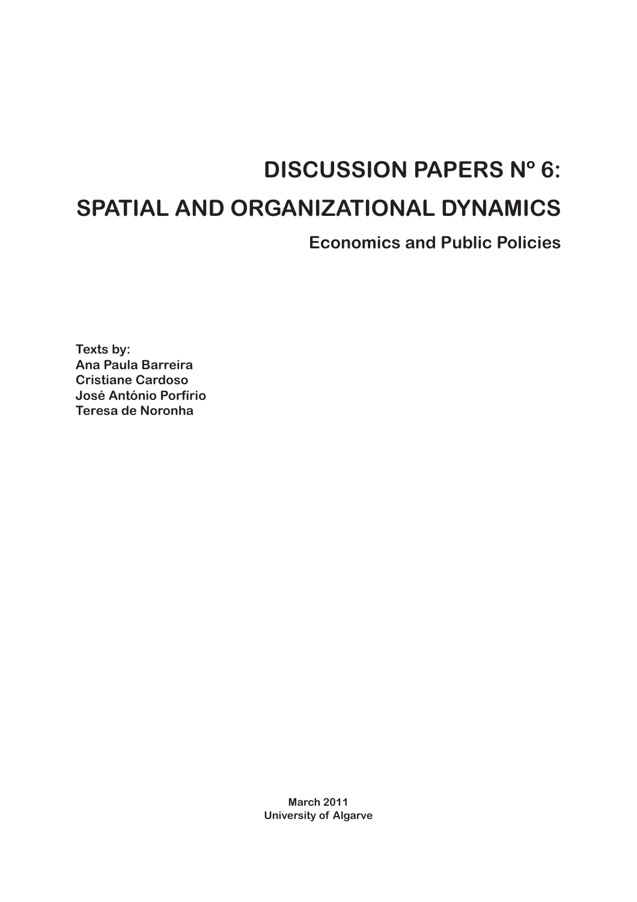# DISCUSSION PAPERS Nº 6:

# SPATIAL AND ORGANIZATIONAL DYNAMICS

## Economics and Public Policies

**Texts by:**
**Ana Paula Barreira**
**Cristiane Cardoso**
**José António Porfírio**
**Teresa de Noronha**

**March 2011**
**University of Algarve**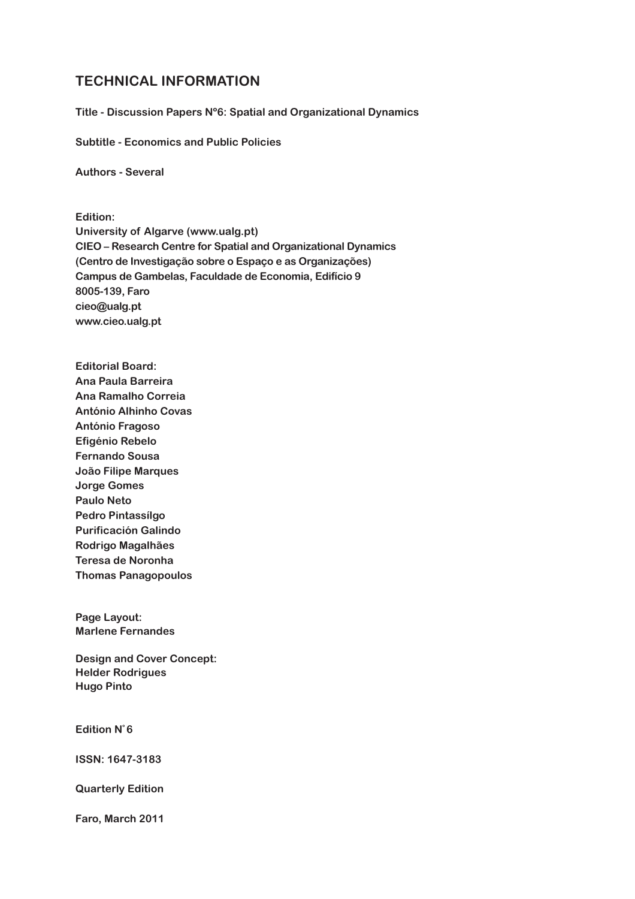# TECHNICAL INFORMATION

**Title - Discussion Papers Nº6: Spatial and Organizational Dynamics**

**Subtitle - Economics and Public Policies**

**Authors - Several**

**Edition:**
**University of Algarve (www.ualg.pt)**
**CIEO – Research Centre for Spatial and Organizational Dynamics**
**(Centro de Investigação sobre o Espaço e as Organizações)**
**Campus de Gambelas, Faculdade de Economia, Edifício 9**
**8005-139, Faro**
**cieo@ualg.pt**
**www.cieo.ualg.pt**

**Editorial Board:**
**Ana Paula Barreira**
**Ana Ramalho Correia**
**António Alhinho Covas**
**António Fragoso**
**Efigénio Rebelo**
**Fernando Sousa**
**João Filipe Marques**
**Jorge Gomes**
**Paulo Neto**
**Pedro Pintassilgo**
**Purificación Galindo**
**Rodrigo Magalhães**
**Teresa de Noronha**
**Thomas Panagopoulos**

**Page Layout:**
**Marlene Fernandes**

**Design and Cover Concept:**
**Helder Rodrigues**
**Hugo Pinto**

**Edition N˚6**

**ISSN: 1647-3183**

**Quarterly Edition**

**Faro, March 2011**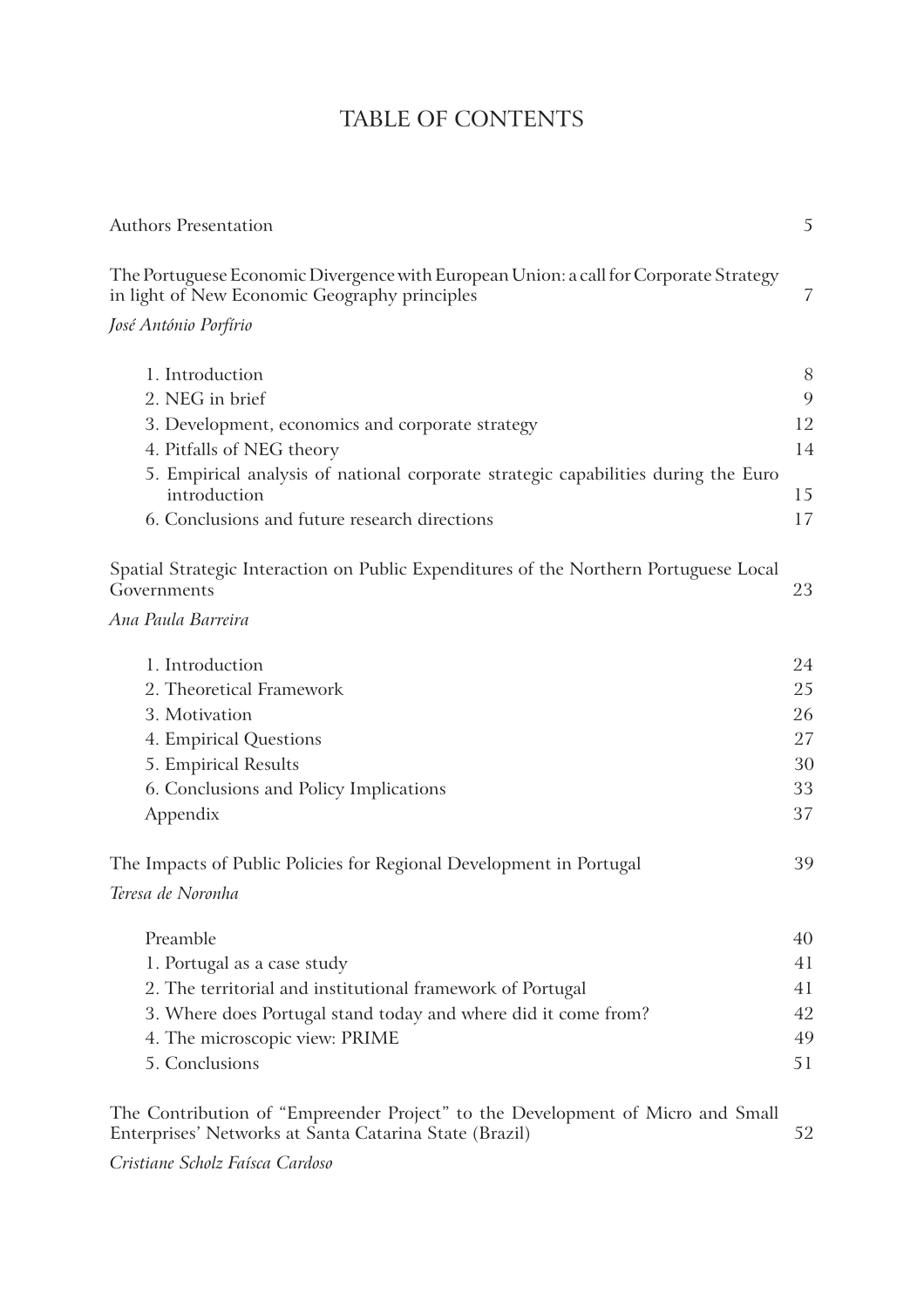# TABLE OF CONTENTS

| | |
|---|---|
| Authors Presentation | 5 |
| The Portuguese Economic Divergence with European Union: a call for Corporate Strategy in light of New Economic Geography principles | 7 |
| *José António Porfírio* | |
| 1. Introduction | 8 |
| 2. NEG in brief | 9 |
| 3. Development, economics and corporate strategy | 12 |
| 4. Pitfalls of NEG theory | 14 |
| 5. Empirical analysis of national corporate strategic capabilities during the Euro introduction | 15 |
| 6. Conclusions and future research directions | 17 |
| Spatial Strategic Interaction on Public Expenditures of the Northern Portuguese Local Governments | 23 |
| *Ana Paula Barreira* | |
| 1. Introduction | 24 |
| 2. Theoretical Framework | 25 |
| 3. Motivation | 26 |
| 4. Empirical Questions | 27 |
| 5. Empirical Results | 30 |
| 6. Conclusions and Policy Implications | 33 |
| Appendix | 37 |
| The Impacts of Public Policies for Regional Development in Portugal | 39 |
| *Teresa de Noronha* | |
| Preamble | 40 |
| 1. Portugal as a case study | 41 |
| 2. The territorial and institutional framework of Portugal | 41 |
| 3. Where does Portugal stand today and where did it come from? | 42 |
| 4. The microscopic view: PRIME | 49 |
| 5. Conclusions | 51 |
| The Contribution of "Empreender Project" to the Development of Micro and Small Enterprises' Networks at Santa Catarina State (Brazil) | 52 |
| *Cristiane Scholz Faísca Cardoso* | |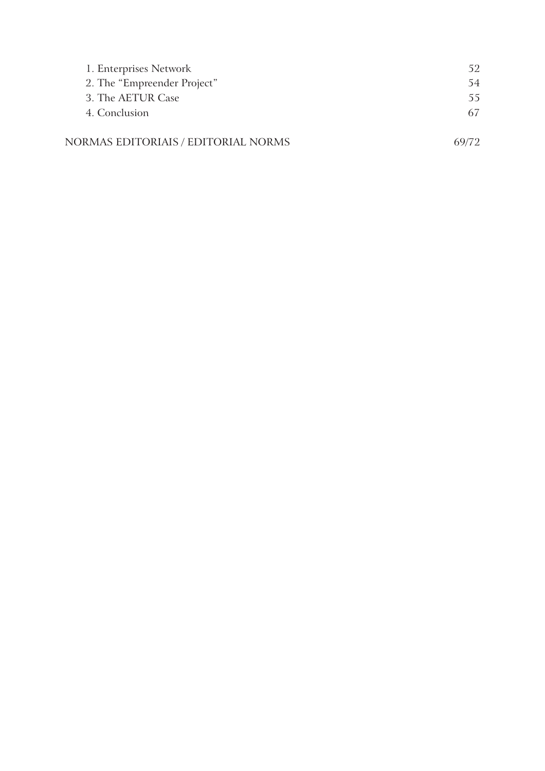1. Enterprises Network 52
2. The "Empreender Project" 54
3. The AETUR Case 55
4. Conclusion 67

NORMAS EDITORIAIS / EDITORIAL NORMS 69/72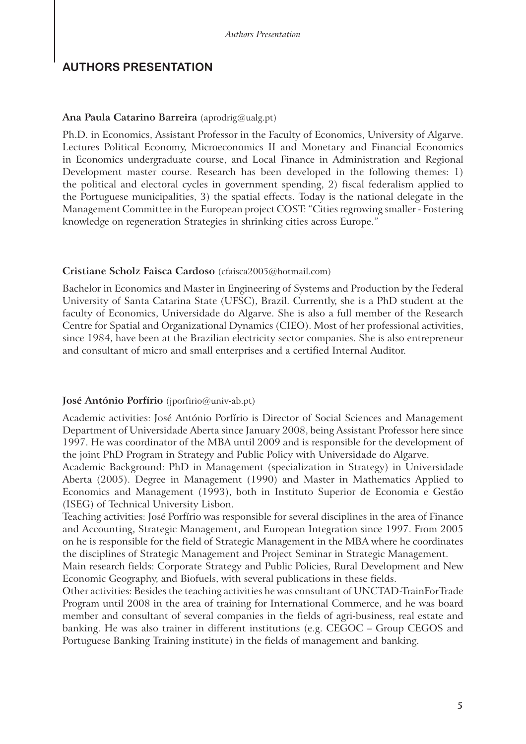# AUTHORS PRESENTATION

**Ana Paula Catarino Barreira** (aprodrig@ualg.pt)

Ph.D. in Economics, Assistant Professor in the Faculty of Economics, University of Algarve. Lectures Political Economy, Microeconomics II and Monetary and Financial Economics in Economics undergraduate course, and Local Finance in Administration and Regional Development master course. Research has been developed in the following themes: 1) the political and electoral cycles in government spending, 2) fiscal federalism applied to the Portuguese municipalities, 3) the spatial effects. Today is the national delegate in the Management Committee in the European project COST: "Cities regrowing smaller - Fostering knowledge on regeneration Strategies in shrinking cities across Europe."

**Cristiane Scholz Faisca Cardoso** (cfaisca2005@hotmail.com)

Bachelor in Economics and Master in Engineering of Systems and Production by the Federal University of Santa Catarina State (UFSC), Brazil. Currently, she is a PhD student at the faculty of Economics, Universidade do Algarve. She is also a full member of the Research Centre for Spatial and Organizational Dynamics (CIEO). Most of her professional activities, since 1984, have been at the Brazilian electricity sector companies. She is also entrepreneur and consultant of micro and small enterprises and a certified Internal Auditor.

**José António Porfírio** (jporfirio@univ-ab.pt)

Academic activities: José António Porfírio is Director of Social Sciences and Management Department of Universidade Aberta since January 2008, being Assistant Professor here since 1997. He was coordinator of the MBA until 2009 and is responsible for the development of the joint PhD Program in Strategy and Public Policy with Universidade do Algarve.

Academic Background: PhD in Management (specialization in Strategy) in Universidade Aberta (2005). Degree in Management (1990) and Master in Mathematics Applied to Economics and Management (1993), both in Instituto Superior de Economia e Gestão (ISEG) of Technical University Lisbon.

Teaching activities: José Porfírio was responsible for several disciplines in the area of Finance and Accounting, Strategic Management, and European Integration since 1997. From 2005 on he is responsible for the field of Strategic Management in the MBA where he coordinates the disciplines of Strategic Management and Project Seminar in Strategic Management.

Main research fields: Corporate Strategy and Public Policies, Rural Development and New Economic Geography, and Biofuels, with several publications in these fields.

Other activities: Besides the teaching activities he was consultant of UNCTAD-TrainForTrade Program until 2008 in the area of training for International Commerce, and he was board member and consultant of several companies in the fields of agri-business, real estate and banking. He was also trainer in different institutions (e.g. CEGOC – Group CEGOS and Portuguese Banking Training institute) in the fields of management and banking.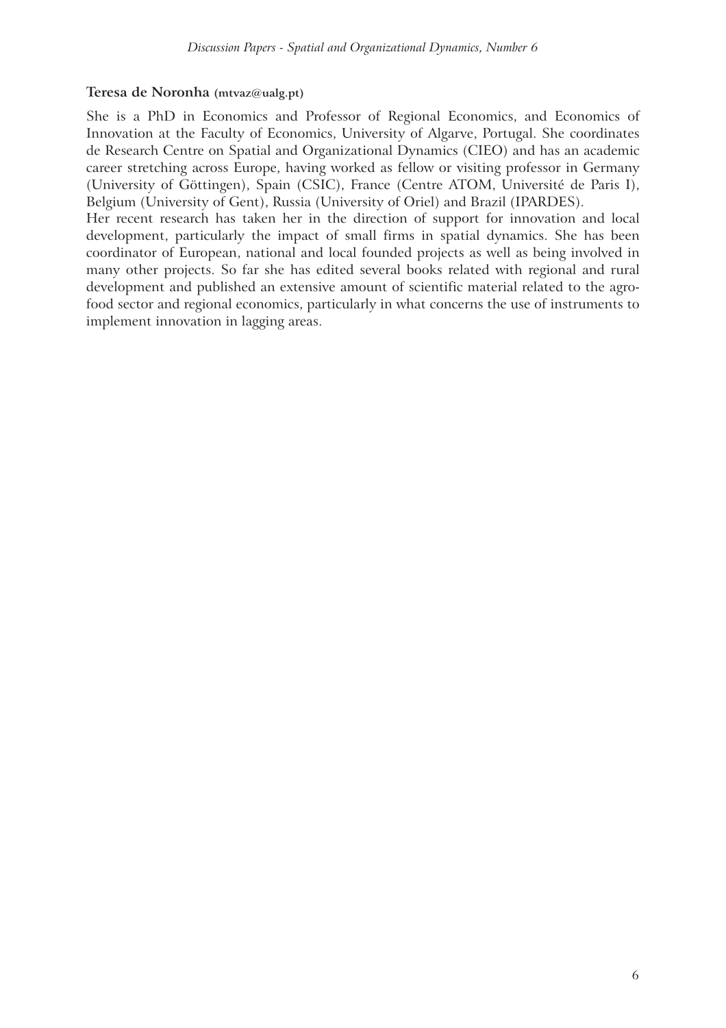**Teresa de Noronha** (mtvaz@ualg.pt)

She is a PhD in Economics and Professor of Regional Economics, and Economics of Innovation at the Faculty of Economics, University of Algarve, Portugal. She coordinates de Research Centre on Spatial and Organizational Dynamics (CIEO) and has an academic career stretching across Europe, having worked as fellow or visiting professor in Germany (University of Göttingen), Spain (CSIC), France (Centre ATOM, Université de Paris I), Belgium (University of Gent), Russia (University of Oriel) and Brazil (IPARDES).

Her recent research has taken her in the direction of support for innovation and local development, particularly the impact of small firms in spatial dynamics. She has been coordinator of European, national and local founded projects as well as being involved in many other projects. So far she has edited several books related with regional and rural development and published an extensive amount of scientific material related to the agro-food sector and regional economics, particularly in what concerns the use of instruments to implement innovation in lagging areas.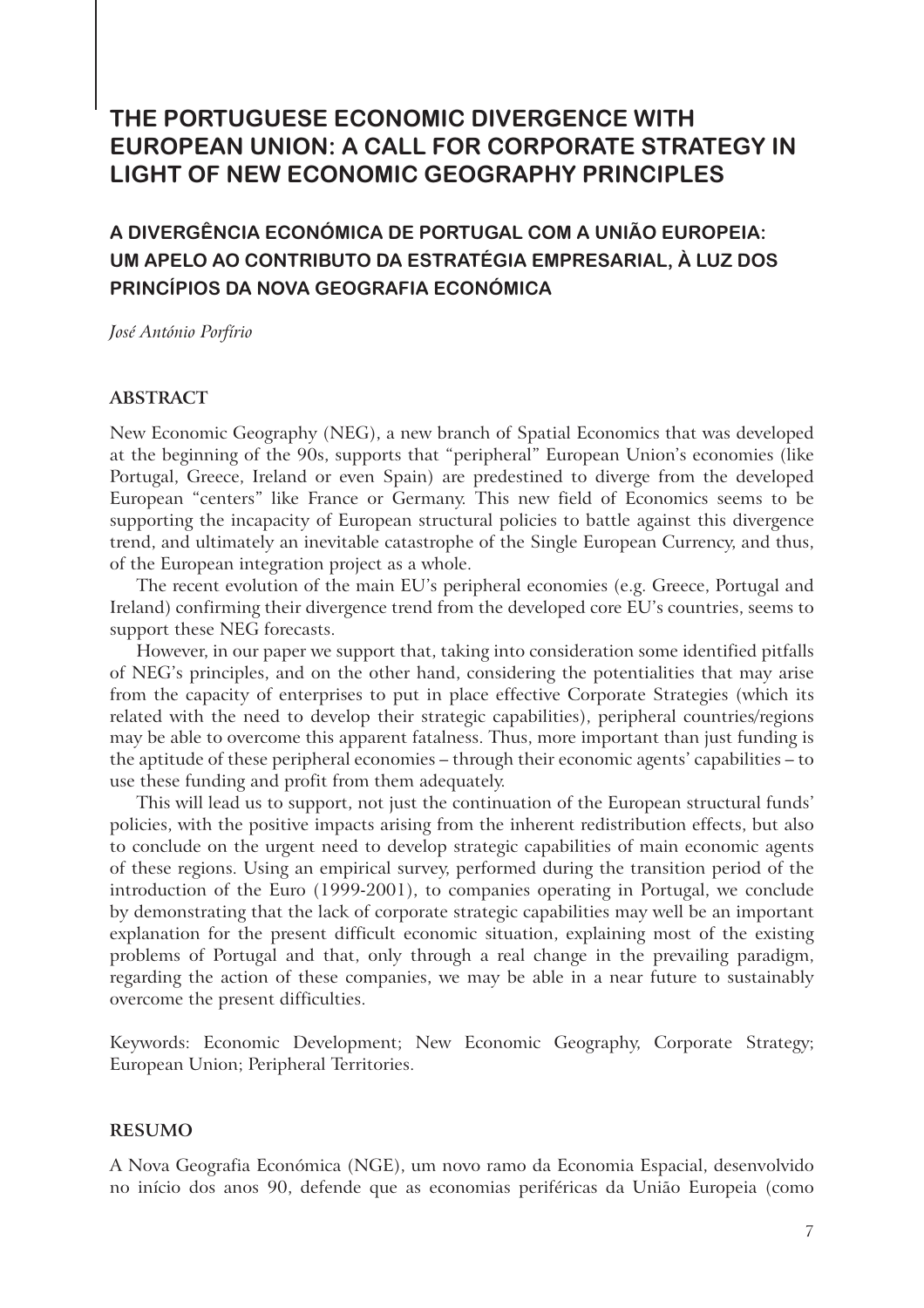# THE PORTUGUESE ECONOMIC DIVERGENCE WITH EUROPEAN UNION: A CALL FOR CORPORATE STRATEGY IN LIGHT OF NEW ECONOMIC GEOGRAPHY PRINCIPLES

## A DIVERGÊNCIA ECONÓMICA DE PORTUGAL COM A UNIÃO EUROPEIA: UM APELO AO CONTRIBUTO DA ESTRATÉGIA EMPRESARIAL, À LUZ DOS PRINCÍPIOS DA NOVA GEOGRAFIA ECONÓMICA

*José António Porfírio*

### ABSTRACT

New Economic Geography (NEG), a new branch of Spatial Economics that was developed at the beginning of the 90s, supports that "peripheral" European Union's economies (like Portugal, Greece, Ireland or even Spain) are predestined to diverge from the developed European "centers" like France or Germany. This new field of Economics seems to be supporting the incapacity of European structural policies to battle against this divergence trend, and ultimately an inevitable catastrophe of the Single European Currency, and thus, of the European integration project as a whole.

The recent evolution of the main EU's peripheral economies (e.g. Greece, Portugal and Ireland) confirming their divergence trend from the developed core EU's countries, seems to support these NEG forecasts.

However, in our paper we support that, taking into consideration some identified pitfalls of NEG's principles, and on the other hand, considering the potentialities that may arise from the capacity of enterprises to put in place effective Corporate Strategies (which its related with the need to develop their strategic capabilities), peripheral countries/regions may be able to overcome this apparent fatalness. Thus, more important than just funding is the aptitude of these peripheral economies – through their economic agents' capabilities – to use these funding and profit from them adequately.

This will lead us to support, not just the continuation of the European structural funds' policies, with the positive impacts arising from the inherent redistribution effects, but also to conclude on the urgent need to develop strategic capabilities of main economic agents of these regions. Using an empirical survey, performed during the transition period of the introduction of the Euro (1999-2001), to companies operating in Portugal, we conclude by demonstrating that the lack of corporate strategic capabilities may well be an important explanation for the present difficult economic situation, explaining most of the existing problems of Portugal and that, only through a real change in the prevailing paradigm, regarding the action of these companies, we may be able in a near future to sustainably overcome the present difficulties.

Keywords: Economic Development; New Economic Geography, Corporate Strategy; European Union; Peripheral Territories.

### RESUMO

A Nova Geografia Económica (NGE), um novo ramo da Economia Espacial, desenvolvido no início dos anos 90, defende que as economias periféricas da União Europeia (como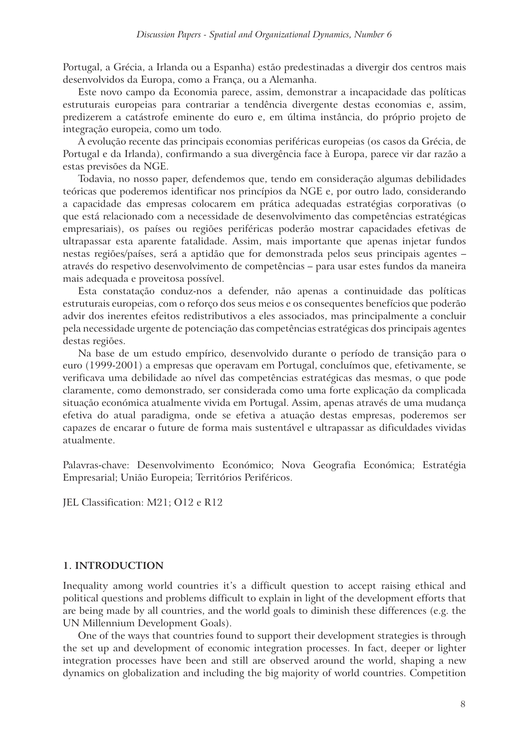Portugal, a Grécia, a Irlanda ou a Espanha) estão predestinadas a divergir dos centros mais desenvolvidos da Europa, como a França, ou a Alemanha.

Este novo campo da Economia parece, assim, demonstrar a incapacidade das políticas estruturais europeias para contrariar a tendência divergente destas economias e, assim, predizerem a catástrofe eminente do euro e, em última instância, do próprio projeto de integração europeia, como um todo.

A evolução recente das principais economias periféricas europeias (os casos da Grécia, de Portugal e da Irlanda), confirmando a sua divergência face à Europa, parece vir dar razão a estas previsões da NGE.

Todavia, no nosso paper, defendemos que, tendo em consideração algumas debilidades teóricas que poderemos identificar nos princípios da NGE e, por outro lado, considerando a capacidade das empresas colocarem em prática adequadas estratégias corporativas (o que está relacionado com a necessidade de desenvolvimento das competências estratégicas empresariais), os países ou regiões periféricas poderão mostrar capacidades efetivas de ultrapassar esta aparente fatalidade. Assim, mais importante que apenas injetar fundos nestas regiões/países, será a aptidão que for demonstrada pelos seus principais agentes – através do respetivo desenvolvimento de competências – para usar estes fundos da maneira mais adequada e proveitosa possível.

Esta constatação conduz-nos a defender, não apenas a continuidade das políticas estruturais europeias, com o reforço dos seus meios e os consequentes benefícios que poderão advir dos inerentes efeitos redistributivos a eles associados, mas principalmente a concluir pela necessidade urgente de potenciação das competências estratégicas dos principais agentes destas regiões.

Na base de um estudo empírico, desenvolvido durante o período de transição para o euro (1999-2001) a empresas que operavam em Portugal, concluímos que, efetivamente, se verificava uma debilidade ao nível das competências estratégicas das mesmas, o que pode claramente, como demonstrado, ser considerada como uma forte explicação da complicada situação económica atualmente vivida em Portugal. Assim, apenas através de uma mudança efetiva do atual paradigma, onde se efetiva a atuação destas empresas, poderemos ser capazes de encarar o future de forma mais sustentável e ultrapassar as dificuldades vividas atualmente.

Palavras-chave: Desenvolvimento Económico; Nova Geografia Económica; Estratégia Empresarial; União Europeia; Territórios Periféricos.

JEL Classification: M21; O12 e R12

## 1. INTRODUCTION

Inequality among world countries it's a difficult question to accept raising ethical and political questions and problems difficult to explain in light of the development efforts that are being made by all countries, and the world goals to diminish these differences (e.g. the UN Millennium Development Goals).

One of the ways that countries found to support their development strategies is through the set up and development of economic integration processes. In fact, deeper or lighter integration processes have been and still are observed around the world, shaping a new dynamics on globalization and including the big majority of world countries. Competition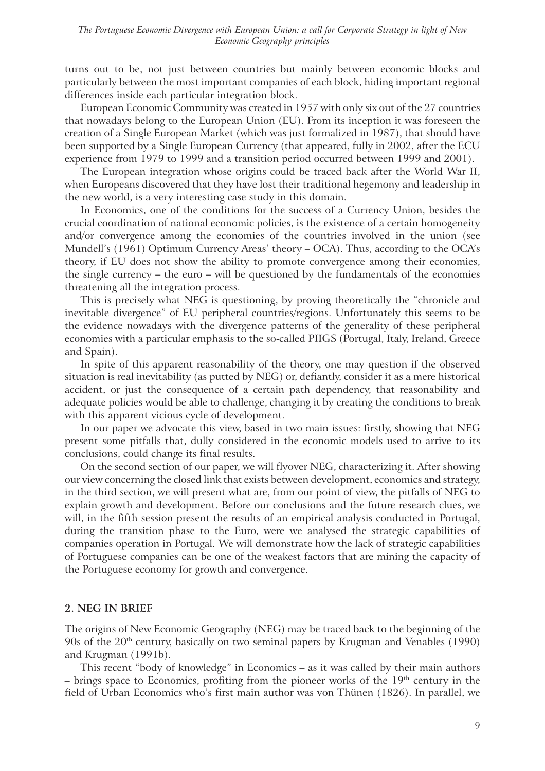turns out to be, not just between countries but mainly between economic blocks and particularly between the most important companies of each block, hiding important regional differences inside each particular integration block.

European Economic Community was created in 1957 with only six out of the 27 countries that nowadays belong to the European Union (EU). From its inception it was foreseen the creation of a Single European Market (which was just formalized in 1987), that should have been supported by a Single European Currency (that appeared, fully in 2002, after the ECU experience from 1979 to 1999 and a transition period occurred between 1999 and 2001).

The European integration whose origins could be traced back after the World War II, when Europeans discovered that they have lost their traditional hegemony and leadership in the new world, is a very interesting case study in this domain.

In Economics, one of the conditions for the success of a Currency Union, besides the crucial coordination of national economic policies, is the existence of a certain homogeneity and/or convergence among the economies of the countries involved in the union (see Mundell's (1961) Optimum Currency Areas' theory – OCA). Thus, according to the OCA's theory, if EU does not show the ability to promote convergence among their economies, the single currency – the euro – will be questioned by the fundamentals of the economies threatening all the integration process.

This is precisely what NEG is questioning, by proving theoretically the "chronicle and inevitable divergence" of EU peripheral countries/regions. Unfortunately this seems to be the evidence nowadays with the divergence patterns of the generality of these peripheral economies with a particular emphasis to the so-called PIIGS (Portugal, Italy, Ireland, Greece and Spain).

In spite of this apparent reasonability of the theory, one may question if the observed situation is real inevitability (as putted by NEG) or, defiantly, consider it as a mere historical accident, or just the consequence of a certain path dependency, that reasonability and adequate policies would be able to challenge, changing it by creating the conditions to break with this apparent vicious cycle of development.

In our paper we advocate this view, based in two main issues: firstly, showing that NEG present some pitfalls that, dully considered in the economic models used to arrive to its conclusions, could change its final results.

On the second section of our paper, we will flyover NEG, characterizing it. After showing our view concerning the closed link that exists between development, economics and strategy, in the third section, we will present what are, from our point of view, the pitfalls of NEG to explain growth and development. Before our conclusions and the future research clues, we will, in the fifth session present the results of an empirical analysis conducted in Portugal, during the transition phase to the Euro, were we analysed the strategic capabilities of companies operation in Portugal. We will demonstrate how the lack of strategic capabilities of Portuguese companies can be one of the weakest factors that are mining the capacity of the Portuguese economy for growth and convergence.

## 2. NEG IN BRIEF

The origins of New Economic Geography (NEG) may be traced back to the beginning of the 90s of the 20th century, basically on two seminal papers by Krugman and Venables (1990) and Krugman (1991b).

This recent "body of knowledge" in Economics – as it was called by their main authors – brings space to Economics, profiting from the pioneer works of the 19th century in the field of Urban Economics who's first main author was von Thünen (1826). In parallel, we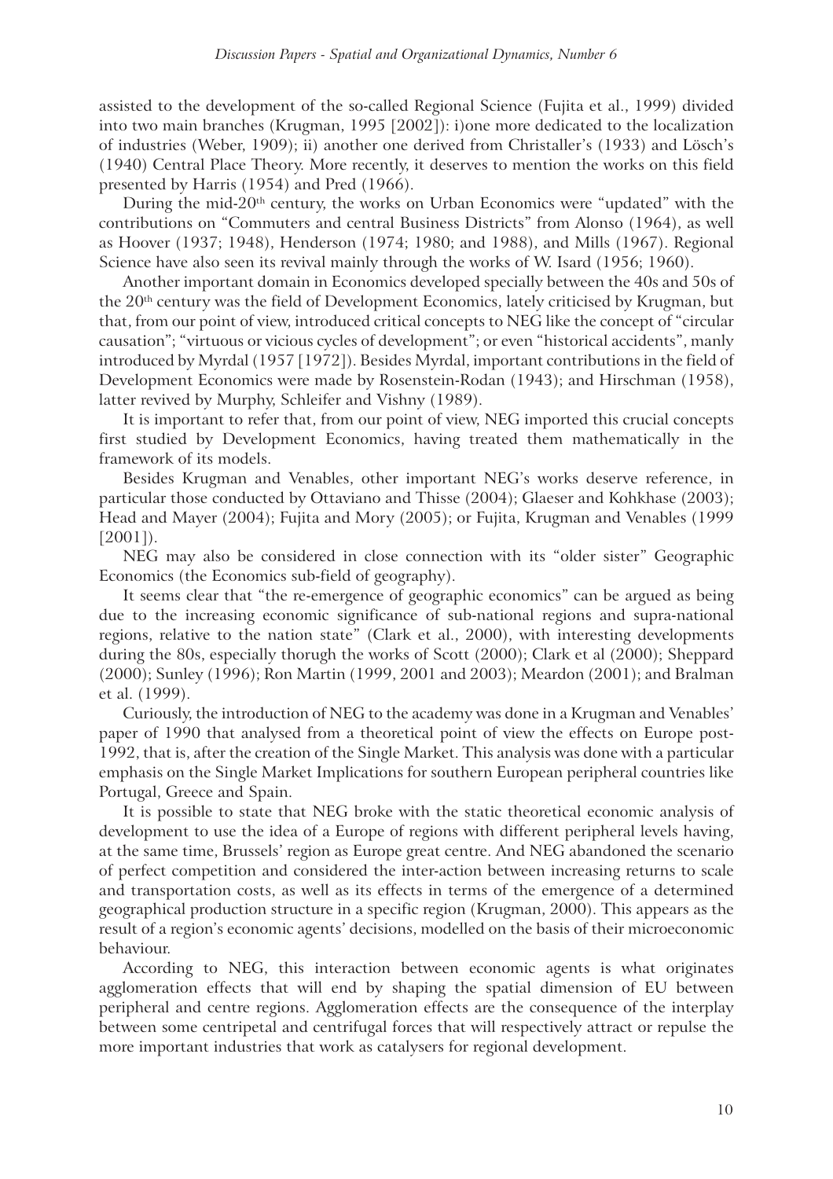assisted to the development of the so-called Regional Science (Fujita et al., 1999) divided into two main branches (Krugman, 1995 [2002]): i)one more dedicated to the localization of industries (Weber, 1909); ii) another one derived from Christaller's (1933) and Lösch's (1940) Central Place Theory. More recently, it deserves to mention the works on this field presented by Harris (1954) and Pred (1966).

During the mid-20th century, the works on Urban Economics were "updated" with the contributions on "Commuters and central Business Districts" from Alonso (1964), as well as Hoover (1937; 1948), Henderson (1974; 1980; and 1988), and Mills (1967). Regional Science have also seen its revival mainly through the works of W. Isard (1956; 1960).

Another important domain in Economics developed specially between the 40s and 50s of the 20th century was the field of Development Economics, lately criticised by Krugman, but that, from our point of view, introduced critical concepts to NEG like the concept of "circular causation"; "virtuous or vicious cycles of development"; or even "historical accidents", manly introduced by Myrdal (1957 [1972]). Besides Myrdal, important contributions in the field of Development Economics were made by Rosenstein-Rodan (1943); and Hirschman (1958), latter revived by Murphy, Schleifer and Vishny (1989).

It is important to refer that, from our point of view, NEG imported this crucial concepts first studied by Development Economics, having treated them mathematically in the framework of its models.

Besides Krugman and Venables, other important NEG's works deserve reference, in particular those conducted by Ottaviano and Thisse (2004); Glaeser and Kohkhase (2003); Head and Mayer (2004); Fujita and Mory (2005); or Fujita, Krugman and Venables (1999 [2001]).

NEG may also be considered in close connection with its "older sister" Geographic Economics (the Economics sub-field of geography).

It seems clear that "the re-emergence of geographic economics" can be argued as being due to the increasing economic significance of sub-national regions and supra-national regions, relative to the nation state" (Clark et al., 2000), with interesting developments during the 80s, especially thorugh the works of Scott (2000); Clark et al (2000); Sheppard (2000); Sunley (1996); Ron Martin (1999, 2001 and 2003); Meardon (2001); and Bralman et al. (1999).

Curiously, the introduction of NEG to the academy was done in a Krugman and Venables' paper of 1990 that analysed from a theoretical point of view the effects on Europe post-1992, that is, after the creation of the Single Market. This analysis was done with a particular emphasis on the Single Market Implications for southern European peripheral countries like Portugal, Greece and Spain.

It is possible to state that NEG broke with the static theoretical economic analysis of development to use the idea of a Europe of regions with different peripheral levels having, at the same time, Brussels' region as Europe great centre. And NEG abandoned the scenario of perfect competition and considered the inter-action between increasing returns to scale and transportation costs, as well as its effects in terms of the emergence of a determined geographical production structure in a specific region (Krugman, 2000). This appears as the result of a region's economic agents' decisions, modelled on the basis of their microeconomic behaviour.

According to NEG, this interaction between economic agents is what originates agglomeration effects that will end by shaping the spatial dimension of EU between peripheral and centre regions. Agglomeration effects are the consequence of the interplay between some centripetal and centrifugal forces that will respectively attract or repulse the more important industries that work as catalysers for regional development.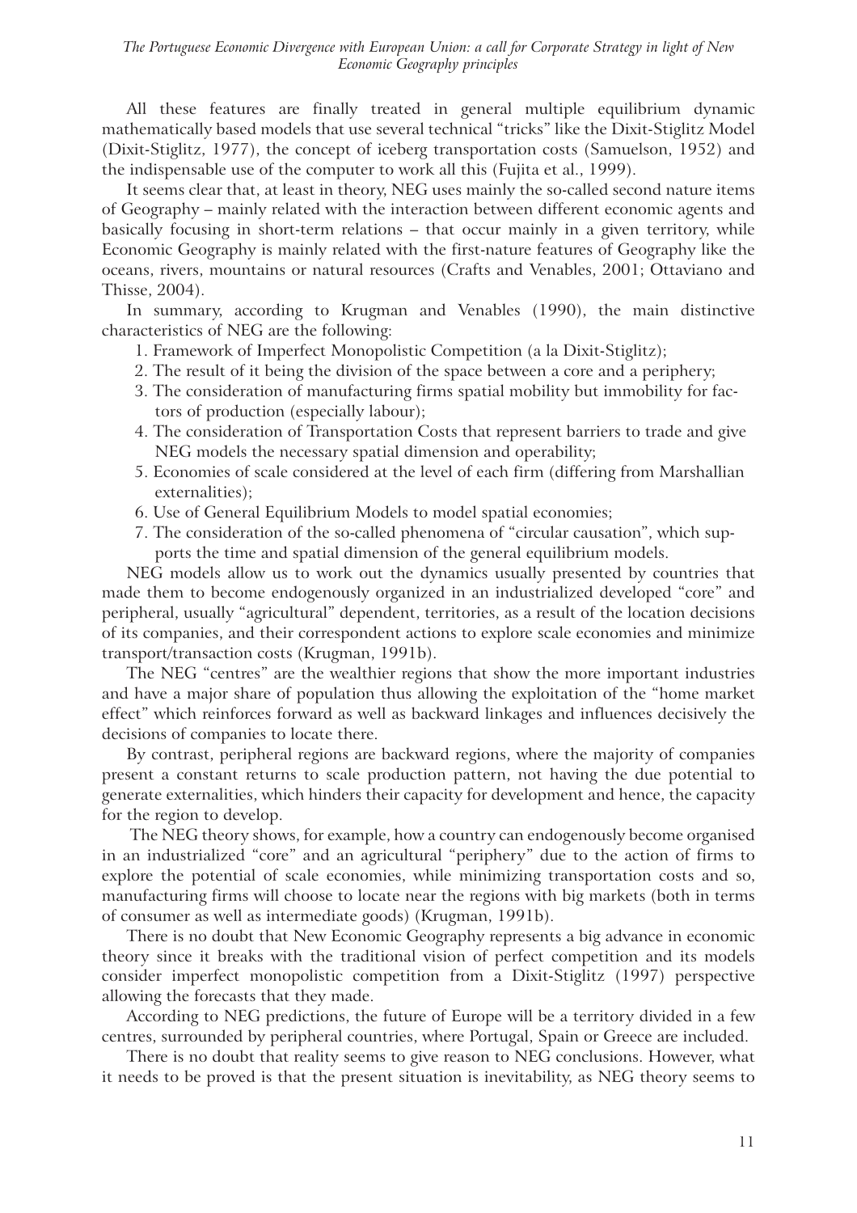All these features are finally treated in general multiple equilibrium dynamic mathematically based models that use several technical "tricks" like the Dixit-Stiglitz Model (Dixit-Stiglitz, 1977), the concept of iceberg transportation costs (Samuelson, 1952) and the indispensable use of the computer to work all this (Fujita et al., 1999).

It seems clear that, at least in theory, NEG uses mainly the so-called second nature items of Geography – mainly related with the interaction between different economic agents and basically focusing in short-term relations – that occur mainly in a given territory, while Economic Geography is mainly related with the first-nature features of Geography like the oceans, rivers, mountains or natural resources (Crafts and Venables, 2001; Ottaviano and Thisse, 2004).

In summary, according to Krugman and Venables (1990), the main distinctive characteristics of NEG are the following:

1. Framework of Imperfect Monopolistic Competition (a la Dixit-Stiglitz);
2. The result of it being the division of the space between a core and a periphery;
3. The consideration of manufacturing firms spatial mobility but immobility for factors of production (especially labour);
4. The consideration of Transportation Costs that represent barriers to trade and give NEG models the necessary spatial dimension and operability;
5. Economies of scale considered at the level of each firm (differing from Marshallian externalities);
6. Use of General Equilibrium Models to model spatial economies;
7. The consideration of the so-called phenomena of "circular causation", which supports the time and spatial dimension of the general equilibrium models.

NEG models allow us to work out the dynamics usually presented by countries that made them to become endogenously organized in an industrialized developed "core" and peripheral, usually "agricultural" dependent, territories, as a result of the location decisions of its companies, and their correspondent actions to explore scale economies and minimize transport/transaction costs (Krugman, 1991b).

The NEG "centres" are the wealthier regions that show the more important industries and have a major share of population thus allowing the exploitation of the "home market effect" which reinforces forward as well as backward linkages and influences decisively the decisions of companies to locate there.

By contrast, peripheral regions are backward regions, where the majority of companies present a constant returns to scale production pattern, not having the due potential to generate externalities, which hinders their capacity for development and hence, the capacity for the region to develop.

The NEG theory shows, for example, how a country can endogenously become organised in an industrialized "core" and an agricultural "periphery" due to the action of firms to explore the potential of scale economies, while minimizing transportation costs and so, manufacturing firms will choose to locate near the regions with big markets (both in terms of consumer as well as intermediate goods) (Krugman, 1991b).

There is no doubt that New Economic Geography represents a big advance in economic theory since it breaks with the traditional vision of perfect competition and its models consider imperfect monopolistic competition from a Dixit-Stiglitz (1997) perspective allowing the forecasts that they made.

According to NEG predictions, the future of Europe will be a territory divided in a few centres, surrounded by peripheral countries, where Portugal, Spain or Greece are included.

There is no doubt that reality seems to give reason to NEG conclusions. However, what it needs to be proved is that the present situation is inevitability, as NEG theory seems to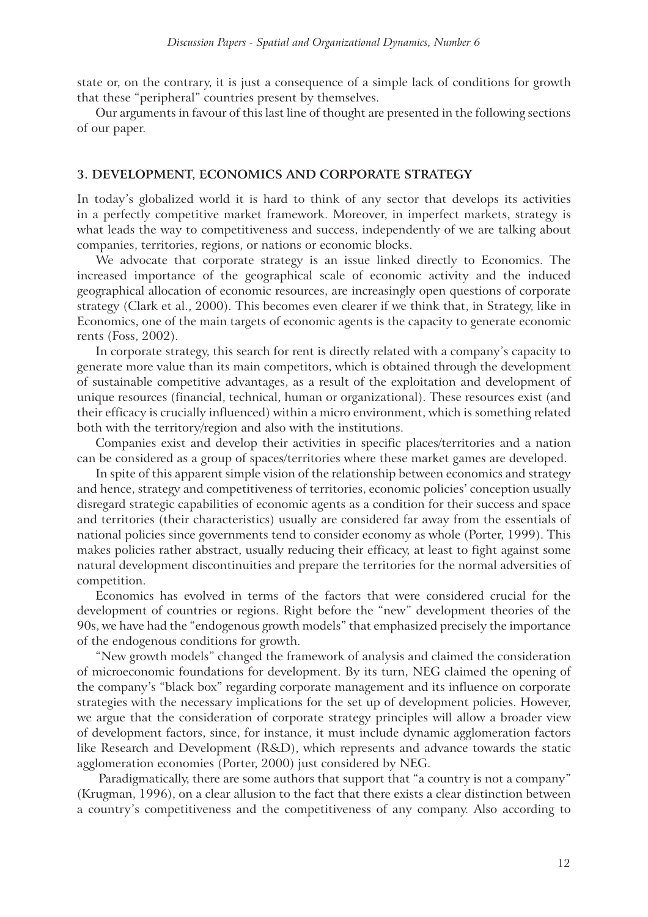state or, on the contrary, it is just a consequence of a simple lack of conditions for growth that these "peripheral" countries present by themselves.

Our arguments in favour of this last line of thought are presented in the following sections of our paper.

## 3. DEVELOPMENT, ECONOMICS AND CORPORATE STRATEGY

In today's globalized world it is hard to think of any sector that develops its activities in a perfectly competitive market framework. Moreover, in imperfect markets, strategy is what leads the way to competitiveness and success, independently of we are talking about companies, territories, regions, or nations or economic blocks.

We advocate that corporate strategy is an issue linked directly to Economics. The increased importance of the geographical scale of economic activity and the induced geographical allocation of economic resources, are increasingly open questions of corporate strategy (Clark et al., 2000). This becomes even clearer if we think that, in Strategy, like in Economics, one of the main targets of economic agents is the capacity to generate economic rents (Foss, 2002).

In corporate strategy, this search for rent is directly related with a company's capacity to generate more value than its main competitors, which is obtained through the development of sustainable competitive advantages, as a result of the exploitation and development of unique resources (financial, technical, human or organizational). These resources exist (and their efficacy is crucially influenced) within a micro environment, which is something related both with the territory/region and also with the institutions.

Companies exist and develop their activities in specific places/territories and a nation can be considered as a group of spaces/territories where these market games are developed.

In spite of this apparent simple vision of the relationship between economics and strategy and hence, strategy and competitiveness of territories, economic policies' conception usually disregard strategic capabilities of economic agents as a condition for their success and space and territories (their characteristics) usually are considered far away from the essentials of national policies since governments tend to consider economy as whole (Porter, 1999). This makes policies rather abstract, usually reducing their efficacy, at least to fight against some natural development discontinuities and prepare the territories for the normal adversities of competition.

Economics has evolved in terms of the factors that were considered crucial for the development of countries or regions. Right before the "new" development theories of the 90s, we have had the "endogenous growth models" that emphasized precisely the importance of the endogenous conditions for growth.

"New growth models" changed the framework of analysis and claimed the consideration of microeconomic foundations for development. By its turn, NEG claimed the opening of the company's "black box" regarding corporate management and its influence on corporate strategies with the necessary implications for the set up of development policies. However, we argue that the consideration of corporate strategy principles will allow a broader view of development factors, since, for instance, it must include dynamic agglomeration factors like Research and Development (R&D), which represents and advance towards the static agglomeration economies (Porter, 2000) just considered by NEG.

Paradigmatically, there are some authors that support that "a country is not a company" (Krugman, 1996), on a clear allusion to the fact that there exists a clear distinction between a country's competitiveness and the competitiveness of any company. Also according to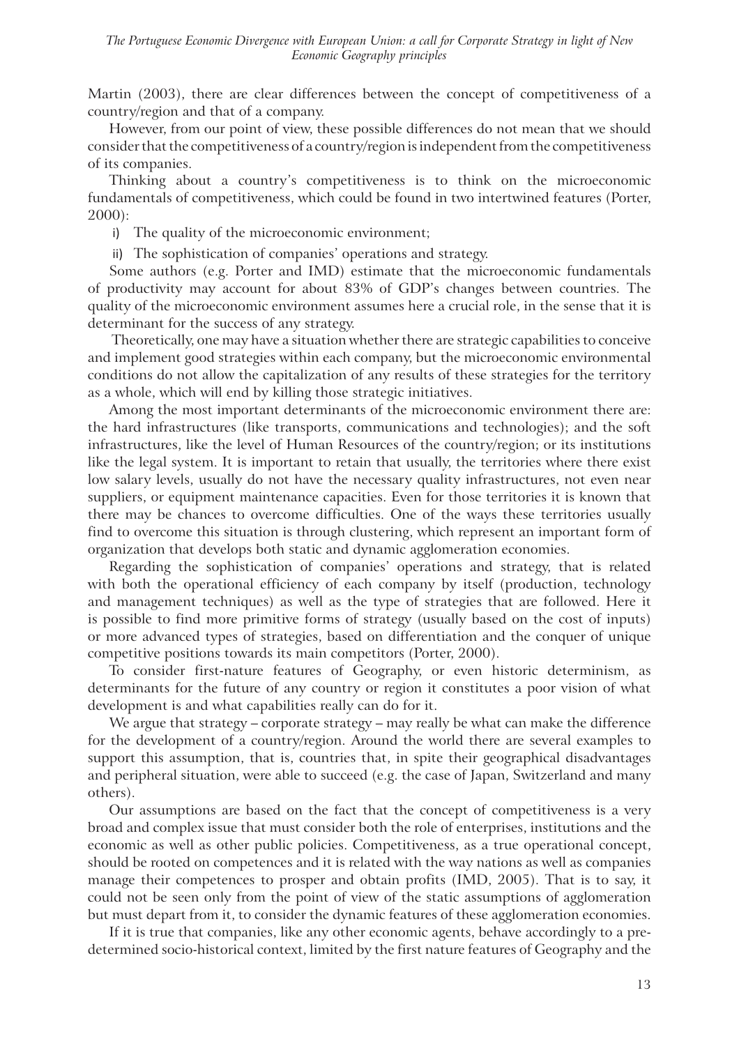Martin (2003), there are clear differences between the concept of competitiveness of a country/region and that of a company.

However, from our point of view, these possible differences do not mean that we should consider that the competitiveness of a country/region is independent from the competitiveness of its companies.

Thinking about a country's competitiveness is to think on the microeconomic fundamentals of competitiveness, which could be found in two intertwined features (Porter, 2000):

i) The quality of the microeconomic environment;

ii) The sophistication of companies' operations and strategy.

Some authors (e.g. Porter and IMD) estimate that the microeconomic fundamentals of productivity may account for about 83% of GDP's changes between countries. The quality of the microeconomic environment assumes here a crucial role, in the sense that it is determinant for the success of any strategy.

Theoretically, one may have a situation whether there are strategic capabilities to conceive and implement good strategies within each company, but the microeconomic environmental conditions do not allow the capitalization of any results of these strategies for the territory as a whole, which will end by killing those strategic initiatives.

Among the most important determinants of the microeconomic environment there are: the hard infrastructures (like transports, communications and technologies); and the soft infrastructures, like the level of Human Resources of the country/region; or its institutions like the legal system. It is important to retain that usually, the territories where there exist low salary levels, usually do not have the necessary quality infrastructures, not even near suppliers, or equipment maintenance capacities. Even for those territories it is known that there may be chances to overcome difficulties. One of the ways these territories usually find to overcome this situation is through clustering, which represent an important form of organization that develops both static and dynamic agglomeration economies.

Regarding the sophistication of companies' operations and strategy, that is related with both the operational efficiency of each company by itself (production, technology and management techniques) as well as the type of strategies that are followed. Here it is possible to find more primitive forms of strategy (usually based on the cost of inputs) or more advanced types of strategies, based on differentiation and the conquer of unique competitive positions towards its main competitors (Porter, 2000).

To consider first-nature features of Geography, or even historic determinism, as determinants for the future of any country or region it constitutes a poor vision of what development is and what capabilities really can do for it.

We argue that strategy – corporate strategy – may really be what can make the difference for the development of a country/region. Around the world there are several examples to support this assumption, that is, countries that, in spite their geographical disadvantages and peripheral situation, were able to succeed (e.g. the case of Japan, Switzerland and many others).

Our assumptions are based on the fact that the concept of competitiveness is a very broad and complex issue that must consider both the role of enterprises, institutions and the economic as well as other public policies. Competitiveness, as a true operational concept, should be rooted on competences and it is related with the way nations as well as companies manage their competences to prosper and obtain profits (IMD, 2005). That is to say, it could not be seen only from the point of view of the static assumptions of agglomeration but must depart from it, to consider the dynamic features of these agglomeration economies.

If it is true that companies, like any other economic agents, behave accordingly to a pre-determined socio-historical context, limited by the first nature features of Geography and the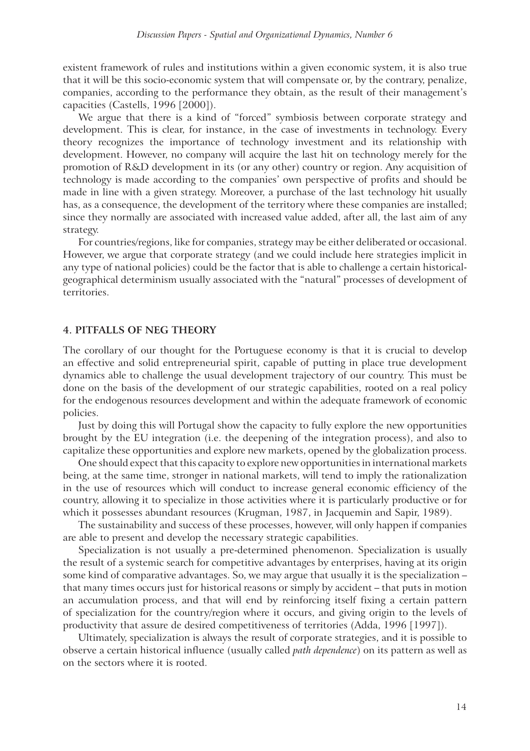existent framework of rules and institutions within a given economic system, it is also true that it will be this socio-economic system that will compensate or, by the contrary, penalize, companies, according to the performance they obtain, as the result of their management's capacities (Castells, 1996 [2000]).

We argue that there is a kind of "forced" symbiosis between corporate strategy and development. This is clear, for instance, in the case of investments in technology. Every theory recognizes the importance of technology investment and its relationship with development. However, no company will acquire the last hit on technology merely for the promotion of R&D development in its (or any other) country or region. Any acquisition of technology is made according to the companies' own perspective of profits and should be made in line with a given strategy. Moreover, a purchase of the last technology hit usually has, as a consequence, the development of the territory where these companies are installed; since they normally are associated with increased value added, after all, the last aim of any strategy.

For countries/regions, like for companies, strategy may be either deliberated or occasional. However, we argue that corporate strategy (and we could include here strategies implicit in any type of national policies) could be the factor that is able to challenge a certain historical-geographical determinism usually associated with the "natural" processes of development of territories.

## 4. PITFALLS OF NEG THEORY

The corollary of our thought for the Portuguese economy is that it is crucial to develop an effective and solid entrepreneurial spirit, capable of putting in place true development dynamics able to challenge the usual development trajectory of our country. This must be done on the basis of the development of our strategic capabilities, rooted on a real policy for the endogenous resources development and within the adequate framework of economic policies.

Just by doing this will Portugal show the capacity to fully explore the new opportunities brought by the EU integration (i.e. the deepening of the integration process), and also to capitalize these opportunities and explore new markets, opened by the globalization process.

One should expect that this capacity to explore new opportunities in international markets being, at the same time, stronger in national markets, will tend to imply the rationalization in the use of resources which will conduct to increase general economic efficiency of the country, allowing it to specialize in those activities where it is particularly productive or for which it possesses abundant resources (Krugman, 1987, in Jacquemin and Sapir, 1989).

The sustainability and success of these processes, however, will only happen if companies are able to present and develop the necessary strategic capabilities.

Specialization is not usually a pre-determined phenomenon. Specialization is usually the result of a systemic search for competitive advantages by enterprises, having at its origin some kind of comparative advantages. So, we may argue that usually it is the specialization – that many times occurs just for historical reasons or simply by accident – that puts in motion an accumulation process, and that will end by reinforcing itself fixing a certain pattern of specialization for the country/region where it occurs, and giving origin to the levels of productivity that assure de desired competitiveness of territories (Adda, 1996 [1997]).

Ultimately, specialization is always the result of corporate strategies, and it is possible to observe a certain historical influence (usually called *path dependence*) on its pattern as well as on the sectors where it is rooted.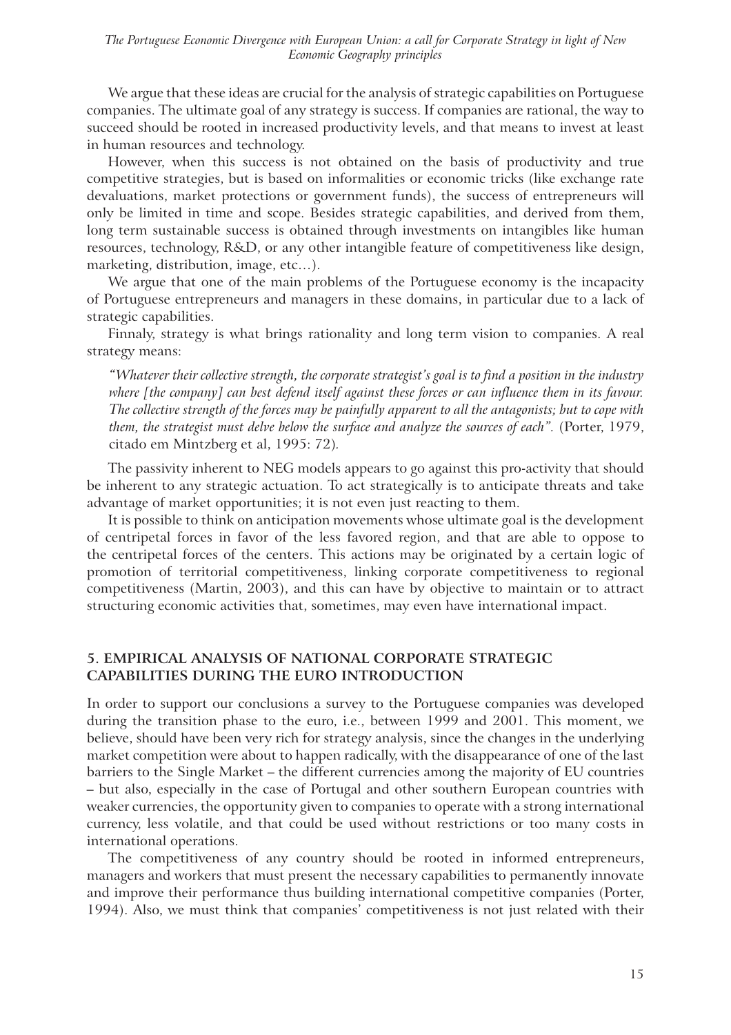We argue that these ideas are crucial for the analysis of strategic capabilities on Portuguese companies. The ultimate goal of any strategy is success. If companies are rational, the way to succeed should be rooted in increased productivity levels, and that means to invest at least in human resources and technology.

However, when this success is not obtained on the basis of productivity and true competitive strategies, but is based on informalities or economic tricks (like exchange rate devaluations, market protections or government funds), the success of entrepreneurs will only be limited in time and scope. Besides strategic capabilities, and derived from them, long term sustainable success is obtained through investments on intangibles like human resources, technology, R&D, or any other intangible feature of competitiveness like design, marketing, distribution, image, etc…).

We argue that one of the main problems of the Portuguese economy is the incapacity of Portuguese entrepreneurs and managers in these domains, in particular due to a lack of strategic capabilities.

Finnaly, strategy is what brings rationality and long term vision to companies. A real strategy means:

> *"Whatever their collective strength, the corporate strategist's goal is to find a position in the industry where [the company] can best defend itself against these forces or can influence them in its favour. The collective strength of the forces may be painfully apparent to all the antagonists; but to cope with them, the strategist must delve below the surface and analyze the sources of each".* (Porter, 1979, citado em Mintzberg et al, 1995: 72).

The passivity inherent to NEG models appears to go against this pro-activity that should be inherent to any strategic actuation. To act strategically is to anticipate threats and take advantage of market opportunities; it is not even just reacting to them.

It is possible to think on anticipation movements whose ultimate goal is the development of centripetal forces in favor of the less favored region, and that are able to oppose to the centripetal forces of the centers. This actions may be originated by a certain logic of promotion of territorial competitiveness, linking corporate competitiveness to regional competitiveness (Martin, 2003), and this can have by objective to maintain or to attract structuring economic activities that, sometimes, may even have international impact.

## 5. EMPIRICAL ANALYSIS OF NATIONAL CORPORATE STRATEGIC CAPABILITIES DURING THE EURO INTRODUCTION

In order to support our conclusions a survey to the Portuguese companies was developed during the transition phase to the euro, i.e., between 1999 and 2001. This moment, we believe, should have been very rich for strategy analysis, since the changes in the underlying market competition were about to happen radically, with the disappearance of one of the last barriers to the Single Market – the different currencies among the majority of EU countries – but also, especially in the case of Portugal and other southern European countries with weaker currencies, the opportunity given to companies to operate with a strong international currency, less volatile, and that could be used without restrictions or too many costs in international operations.

The competitiveness of any country should be rooted in informed entrepreneurs, managers and workers that must present the necessary capabilities to permanently innovate and improve their performance thus building international competitive companies (Porter, 1994). Also, we must think that companies' competitiveness is not just related with their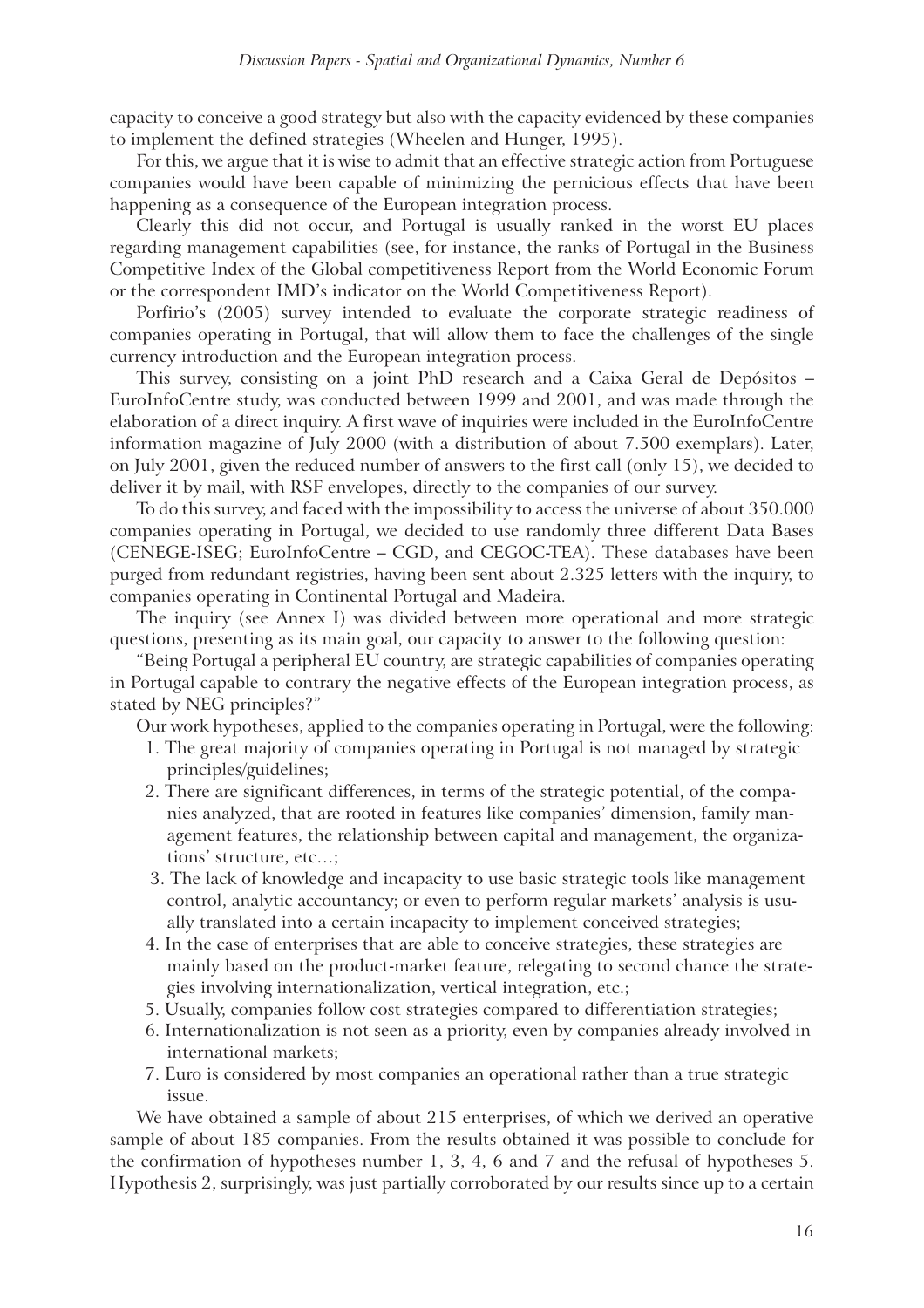capacity to conceive a good strategy but also with the capacity evidenced by these companies to implement the defined strategies (Wheelen and Hunger, 1995).

For this, we argue that it is wise to admit that an effective strategic action from Portuguese companies would have been capable of minimizing the pernicious effects that have been happening as a consequence of the European integration process.

Clearly this did not occur, and Portugal is usually ranked in the worst EU places regarding management capabilities (see, for instance, the ranks of Portugal in the Business Competitive Index of the Global competitiveness Report from the World Economic Forum or the correspondent IMD's indicator on the World Competitiveness Report).

Porfirio's (2005) survey intended to evaluate the corporate strategic readiness of companies operating in Portugal, that will allow them to face the challenges of the single currency introduction and the European integration process.

This survey, consisting on a joint PhD research and a Caixa Geral de Depósitos – EuroInfoCentre study, was conducted between 1999 and 2001, and was made through the elaboration of a direct inquiry. A first wave of inquiries were included in the EuroInfoCentre information magazine of July 2000 (with a distribution of about 7.500 exemplars). Later, on July 2001, given the reduced number of answers to the first call (only 15), we decided to deliver it by mail, with RSF envelopes, directly to the companies of our survey.

To do this survey, and faced with the impossibility to access the universe of about 350.000 companies operating in Portugal, we decided to use randomly three different Data Bases (CENEGE-ISEG; EuroInfoCentre – CGD, and CEGOC-TEA). These databases have been purged from redundant registries, having been sent about 2.325 letters with the inquiry, to companies operating in Continental Portugal and Madeira.

The inquiry (see Annex I) was divided between more operational and more strategic questions, presenting as its main goal, our capacity to answer to the following question:

"Being Portugal a peripheral EU country, are strategic capabilities of companies operating in Portugal capable to contrary the negative effects of the European integration process, as stated by NEG principles?"

Our work hypotheses, applied to the companies operating in Portugal, were the following:

1. The great majority of companies operating in Portugal is not managed by strategic principles/guidelines;
2. There are significant differences, in terms of the strategic potential, of the companies analyzed, that are rooted in features like companies' dimension, family management features, the relationship between capital and management, the organizations' structure, etc...;
3. The lack of knowledge and incapacity to use basic strategic tools like management control, analytic accountancy; or even to perform regular markets' analysis is usually translated into a certain incapacity to implement conceived strategies;
4. In the case of enterprises that are able to conceive strategies, these strategies are mainly based on the product-market feature, relegating to second chance the strategies involving internationalization, vertical integration, etc.;
5. Usually, companies follow cost strategies compared to differentiation strategies;
6. Internationalization is not seen as a priority, even by companies already involved in international markets;
7. Euro is considered by most companies an operational rather than a true strategic issue.

We have obtained a sample of about 215 enterprises, of which we derived an operative sample of about 185 companies. From the results obtained it was possible to conclude for the confirmation of hypotheses number 1, 3, 4, 6 and 7 and the refusal of hypotheses 5. Hypothesis 2, surprisingly, was just partially corroborated by our results since up to a certain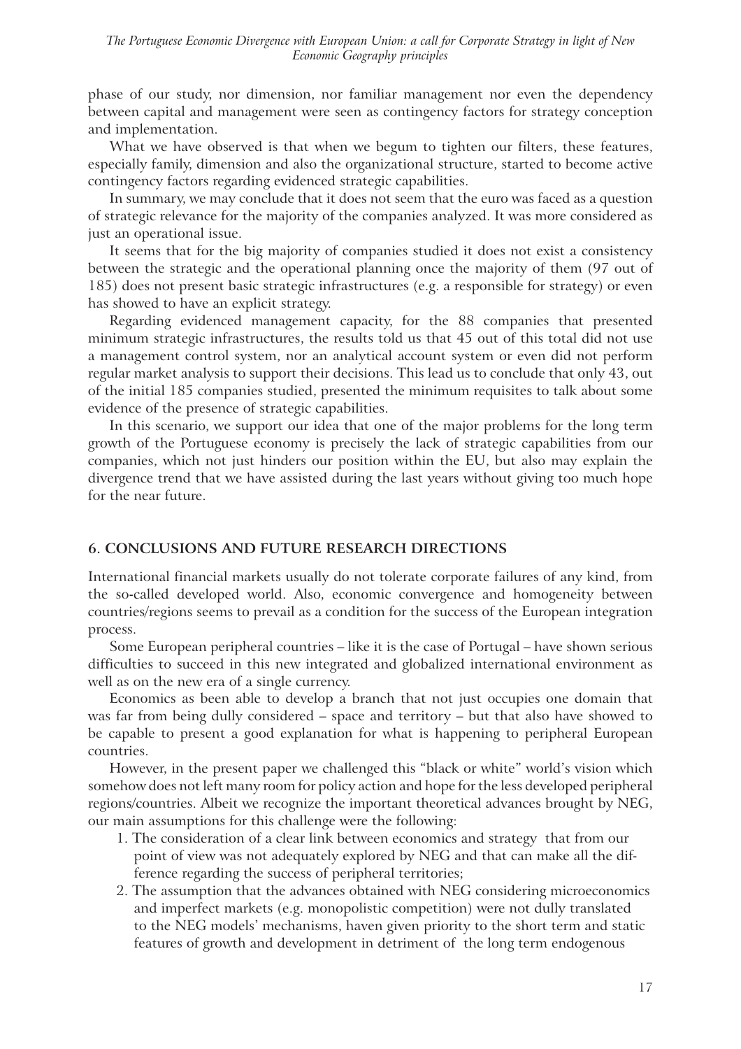phase of our study, nor dimension, nor familiar management nor even the dependency between capital and management were seen as contingency factors for strategy conception and implementation.

What we have observed is that when we begum to tighten our filters, these features, especially family, dimension and also the organizational structure, started to become active contingency factors regarding evidenced strategic capabilities.

In summary, we may conclude that it does not seem that the euro was faced as a question of strategic relevance for the majority of the companies analyzed. It was more considered as just an operational issue.

It seems that for the big majority of companies studied it does not exist a consistency between the strategic and the operational planning once the majority of them (97 out of 185) does not present basic strategic infrastructures (e.g. a responsible for strategy) or even has showed to have an explicit strategy.

Regarding evidenced management capacity, for the 88 companies that presented minimum strategic infrastructures, the results told us that 45 out of this total did not use a management control system, nor an analytical account system or even did not perform regular market analysis to support their decisions. This lead us to conclude that only 43, out of the initial 185 companies studied, presented the minimum requisites to talk about some evidence of the presence of strategic capabilities.

In this scenario, we support our idea that one of the major problems for the long term growth of the Portuguese economy is precisely the lack of strategic capabilities from our companies, which not just hinders our position within the EU, but also may explain the divergence trend that we have assisted during the last years without giving too much hope for the near future.

## 6. CONCLUSIONS AND FUTURE RESEARCH DIRECTIONS

International financial markets usually do not tolerate corporate failures of any kind, from the so-called developed world. Also, economic convergence and homogeneity between countries/regions seems to prevail as a condition for the success of the European integration process.

Some European peripheral countries – like it is the case of Portugal – have shown serious difficulties to succeed in this new integrated and globalized international environment as well as on the new era of a single currency.

Economics as been able to develop a branch that not just occupies one domain that was far from being dully considered – space and territory – but that also have showed to be capable to present a good explanation for what is happening to peripheral European countries.

However, in the present paper we challenged this "black or white" world's vision which somehow does not left many room for policy action and hope for the less developed peripheral regions/countries. Albeit we recognize the important theoretical advances brought by NEG, our main assumptions for this challenge were the following:

1. The consideration of a clear link between economics and strategy that from our point of view was not adequately explored by NEG and that can make all the difference regarding the success of peripheral territories;
2. The assumption that the advances obtained with NEG considering microeconomics and imperfect markets (e.g. monopolistic competition) were not dully translated to the NEG models' mechanisms, haven given priority to the short term and static features of growth and development in detriment of the long term endogenous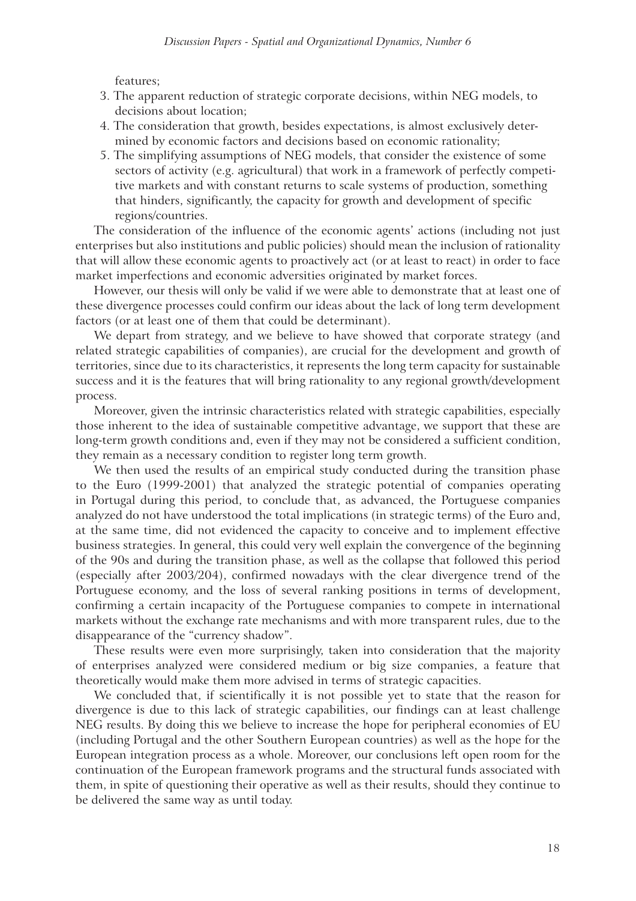features;

3. The apparent reduction of strategic corporate decisions, within NEG models, to decisions about location;
4. The consideration that growth, besides expectations, is almost exclusively determined by economic factors and decisions based on economic rationality;
5. The simplifying assumptions of NEG models, that consider the existence of some sectors of activity (e.g. agricultural) that work in a framework of perfectly competitive markets and with constant returns to scale systems of production, something that hinders, significantly, the capacity for growth and development of specific regions/countries.

The consideration of the influence of the economic agents' actions (including not just enterprises but also institutions and public policies) should mean the inclusion of rationality that will allow these economic agents to proactively act (or at least to react) in order to face market imperfections and economic adversities originated by market forces.

However, our thesis will only be valid if we were able to demonstrate that at least one of these divergence processes could confirm our ideas about the lack of long term development factors (or at least one of them that could be determinant).

We depart from strategy, and we believe to have showed that corporate strategy (and related strategic capabilities of companies), are crucial for the development and growth of territories, since due to its characteristics, it represents the long term capacity for sustainable success and it is the features that will bring rationality to any regional growth/development process.

Moreover, given the intrinsic characteristics related with strategic capabilities, especially those inherent to the idea of sustainable competitive advantage, we support that these are long-term growth conditions and, even if they may not be considered a sufficient condition, they remain as a necessary condition to register long term growth.

We then used the results of an empirical study conducted during the transition phase to the Euro (1999-2001) that analyzed the strategic potential of companies operating in Portugal during this period, to conclude that, as advanced, the Portuguese companies analyzed do not have understood the total implications (in strategic terms) of the Euro and, at the same time, did not evidenced the capacity to conceive and to implement effective business strategies. In general, this could very well explain the convergence of the beginning of the 90s and during the transition phase, as well as the collapse that followed this period (especially after 2003/204), confirmed nowadays with the clear divergence trend of the Portuguese economy, and the loss of several ranking positions in terms of development, confirming a certain incapacity of the Portuguese companies to compete in international markets without the exchange rate mechanisms and with more transparent rules, due to the disappearance of the "currency shadow".

These results were even more surprisingly, taken into consideration that the majority of enterprises analyzed were considered medium or big size companies, a feature that theoretically would make them more advised in terms of strategic capacities.

We concluded that, if scientifically it is not possible yet to state that the reason for divergence is due to this lack of strategic capabilities, our findings can at least challenge NEG results. By doing this we believe to increase the hope for peripheral economies of EU (including Portugal and the other Southern European countries) as well as the hope for the European integration process as a whole. Moreover, our conclusions left open room for the continuation of the European framework programs and the structural funds associated with them, in spite of questioning their operative as well as their results, should they continue to be delivered the same way as until today.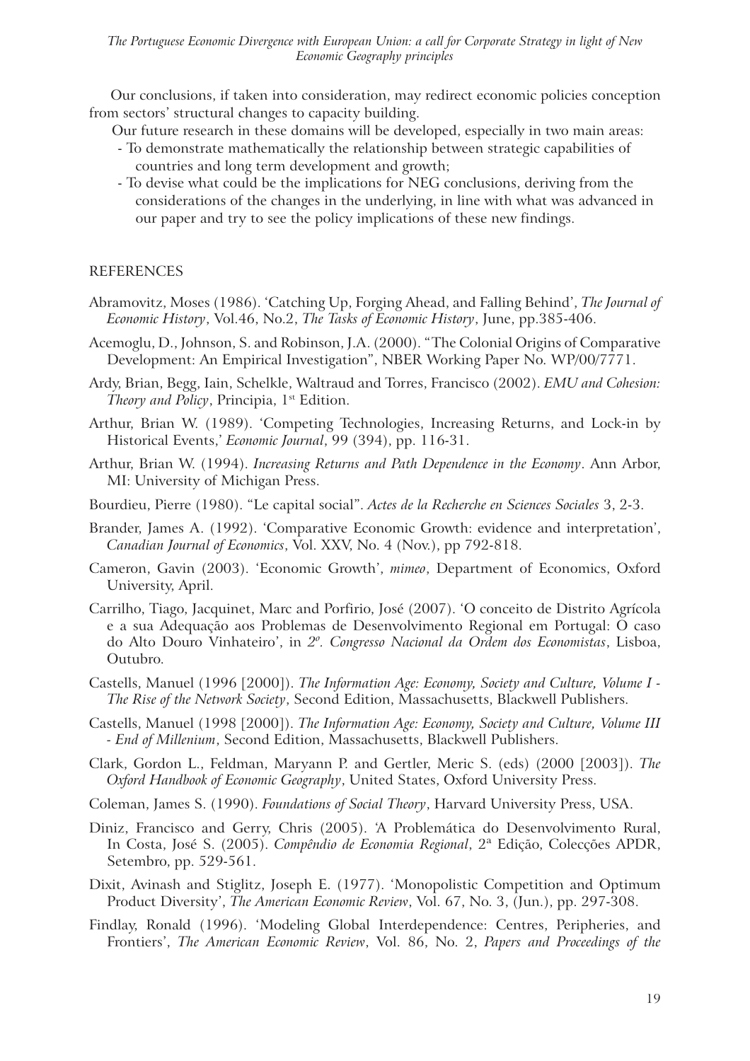Our conclusions, if taken into consideration, may redirect economic policies conception from sectors' structural changes to capacity building.

Our future research in these domains will be developed, especially in two main areas:

- To demonstrate mathematically the relationship between strategic capabilities of countries and long term development and growth;
- To devise what could be the implications for NEG conclusions, deriving from the considerations of the changes in the underlying, in line with what was advanced in our paper and try to see the policy implications of these new findings.

## REFERENCES

Abramovitz, Moses (1986). 'Catching Up, Forging Ahead, and Falling Behind', *The Journal of Economic History*, Vol.46, No.2, *The Tasks of Economic History*, June, pp.385-406.

Acemoglu, D., Johnson, S. and Robinson, J.A. (2000). "The Colonial Origins of Comparative Development: An Empirical Investigation", NBER Working Paper No. WP/00/7771.

Ardy, Brian, Begg, Iain, Schelkle, Waltraud and Torres, Francisco (2002). *EMU and Cohesion: Theory and Policy*, Principia, 1st Edition.

Arthur, Brian W. (1989). 'Competing Technologies, Increasing Returns, and Lock-in by Historical Events,' *Economic Journal*, 99 (394), pp. 116-31.

Arthur, Brian W. (1994). *Increasing Returns and Path Dependence in the Economy*. Ann Arbor, MI: University of Michigan Press.

Bourdieu, Pierre (1980). "Le capital social". *Actes de la Recherche en Sciences Sociales* 3, 2-3.

Brander, James A. (1992). 'Comparative Economic Growth: evidence and interpretation', *Canadian Journal of Economics*, Vol. XXV, No. 4 (Nov.), pp 792-818.

Cameron, Gavin (2003). 'Economic Growth', *mimeo*, Department of Economics, Oxford University, April.

Carrilho, Tiago, Jacquinet, Marc and Porfirio, José (2007). 'O conceito de Distrito Agrícola e a sua Adequação aos Problemas de Desenvolvimento Regional em Portugal: O caso do Alto Douro Vinhateiro', in *2º. Congresso Nacional da Ordem dos Economistas*, Lisboa, Outubro.

Castells, Manuel (1996 [2000]). *The Information Age: Economy, Society and Culture, Volume I - The Rise of the Network Society*, Second Edition, Massachusetts, Blackwell Publishers.

Castells, Manuel (1998 [2000]). *The Information Age: Economy, Society and Culture, Volume III - End of Millenium*, Second Edition, Massachusetts, Blackwell Publishers.

Clark, Gordon L., Feldman, Maryann P. and Gertler, Meric S. (eds) (2000 [2003]). *The Oxford Handbook of Economic Geography*, United States, Oxford University Press.

Coleman, James S. (1990). *Foundations of Social Theory*, Harvard University Press, USA.

Diniz, Francisco and Gerry, Chris (2005). 'A Problemática do Desenvolvimento Rural, In Costa, José S. (2005). *Compêndio de Economia Regional*, 2ª Edição, Colecções APDR, Setembro, pp. 529-561.

Dixit, Avinash and Stiglitz, Joseph E. (1977). 'Monopolistic Competition and Optimum Product Diversity', *The American Economic Review*, Vol. 67, No. 3, (Jun.), pp. 297-308.

Findlay, Ronald (1996). 'Modeling Global Interdependence: Centres, Peripheries, and Frontiers', *The American Economic Review*, Vol. 86, No. 2, *Papers and Proceedings of the*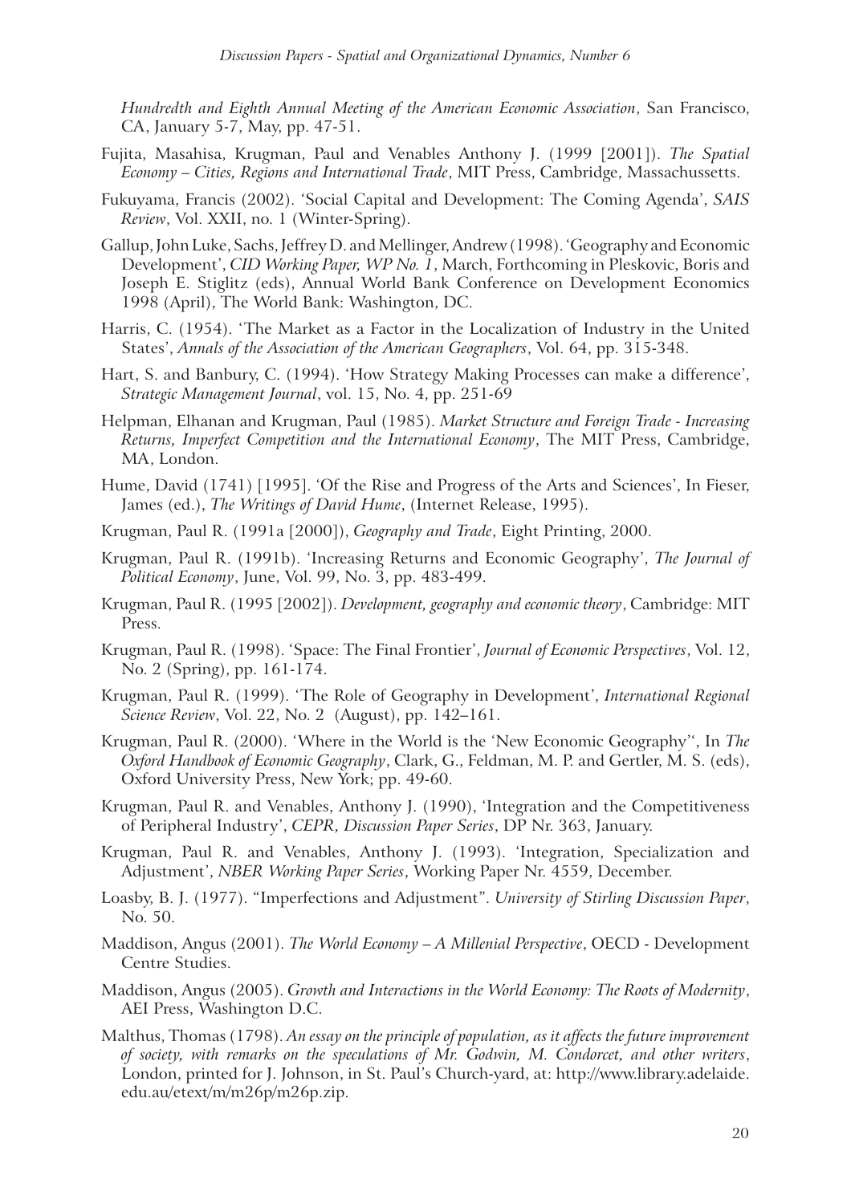*Hundredth and Eighth Annual Meeting of the American Economic Association*, San Francisco, CA, January 5-7, May, pp. 47-51.

Fujita, Masahisa, Krugman, Paul and Venables Anthony J. (1999 [2001]). *The Spatial Economy – Cities, Regions and International Trade*, MIT Press, Cambridge, Massachussetts.

Fukuyama, Francis (2002). 'Social Capital and Development: The Coming Agenda', *SAIS Review*, Vol. XXII, no. 1 (Winter-Spring).

Gallup, John Luke, Sachs, Jeffrey D. and Mellinger, Andrew (1998). 'Geography and Economic Development', *CID Working Paper, WP No. 1*, March, Forthcoming in Pleskovic, Boris and Joseph E. Stiglitz (eds), Annual World Bank Conference on Development Economics 1998 (April), The World Bank: Washington, DC.

Harris, C. (1954). 'The Market as a Factor in the Localization of Industry in the United States', *Annals of the Association of the American Geographers*, Vol. 64, pp. 315-348.

Hart, S. and Banbury, C. (1994). 'How Strategy Making Processes can make a difference', *Strategic Management Journal*, vol. 15, No. 4, pp. 251-69

Helpman, Elhanan and Krugman, Paul (1985). *Market Structure and Foreign Trade - Increasing Returns, Imperfect Competition and the International Economy*, The MIT Press, Cambridge, MA, London.

Hume, David (1741) [1995]. 'Of the Rise and Progress of the Arts and Sciences', In Fieser, James (ed.), *The Writings of David Hume*, (Internet Release, 1995).

Krugman, Paul R. (1991a [2000]), *Geography and Trade*, Eight Printing, 2000.

Krugman, Paul R. (1991b). 'Increasing Returns and Economic Geography', *The Journal of Political Economy*, June, Vol. 99, No. 3, pp. 483-499.

Krugman, Paul R. (1995 [2002]). *Development, geography and economic theory*, Cambridge: MIT Press.

Krugman, Paul R. (1998). 'Space: The Final Frontier', *Journal of Economic Perspectives*, Vol. 12, No. 2 (Spring), pp. 161-174.

Krugman, Paul R. (1999). 'The Role of Geography in Development', *International Regional Science Review*, Vol. 22, No. 2 (August), pp. 142–161.

Krugman, Paul R. (2000). 'Where in the World is the 'New Economic Geography'', In *The Oxford Handbook of Economic Geography*, Clark, G., Feldman, M. P. and Gertler, M. S. (eds), Oxford University Press, New York; pp. 49-60.

Krugman, Paul R. and Venables, Anthony J. (1990), 'Integration and the Competitiveness of Peripheral Industry', *CEPR, Discussion Paper Series*, DP Nr. 363, January.

Krugman, Paul R. and Venables, Anthony J. (1993). 'Integration, Specialization and Adjustment', *NBER Working Paper Series*, Working Paper Nr. 4559, December.

Loasby, B. J. (1977). "Imperfections and Adjustment". *University of Stirling Discussion Paper*, No. 50.

Maddison, Angus (2001). *The World Economy – A Millenial Perspective*, OECD - Development Centre Studies.

Maddison, Angus (2005). *Growth and Interactions in the World Economy: The Roots of Modernity*, AEI Press, Washington D.C.

Malthus, Thomas (1798). *An essay on the principle of population, as it affects the future improvement of society, with remarks on the speculations of Mr. Godwin, M. Condorcet, and other writers*, London, printed for J. Johnson, in St. Paul's Church-yard, at: http://www.library.adelaide.edu.au/etext/m/m26p/m26p.zip.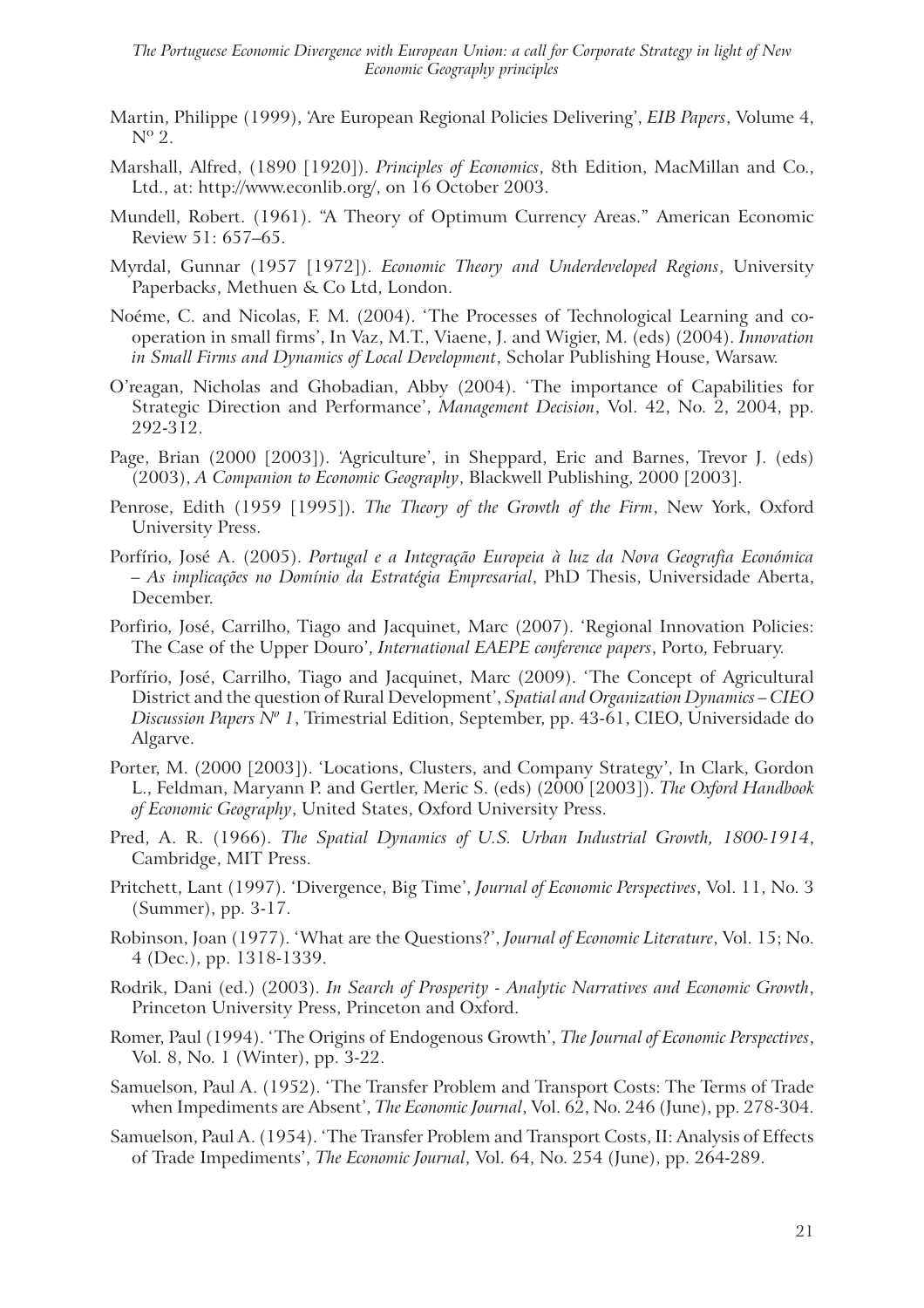Martin, Philippe (1999), 'Are European Regional Policies Delivering', *EIB Papers*, Volume 4, Nº 2.

Marshall, Alfred, (1890 [1920]). *Principles of Economics*, 8th Edition, MacMillan and Co., Ltd., at: http://www.econlib.org/, on 16 October 2003.

Mundell, Robert. (1961). "A Theory of Optimum Currency Areas." American Economic Review 51: 657–65.

Myrdal, Gunnar (1957 [1972]). *Economic Theory and Underdeveloped Regions*, University Paperbacks, Methuen & Co Ltd, London.

Noéme, C. and Nicolas, F. M. (2004). 'The Processes of Technological Learning and co-operation in small firms', In Vaz, M.T., Viaene, J. and Wigier, M. (eds) (2004). *Innovation in Small Firms and Dynamics of Local Development*, Scholar Publishing House, Warsaw.

O'reagan, Nicholas and Ghobadian, Abby (2004). 'The importance of Capabilities for Strategic Direction and Performance', *Management Decision*, Vol. 42, No. 2, 2004, pp. 292-312.

Page, Brian (2000 [2003]). 'Agriculture', in Sheppard, Eric and Barnes, Trevor J. (eds) (2003), *A Companion to Economic Geography*, Blackwell Publishing, 2000 [2003].

Penrose, Edith (1959 [1995]). *The Theory of the Growth of the Firm*, New York, Oxford University Press.

Porfírio, José A. (2005). *Portugal e a Integração Europeia à luz da Nova Geografia Económica – As implicações no Domínio da Estratégia Empresarial*, PhD Thesis, Universidade Aberta, December.

Porfirio, José, Carrilho, Tiago and Jacquinet, Marc (2007). 'Regional Innovation Policies: The Case of the Upper Douro', *International EAEPE conference papers*, Porto, February.

Porfírio, José, Carrilho, Tiago and Jacquinet, Marc (2009). 'The Concept of Agricultural District and the question of Rural Development', *Spatial and Organization Dynamics – CIEO Discussion Papers Nº 1*, Trimestrial Edition, September, pp. 43-61, CIEO, Universidade do Algarve.

Porter, M. (2000 [2003]). 'Locations, Clusters, and Company Strategy', In Clark, Gordon L., Feldman, Maryann P. and Gertler, Meric S. (eds) (2000 [2003]). *The Oxford Handbook of Economic Geography*, United States, Oxford University Press.

Pred, A. R. (1966). *The Spatial Dynamics of U.S. Urban Industrial Growth, 1800-1914*, Cambridge, MIT Press.

Pritchett, Lant (1997). 'Divergence, Big Time', *Journal of Economic Perspectives*, Vol. 11, No. 3 (Summer), pp. 3-17.

Robinson, Joan (1977). 'What are the Questions?', *Journal of Economic Literature*, Vol. 15; No. 4 (Dec.), pp. 1318-1339.

Rodrik, Dani (ed.) (2003). *In Search of Prosperity - Analytic Narratives and Economic Growth*, Princeton University Press, Princeton and Oxford.

Romer, Paul (1994). 'The Origins of Endogenous Growth', *The Journal of Economic Perspectives*, Vol. 8, No. 1 (Winter), pp. 3-22.

Samuelson, Paul A. (1952). 'The Transfer Problem and Transport Costs: The Terms of Trade when Impediments are Absent', *The Economic Journal*, Vol. 62, No. 246 (June), pp. 278-304.

Samuelson, Paul A. (1954). 'The Transfer Problem and Transport Costs, II: Analysis of Effects of Trade Impediments', *The Economic Journal*, Vol. 64, No. 254 (June), pp. 264-289.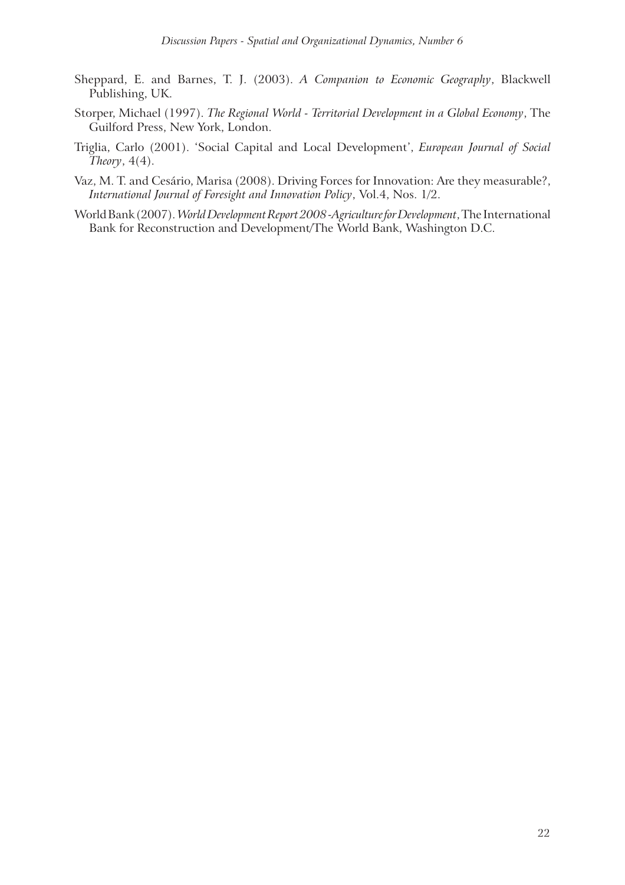Sheppard, E. and Barnes, T. J. (2003). *A Companion to Economic Geography*, Blackwell Publishing, UK.

Storper, Michael (1997). *The Regional World - Territorial Development in a Global Economy*, The Guilford Press, New York, London.

Triglia, Carlo (2001). 'Social Capital and Local Development', *European Journal of Social Theory*, 4(4).

Vaz, M. T. and Cesário, Marisa (2008). Driving Forces for Innovation: Are they measurable?, *International Journal of Foresight and Innovation Policy*, Vol.4, Nos. 1/2.

World Bank (2007). *World Development Report 2008 -Agriculture for Development*, The International Bank for Reconstruction and Development/The World Bank, Washington D.C.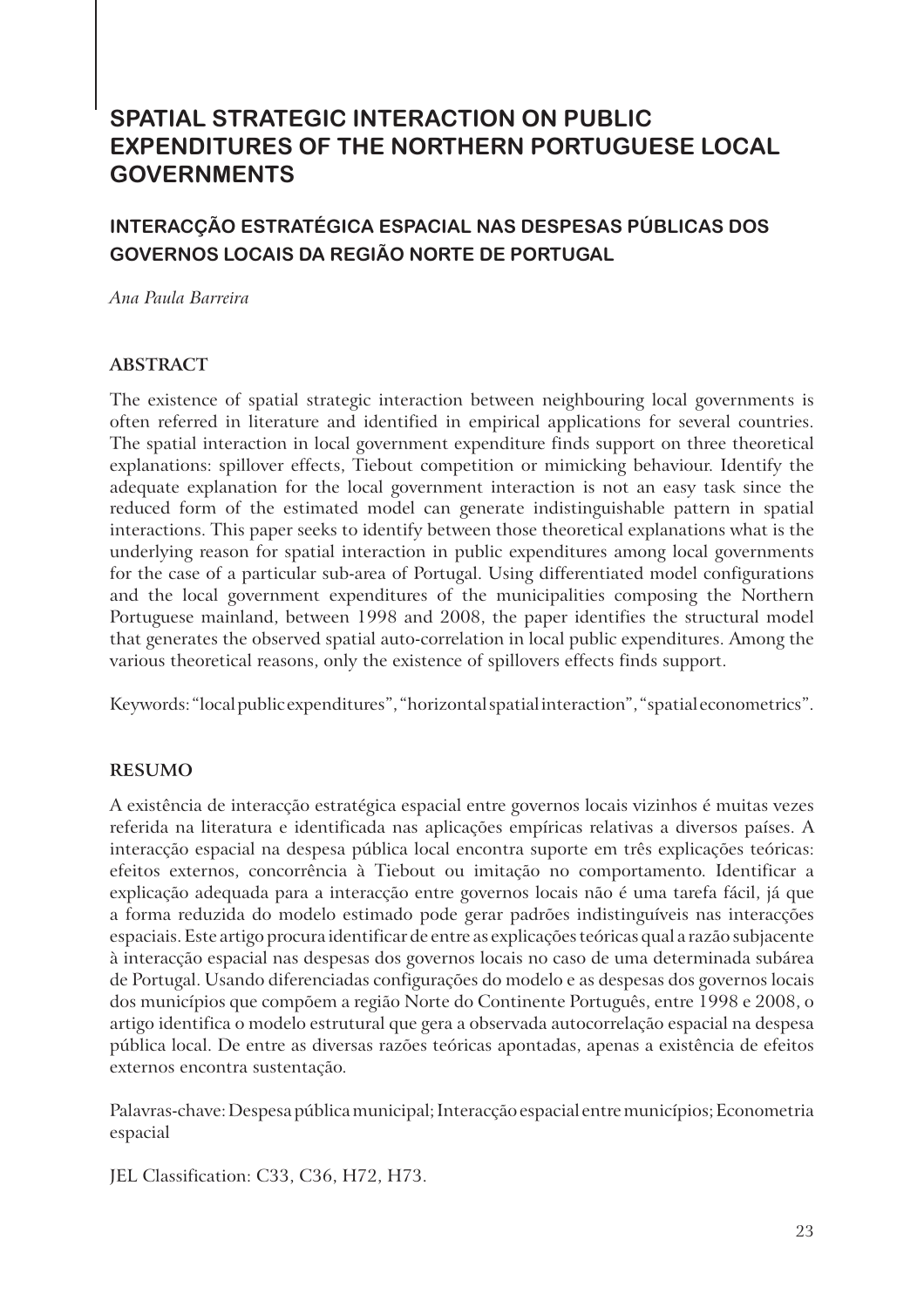# SPATIAL STRATEGIC INTERACTION ON PUBLIC EXPENDITURES OF THE NORTHERN PORTUGUESE LOCAL GOVERNMENTS

## INTERACÇÃO ESTRATÉGICA ESPACIAL NAS DESPESAS PÚBLICAS DOS GOVERNOS LOCAIS DA REGIÃO NORTE DE PORTUGAL

*Ana Paula Barreira*

### ABSTRACT

The existence of spatial strategic interaction between neighbouring local governments is often referred in literature and identified in empirical applications for several countries. The spatial interaction in local government expenditure finds support on three theoretical explanations: spillover effects, Tiebout competition or mimicking behaviour. Identify the adequate explanation for the local government interaction is not an easy task since the reduced form of the estimated model can generate indistinguishable pattern in spatial interactions. This paper seeks to identify between those theoretical explanations what is the underlying reason for spatial interaction in public expenditures among local governments for the case of a particular sub-area of Portugal. Using differentiated model configurations and the local government expenditures of the municipalities composing the Northern Portuguese mainland, between 1998 and 2008, the paper identifies the structural model that generates the observed spatial auto-correlation in local public expenditures. Among the various theoretical reasons, only the existence of spillovers effects finds support.

Keywords: "local public expenditures", "horizontal spatial interaction", "spatial econometrics".

### RESUMO

A existência de interacção estratégica espacial entre governos locais vizinhos é muitas vezes referida na literatura e identificada nas aplicações empíricas relativas a diversos países. A interacção espacial na despesa pública local encontra suporte em três explicações teóricas: efeitos externos, concorrência à Tiebout ou imitação no comportamento. Identificar a explicação adequada para a interacção entre governos locais não é uma tarefa fácil, já que a forma reduzida do modelo estimado pode gerar padrões indistinguíveis nas interacções espaciais. Este artigo procura identificar de entre as explicações teóricas qual a razão subjacente à interacção espacial nas despesas dos governos locais no caso de uma determinada subárea de Portugal. Usando diferenciadas configurações do modelo e as despesas dos governos locais dos municípios que compõem a região Norte do Continente Português, entre 1998 e 2008, o artigo identifica o modelo estrutural que gera a observada autocorrelação espacial na despesa pública local. De entre as diversas razões teóricas apontadas, apenas a existência de efeitos externos encontra sustentação.

Palavras-chave: Despesa pública municipal; Interacção espacial entre municípios; Econometria espacial

JEL Classification: C33, C36, H72, H73.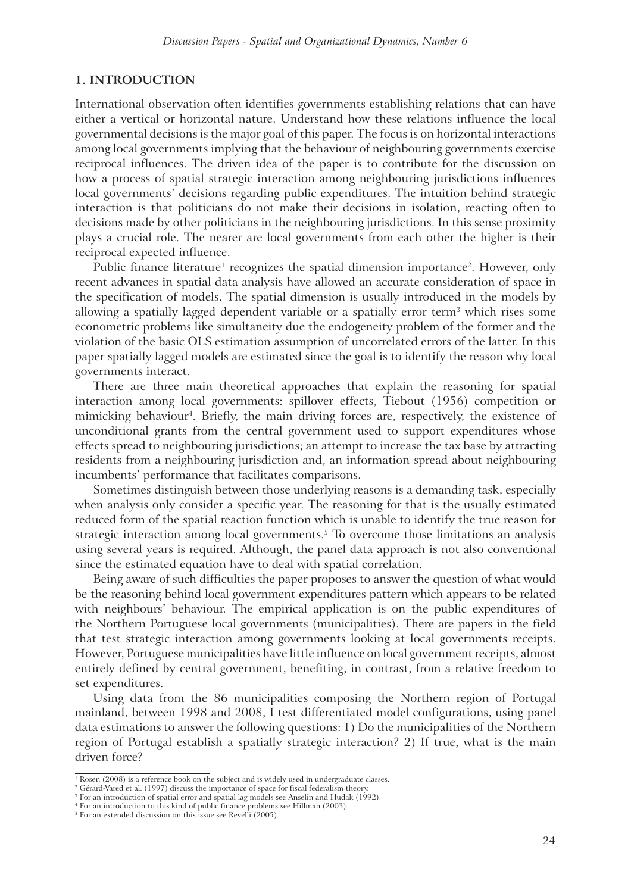## 1. INTRODUCTION

International observation often identifies governments establishing relations that can have either a vertical or horizontal nature. Understand how these relations influence the local governmental decisions is the major goal of this paper. The focus is on horizontal interactions among local governments implying that the behaviour of neighbouring governments exercise reciprocal influences. The driven idea of the paper is to contribute for the discussion on how a process of spatial strategic interaction among neighbouring jurisdictions influences local governments' decisions regarding public expenditures. The intuition behind strategic interaction is that politicians do not make their decisions in isolation, reacting often to decisions made by other politicians in the neighbouring jurisdictions. In this sense proximity plays a crucial role. The nearer are local governments from each other the higher is their reciprocal expected influence.

Public finance literature[1] recognizes the spatial dimension importance[2]. However, only recent advances in spatial data analysis have allowed an accurate consideration of space in the specification of models. The spatial dimension is usually introduced in the models by allowing a spatially lagged dependent variable or a spatially error term[3] which rises some econometric problems like simultaneity due the endogeneity problem of the former and the violation of the basic OLS estimation assumption of uncorrelated errors of the latter. In this paper spatially lagged models are estimated since the goal is to identify the reason why local governments interact.

There are three main theoretical approaches that explain the reasoning for spatial interaction among local governments: spillover effects, Tiebout (1956) competition or mimicking behaviour[4]. Briefly, the main driving forces are, respectively, the existence of unconditional grants from the central government used to support expenditures whose effects spread to neighbouring jurisdictions; an attempt to increase the tax base by attracting residents from a neighbouring jurisdiction and, an information spread about neighbouring incumbents' performance that facilitates comparisons.

Sometimes distinguish between those underlying reasons is a demanding task, especially when analysis only consider a specific year. The reasoning for that is the usually estimated reduced form of the spatial reaction function which is unable to identify the true reason for strategic interaction among local governments.[5] To overcome those limitations an analysis using several years is required. Although, the panel data approach is not also conventional since the estimated equation have to deal with spatial correlation.

Being aware of such difficulties the paper proposes to answer the question of what would be the reasoning behind local government expenditures pattern which appears to be related with neighbours' behaviour. The empirical application is on the public expenditures of the Northern Portuguese local governments (municipalities). There are papers in the field that test strategic interaction among governments looking at local governments receipts. However, Portuguese municipalities have little influence on local government receipts, almost entirely defined by central government, benefiting, in contrast, from a relative freedom to set expenditures.

Using data from the 86 municipalities composing the Northern region of Portugal mainland, between 1998 and 2008, I test differentiated model configurations, using panel data estimations to answer the following questions: 1) Do the municipalities of the Northern region of Portugal establish a spatially strategic interaction? 2) If true, what is the main driven force?

---

[1] Rosen (2008) is a reference book on the subject and is widely used in undergraduate classes.
[2] Gérard-Vared et al. (1997) discuss the importance of space for fiscal federalism theory.
[3] For an introduction of spatial error and spatial lag models see Anselin and Hudak (1992).
[4] For an introduction to this kind of public finance problems see Hillman (2003).
[5] For an extended discussion on this issue see Revelli (2005).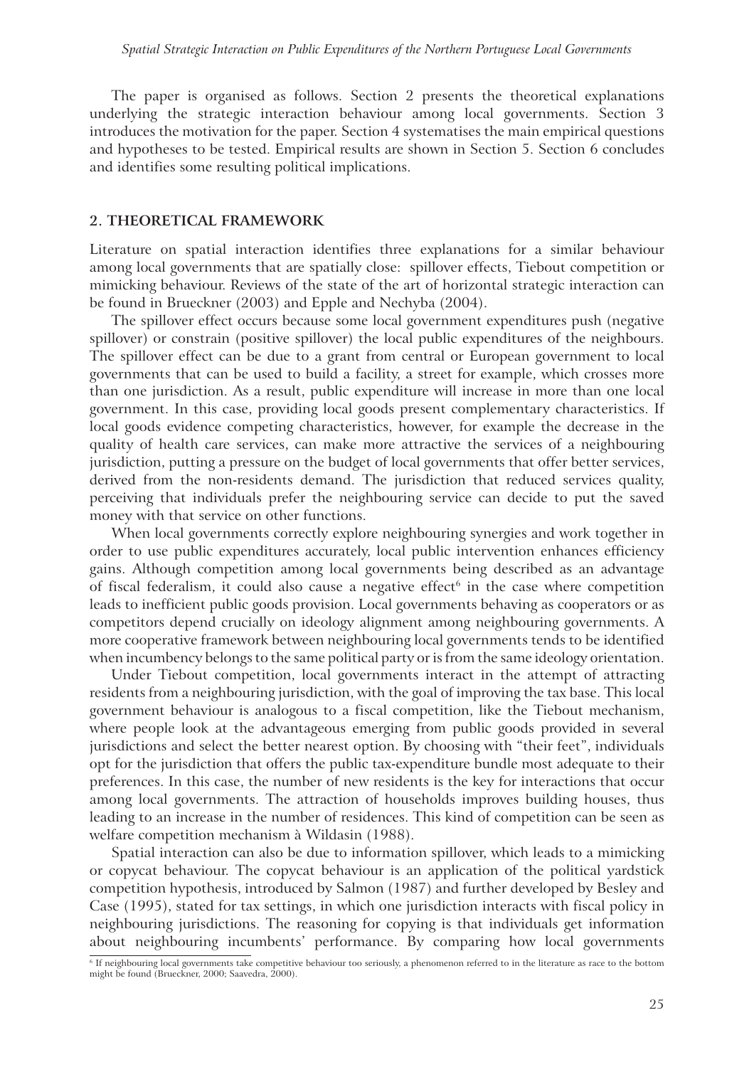The paper is organised as follows. Section 2 presents the theoretical explanations underlying the strategic interaction behaviour among local governments. Section 3 introduces the motivation for the paper. Section 4 systematises the main empirical questions and hypotheses to be tested. Empirical results are shown in Section 5. Section 6 concludes and identifies some resulting political implications.

## 2. THEORETICAL FRAMEWORK

Literature on spatial interaction identifies three explanations for a similar behaviour among local governments that are spatially close: spillover effects, Tiebout competition or mimicking behaviour. Reviews of the state of the art of horizontal strategic interaction can be found in Brueckner (2003) and Epple and Nechyba (2004).

The spillover effect occurs because some local government expenditures push (negative spillover) or constrain (positive spillover) the local public expenditures of the neighbours. The spillover effect can be due to a grant from central or European government to local governments that can be used to build a facility, a street for example, which crosses more than one jurisdiction. As a result, public expenditure will increase in more than one local government. In this case, providing local goods present complementary characteristics. If local goods evidence competing characteristics, however, for example the decrease in the quality of health care services, can make more attractive the services of a neighbouring jurisdiction, putting a pressure on the budget of local governments that offer better services, derived from the non-residents demand. The jurisdiction that reduced services quality, perceiving that individuals prefer the neighbouring service can decide to put the saved money with that service on other functions.

When local governments correctly explore neighbouring synergies and work together in order to use public expenditures accurately, local public intervention enhances efficiency gains. Although competition among local governments being described as an advantage of fiscal federalism, it could also cause a negative effect[6] in the case where competition leads to inefficient public goods provision. Local governments behaving as cooperators or as competitors depend crucially on ideology alignment among neighbouring governments. A more cooperative framework between neighbouring local governments tends to be identified when incumbency belongs to the same political party or is from the same ideology orientation.

Under Tiebout competition, local governments interact in the attempt of attracting residents from a neighbouring jurisdiction, with the goal of improving the tax base. This local government behaviour is analogous to a fiscal competition, like the Tiebout mechanism, where people look at the advantageous emerging from public goods provided in several jurisdictions and select the better nearest option. By choosing with "their feet", individuals opt for the jurisdiction that offers the public tax-expenditure bundle most adequate to their preferences. In this case, the number of new residents is the key for interactions that occur among local governments. The attraction of households improves building houses, thus leading to an increase in the number of residences. This kind of competition can be seen as welfare competition mechanism à Wildasin (1988).

Spatial interaction can also be due to information spillover, which leads to a mimicking or copycat behaviour. The copycat behaviour is an application of the political yardstick competition hypothesis, introduced by Salmon (1987) and further developed by Besley and Case (1995), stated for tax settings, in which one jurisdiction interacts with fiscal policy in neighbouring jurisdictions. The reasoning for copying is that individuals get information about neighbouring incumbents' performance. By comparing how local governments

[6] If neighbouring local governments take competitive behaviour too seriously, a phenomenon referred to in the literature as race to the bottom might be found (Brueckner, 2000; Saavedra, 2000).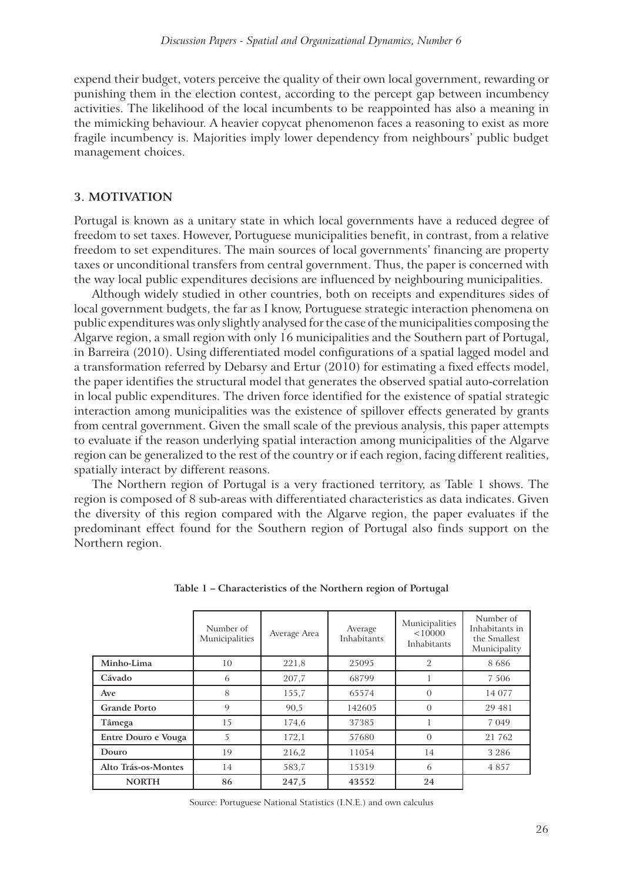expend their budget, voters perceive the quality of their own local government, rewarding or punishing them in the election contest, according to the percept gap between incumbency activities. The likelihood of the local incumbents to be reappointed has also a meaning in the mimicking behaviour. A heavier copycat phenomenon faces a reasoning to exist as more fragile incumbency is. Majorities imply lower dependency from neighbours' public budget management choices.

## 3. MOTIVATION

Portugal is known as a unitary state in which local governments have a reduced degree of freedom to set taxes. However, Portuguese municipalities benefit, in contrast, from a relative freedom to set expenditures. The main sources of local governments' financing are property taxes or unconditional transfers from central government. Thus, the paper is concerned with the way local public expenditures decisions are influenced by neighbouring municipalities.

Although widely studied in other countries, both on receipts and expenditures sides of local government budgets, the far as I know, Portuguese strategic interaction phenomena on public expenditures was only slightly analysed for the case of the municipalities composing the Algarve region, a small region with only 16 municipalities and the Southern part of Portugal, in Barreira (2010). Using differentiated model configurations of a spatial lagged model and a transformation referred by Debarsy and Ertur (2010) for estimating a fixed effects model, the paper identifies the structural model that generates the observed spatial auto-correlation in local public expenditures. The driven force identified for the existence of spatial strategic interaction among municipalities was the existence of spillover effects generated by grants from central government. Given the small scale of the previous analysis, this paper attempts to evaluate if the reason underlying spatial interaction among municipalities of the Algarve region can be generalized to the rest of the country or if each region, facing different realities, spatially interact by different reasons.

The Northern region of Portugal is a very fractioned territory, as Table 1 shows. The region is composed of 8 sub-areas with differentiated characteristics as data indicates. Given the diversity of this region compared with the Algarve region, the paper evaluates if the predominant effect found for the Southern region of Portugal also finds support on the Northern region.

**Table 1 – Characteristics of the Northern region of Portugal**

| | Number of Municipalities | Average Area | Average Inhabitants | Municipalities <10000 Inhabitants | Number of Inhabitants in the Smallest Municipality |
|---|---|---|---|---|---|
| **Minho-Lima** | 10 | 221,8 | 25095 | 2 | 8 686 |
| **Cávado** | 6 | 207,7 | 68799 | 1 | 7 506 |
| **Ave** | 8 | 155,7 | 65574 | 0 | 14 077 |
| **Grande Porto** | 9 | 90,5 | 142605 | 0 | 29 481 |
| **Tâmega** | 15 | 174,6 | 37385 | 1 | 7 049 |
| **Entre Douro e Vouga** | 5 | 172,1 | 57680 | 0 | 21 762 |
| **Douro** | 19 | 216,2 | 11054 | 14 | 3 286 |
| **Alto Trás-os-Montes** | 14 | 583,7 | 15319 | 6 | 4 857 |
| **NORTH** | **86** | **247,5** | **43552** | **24** | |

Source: Portuguese National Statistics (I.N.E.) and own calculus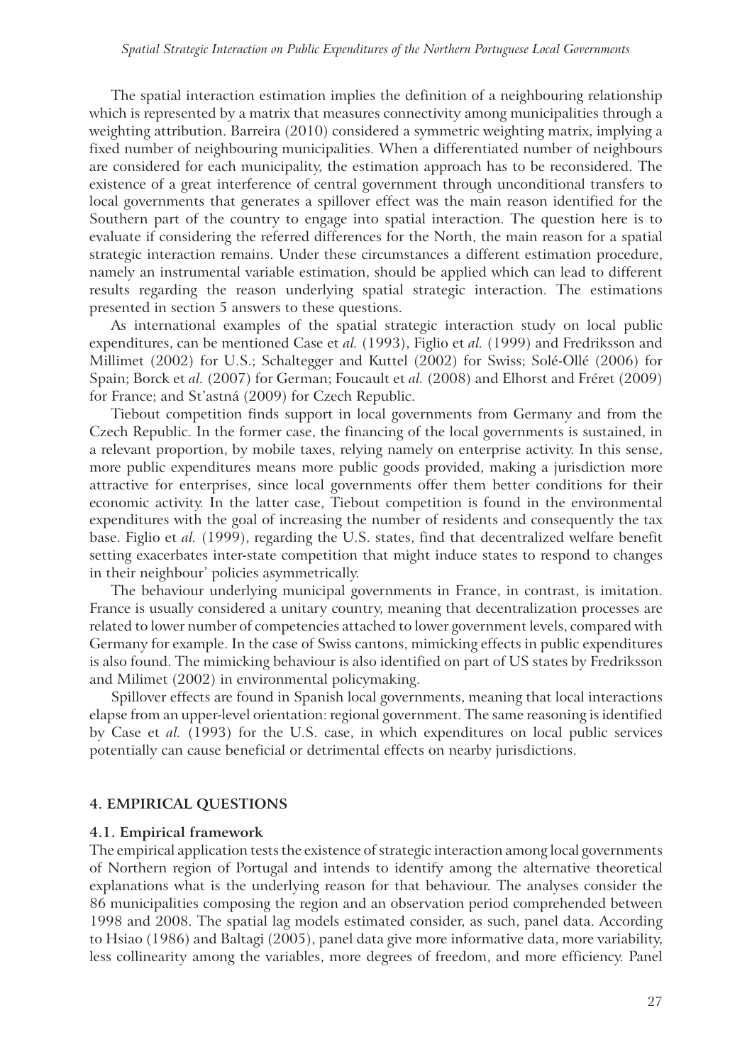The spatial interaction estimation implies the definition of a neighbouring relationship which is represented by a matrix that measures connectivity among municipalities through a weighting attribution. Barreira (2010) considered a symmetric weighting matrix, implying a fixed number of neighbouring municipalities. When a differentiated number of neighbours are considered for each municipality, the estimation approach has to be reconsidered. The existence of a great interference of central government through unconditional transfers to local governments that generates a spillover effect was the main reason identified for the Southern part of the country to engage into spatial interaction. The question here is to evaluate if considering the referred differences for the North, the main reason for a spatial strategic interaction remains. Under these circumstances a different estimation procedure, namely an instrumental variable estimation, should be applied which can lead to different results regarding the reason underlying spatial strategic interaction. The estimations presented in section 5 answers to these questions.

As international examples of the spatial strategic interaction study on local public expenditures, can be mentioned Case et *al.* (1993), Figlio et *al.* (1999) and Fredriksson and Millimet (2002) for U.S.; Schaltegger and Kuttel (2002) for Swiss; Solé-Ollé (2006) for Spain; Borck et *al.* (2007) for German; Foucault et *al.* (2008) and Elhorst and Fréret (2009) for France; and St'astná (2009) for Czech Republic.

Tiebout competition finds support in local governments from Germany and from the Czech Republic. In the former case, the financing of the local governments is sustained, in a relevant proportion, by mobile taxes, relying namely on enterprise activity. In this sense, more public expenditures means more public goods provided, making a jurisdiction more attractive for enterprises, since local governments offer them better conditions for their economic activity. In the latter case, Tiebout competition is found in the environmental expenditures with the goal of increasing the number of residents and consequently the tax base. Figlio et *al.* (1999), regarding the U.S. states, find that decentralized welfare benefit setting exacerbates inter-state competition that might induce states to respond to changes in their neighbour' policies asymmetrically.

The behaviour underlying municipal governments in France, in contrast, is imitation. France is usually considered a unitary country, meaning that decentralization processes are related to lower number of competencies attached to lower government levels, compared with Germany for example. In the case of Swiss cantons, mimicking effects in public expenditures is also found. The mimicking behaviour is also identified on part of US states by Fredriksson and Milimet (2002) in environmental policymaking.

Spillover effects are found in Spanish local governments, meaning that local interactions elapse from an upper-level orientation: regional government. The same reasoning is identified by Case et *al.* (1993) for the U.S. case, in which expenditures on local public services potentially can cause beneficial or detrimental effects on nearby jurisdictions.

## 4. EMPIRICAL QUESTIONS

### 4.1. Empirical framework

The empirical application tests the existence of strategic interaction among local governments of Northern region of Portugal and intends to identify among the alternative theoretical explanations what is the underlying reason for that behaviour. The analyses consider the 86 municipalities composing the region and an observation period comprehended between 1998 and 2008. The spatial lag models estimated consider, as such, panel data. According to Hsiao (1986) and Baltagi (2005), panel data give more informative data, more variability, less collinearity among the variables, more degrees of freedom, and more efficiency. Panel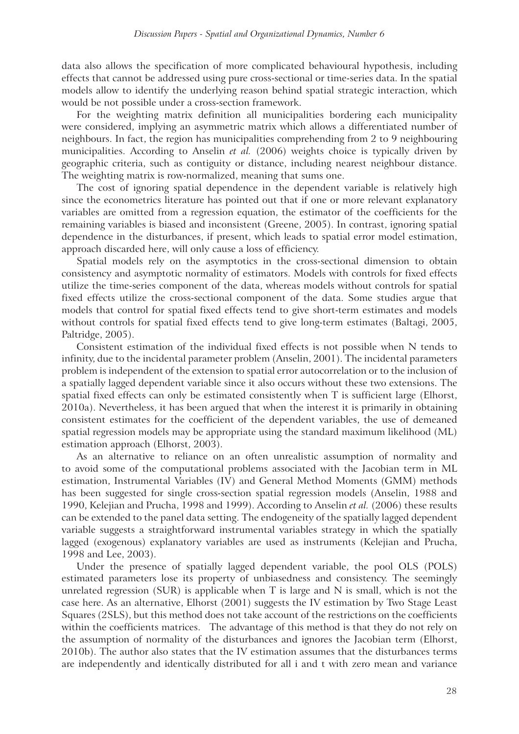data also allows the specification of more complicated behavioural hypothesis, including effects that cannot be addressed using pure cross-sectional or time-series data. In the spatial models allow to identify the underlying reason behind spatial strategic interaction, which would be not possible under a cross-section framework.

For the weighting matrix definition all municipalities bordering each municipality were considered, implying an asymmetric matrix which allows a differentiated number of neighbours. In fact, the region has municipalities comprehending from 2 to 9 neighbouring municipalities. According to Anselin *et al.* (2006) weights choice is typically driven by geographic criteria, such as contiguity or distance, including nearest neighbour distance. The weighting matrix is row-normalized, meaning that sums one.

The cost of ignoring spatial dependence in the dependent variable is relatively high since the econometrics literature has pointed out that if one or more relevant explanatory variables are omitted from a regression equation, the estimator of the coefficients for the remaining variables is biased and inconsistent (Greene, 2005). In contrast, ignoring spatial dependence in the disturbances, if present, which leads to spatial error model estimation, approach discarded here, will only cause a loss of efficiency.

Spatial models rely on the asymptotics in the cross-sectional dimension to obtain consistency and asymptotic normality of estimators. Models with controls for fixed effects utilize the time-series component of the data, whereas models without controls for spatial fixed effects utilize the cross-sectional component of the data. Some studies argue that models that control for spatial fixed effects tend to give short-term estimates and models without controls for spatial fixed effects tend to give long-term estimates (Baltagi, 2005, Paltridge, 2005).

Consistent estimation of the individual fixed effects is not possible when N tends to infinity, due to the incidental parameter problem (Anselin, 2001). The incidental parameters problem is independent of the extension to spatial error autocorrelation or to the inclusion of a spatially lagged dependent variable since it also occurs without these two extensions. The spatial fixed effects can only be estimated consistently when T is sufficient large (Elhorst, 2010a). Nevertheless, it has been argued that when the interest it is primarily in obtaining consistent estimates for the coefficient of the dependent variables, the use of demeaned spatial regression models may be appropriate using the standard maximum likelihood (ML) estimation approach (Elhorst, 2003).

As an alternative to reliance on an often unrealistic assumption of normality and to avoid some of the computational problems associated with the Jacobian term in ML estimation, Instrumental Variables (IV) and General Method Moments (GMM) methods has been suggested for single cross-section spatial regression models (Anselin, 1988 and 1990, Kelejian and Prucha, 1998 and 1999). According to Anselin *et al.* (2006) these results can be extended to the panel data setting. The endogeneity of the spatially lagged dependent variable suggests a straightforward instrumental variables strategy in which the spatially lagged (exogenous) explanatory variables are used as instruments (Kelejian and Prucha, 1998 and Lee, 2003).

Under the presence of spatially lagged dependent variable, the pool OLS (POLS) estimated parameters lose its property of unbiasedness and consistency. The seemingly unrelated regression (SUR) is applicable when T is large and N is small, which is not the case here. As an alternative, Elhorst (2001) suggests the IV estimation by Two Stage Least Squares (2SLS), but this method does not take account of the restrictions on the coefficients within the coefficients matrices. The advantage of this method is that they do not rely on the assumption of normality of the disturbances and ignores the Jacobian term (Elhorst, 2010b). The author also states that the IV estimation assumes that the disturbances terms are independently and identically distributed for all i and t with zero mean and variance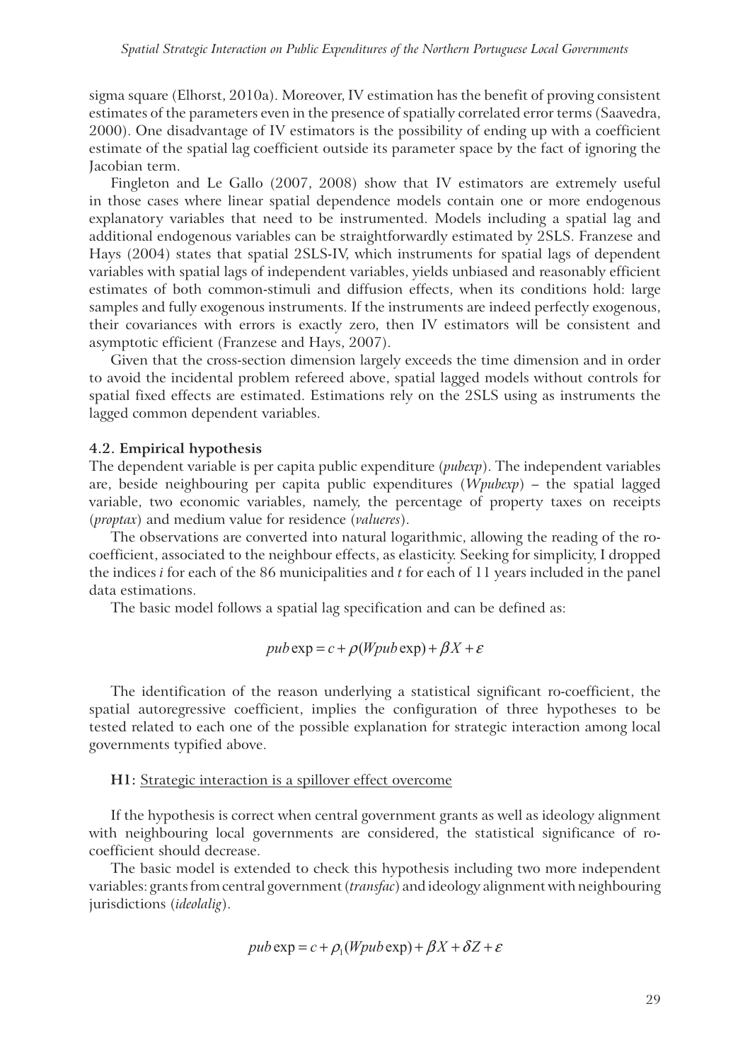sigma square (Elhorst, 2010a). Moreover, IV estimation has the benefit of proving consistent estimates of the parameters even in the presence of spatially correlated error terms (Saavedra, 2000). One disadvantage of IV estimators is the possibility of ending up with a coefficient estimate of the spatial lag coefficient outside its parameter space by the fact of ignoring the Jacobian term.

Fingleton and Le Gallo (2007, 2008) show that IV estimators are extremely useful in those cases where linear spatial dependence models contain one or more endogenous explanatory variables that need to be instrumented. Models including a spatial lag and additional endogenous variables can be straightforwardly estimated by 2SLS. Franzese and Hays (2004) states that spatial 2SLS-IV, which instruments for spatial lags of dependent variables with spatial lags of independent variables, yields unbiased and reasonably efficient estimates of both common-stimuli and diffusion effects, when its conditions hold: large samples and fully exogenous instruments. If the instruments are indeed perfectly exogenous, their covariances with errors is exactly zero, then IV estimators will be consistent and asymptotic efficient (Franzese and Hays, 2007).

Given that the cross-section dimension largely exceeds the time dimension and in order to avoid the incidental problem refereed above, spatial lagged models without controls for spatial fixed effects are estimated. Estimations rely on the 2SLS using as instruments the lagged common dependent variables.

### 4.2. Empirical hypothesis

The dependent variable is per capita public expenditure (*pubexp*). The independent variables are, beside neighbouring per capita public expenditures (*Wpubexp*) – the spatial lagged variable, two economic variables, namely, the percentage of property taxes on receipts (*proptax*) and medium value for residence (*valueres*).

The observations are converted into natural logarithmic, allowing the reading of the ro-coefficient, associated to the neighbour effects, as elasticity. Seeking for simplicity, I dropped the indices *i* for each of the 86 municipalities and *t* for each of 11 years included in the panel data estimations.

The basic model follows a spatial lag specification and can be defined as:

$$pub\exp = c + \rho(Wpub\exp) + \beta X + \varepsilon$$

The identification of the reason underlying a statistical significant ro-coefficient, the spatial autoregressive coefficient, implies the configuration of three hypotheses to be tested related to each one of the possible explanation for strategic interaction among local governments typified above.

**H1:** Strategic interaction is a spillover effect overcome

If the hypothesis is correct when central government grants as well as ideology alignment with neighbouring local governments are considered, the statistical significance of ro-coefficient should decrease.

The basic model is extended to check this hypothesis including two more independent variables: grants from central government (*transfac*) and ideology alignment with neighbouring jurisdictions (*ideolalig*).

$$pub\exp = c + \rho_1(Wpub\exp) + \beta X + \delta Z + \varepsilon$$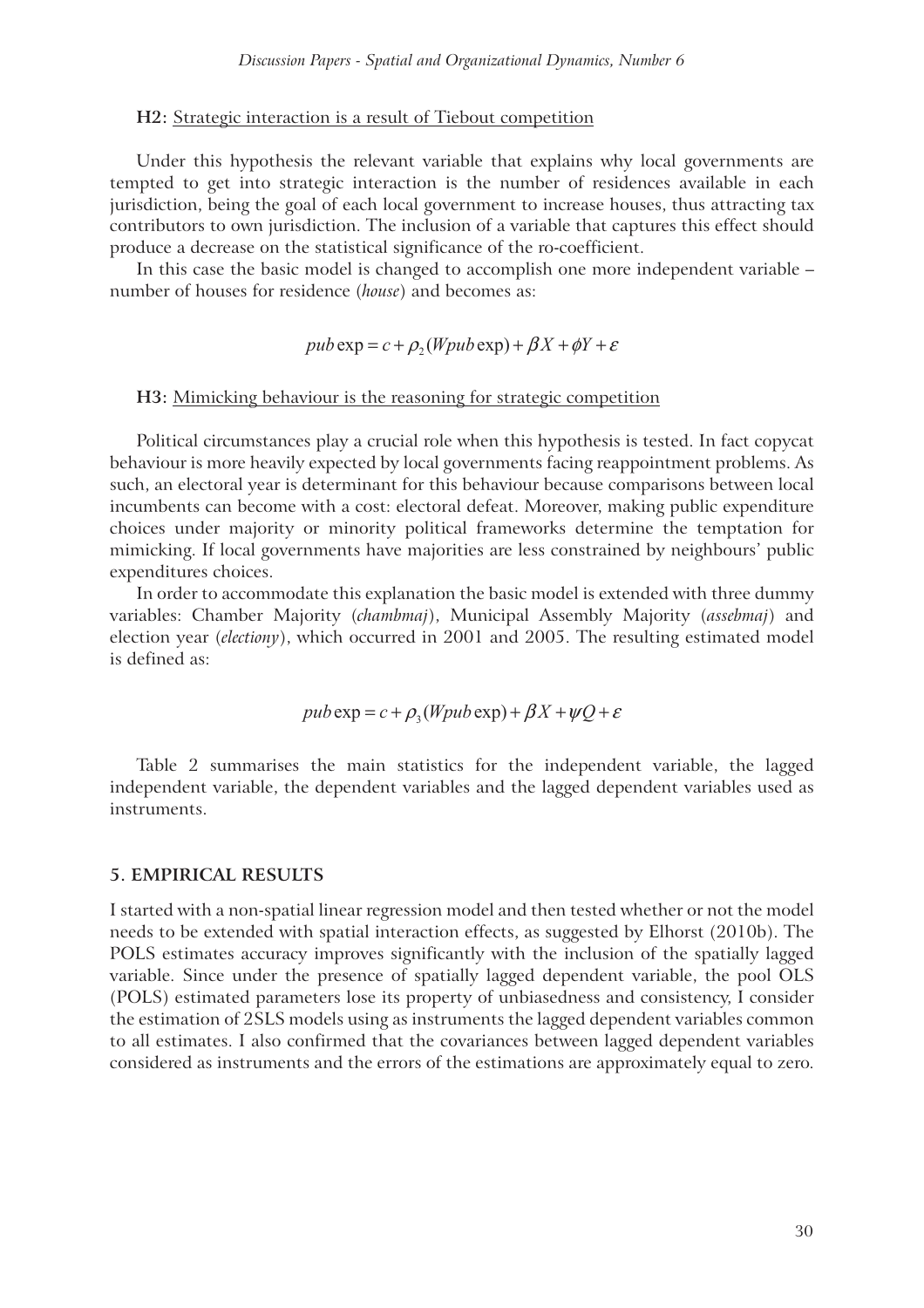**H2:** Strategic interaction is a result of Tiebout competition

Under this hypothesis the relevant variable that explains why local governments are tempted to get into strategic interaction is the number of residences available in each jurisdiction, being the goal of each local government to increase houses, thus attracting tax contributors to own jurisdiction. The inclusion of a variable that captures this effect should produce a decrease on the statistical significance of the ro-coefficient.

In this case the basic model is changed to accomplish one more independent variable – number of houses for residence (*house*) and becomes as:

$$pub\exp = c + \rho_2 (Wpub\exp) + \beta X + \phi Y + \varepsilon$$

**H3:** Mimicking behaviour is the reasoning for strategic competition

Political circumstances play a crucial role when this hypothesis is tested. In fact copycat behaviour is more heavily expected by local governments facing reappointment problems. As such, an electoral year is determinant for this behaviour because comparisons between local incumbents can become with a cost: electoral defeat. Moreover, making public expenditure choices under majority or minority political frameworks determine the temptation for mimicking. If local governments have majorities are less constrained by neighbours' public expenditures choices.

In order to accommodate this explanation the basic model is extended with three dummy variables: Chamber Majority (*chambmaj*), Municipal Assembly Majority (*assebmaj*) and election year (*electiony*), which occurred in 2001 and 2005. The resulting estimated model is defined as:

$$pub\exp = c + \rho_3 (Wpub\exp) + \beta X + \psi Q + \varepsilon$$

Table 2 summarises the main statistics for the independent variable, the lagged independent variable, the dependent variables and the lagged dependent variables used as instruments.

## 5. EMPIRICAL RESULTS

I started with a non-spatial linear regression model and then tested whether or not the model needs to be extended with spatial interaction effects, as suggested by Elhorst (2010b). The POLS estimates accuracy improves significantly with the inclusion of the spatially lagged variable. Since under the presence of spatially lagged dependent variable, the pool OLS (POLS) estimated parameters lose its property of unbiasedness and consistency, I consider the estimation of 2SLS models using as instruments the lagged dependent variables common to all estimates. I also confirmed that the covariances between lagged dependent variables considered as instruments and the errors of the estimations are approximately equal to zero.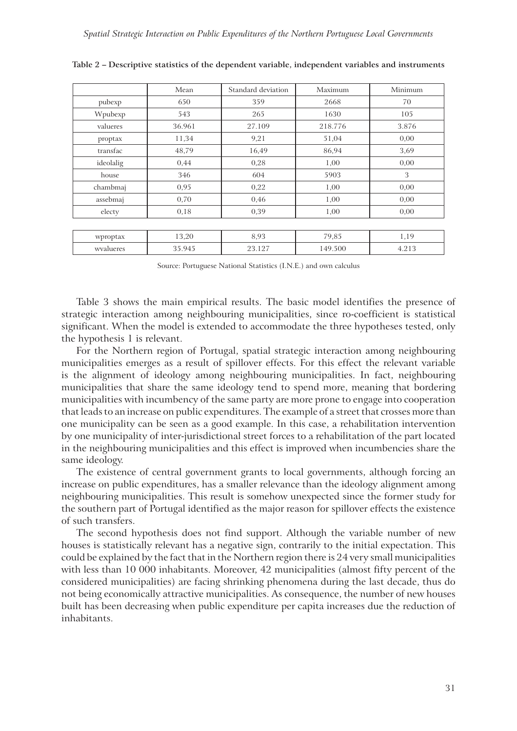**Table 2 – Descriptive statistics of the dependent variable, independent variables and instruments**

| | Mean | Standard deviation | Maximum | Minimum |
|---|---|---|---|---|
| pubexp | 650 | 359 | 2668 | 70 |
| Wpubexp | 543 | 265 | 1630 | 105 |
| valueres | 36.961 | 27.109 | 218.776 | 3.876 |
| proptax | 11,34 | 9,21 | 51,04 | 0,00 |
| transfac | 48,79 | 16,49 | 86,94 | 3,69 |
| ideolalig | 0,44 | 0,28 | 1,00 | 0,00 |
| house | 346 | 604 | 5903 | 3 |
| chambmaj | 0,95 | 0,22 | 1,00 | 0,00 |
| assebmaj | 0,70 | 0,46 | 1,00 | 0,00 |
| electy | 0,18 | 0,39 | 1,00 | 0,00 |
| wproptax | 13,20 | 8,93 | 79,85 | 1,19 |
| wvalueres | 35.945 | 23.127 | 149.500 | 4.213 |

Source: Portuguese National Statistics (I.N.E.) and own calculus

Table 3 shows the main empirical results. The basic model identifies the presence of strategic interaction among neighbouring municipalities, since ro-coefficient is statistical significant. When the model is extended to accommodate the three hypotheses tested, only the hypothesis 1 is relevant.

For the Northern region of Portugal, spatial strategic interaction among neighbouring municipalities emerges as a result of spillover effects. For this effect the relevant variable is the alignment of ideology among neighbouring municipalities. In fact, neighbouring municipalities that share the same ideology tend to spend more, meaning that bordering municipalities with incumbency of the same party are more prone to engage into cooperation that leads to an increase on public expenditures. The example of a street that crosses more than one municipality can be seen as a good example. In this case, a rehabilitation intervention by one municipality of inter-jurisdictional street forces to a rehabilitation of the part located in the neighbouring municipalities and this effect is improved when incumbencies share the same ideology.

The existence of central government grants to local governments, although forcing an increase on public expenditures, has a smaller relevance than the ideology alignment among neighbouring municipalities. This result is somehow unexpected since the former study for the southern part of Portugal identified as the major reason for spillover effects the existence of such transfers.

The second hypothesis does not find support. Although the variable number of new houses is statistically relevant has a negative sign, contrarily to the initial expectation. This could be explained by the fact that in the Northern region there is 24 very small municipalities with less than 10 000 inhabitants. Moreover, 42 municipalities (almost fifty percent of the considered municipalities) are facing shrinking phenomena during the last decade, thus do not being economically attractive municipalities. As consequence, the number of new houses built has been decreasing when public expenditure per capita increases due the reduction of inhabitants.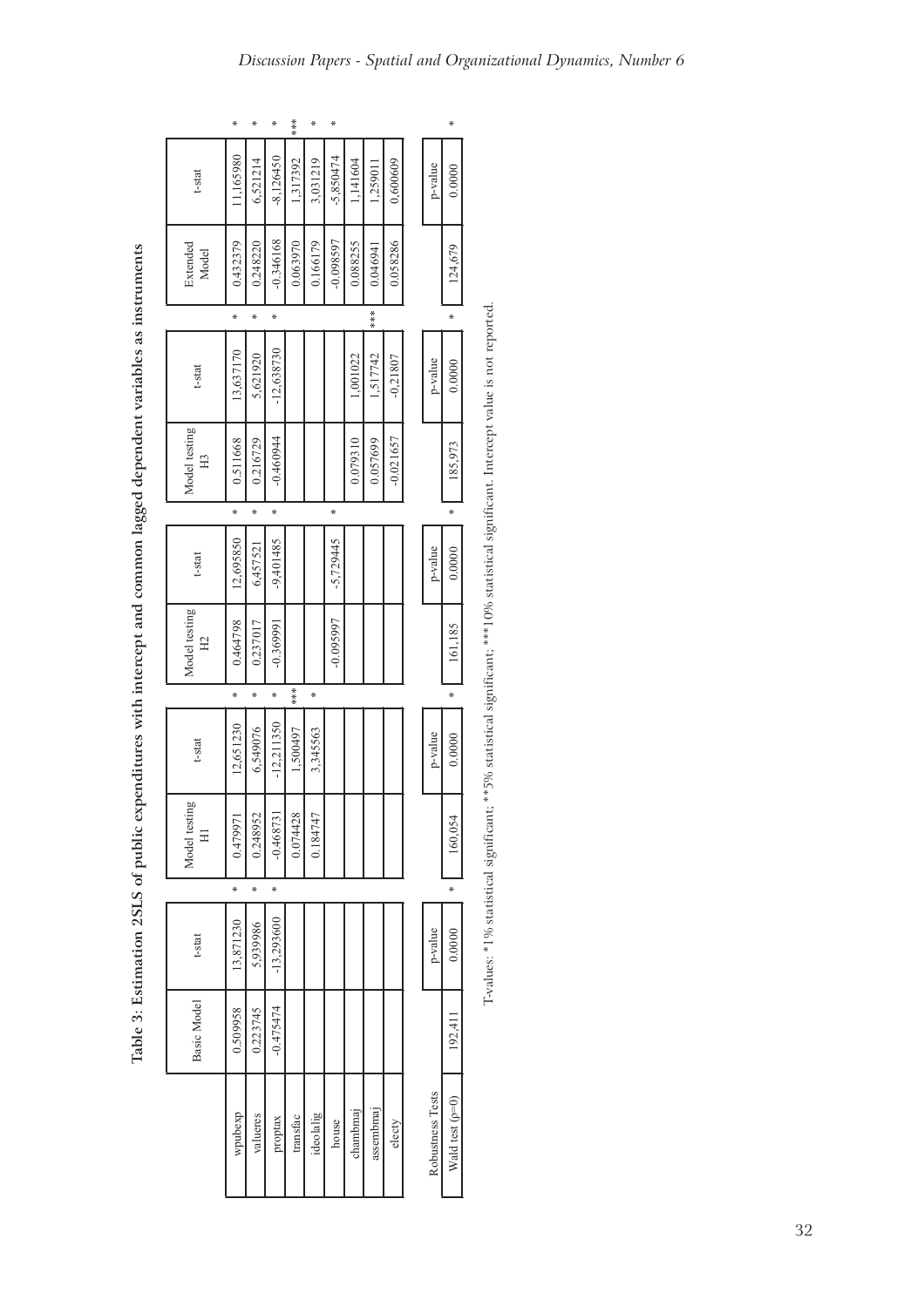**Table 3: Estimation 2SLS of public expenditures with intercept and common lagged dependent variables as instruments**

| | Basic Model | t-stat | | Model testing H1 | t-stat | | Model testing H2 | t-stat | | Model testing H3 | t-stat | | Extended Model | t-stat | |
|---|---|---|---|---|---|---|---|---|---|---|---|---|---|---|---|
| wpubexp | 0.509958 | 13,871230 | * | 0.479971 | 12,651230 | * | 0.464798 | 12,695850 | * | 0.511668 | 13,637170 | * | 0.432379 | 11,165980 | * |
| valueres | 0.223745 | 5,939986 | * | 0.248952 | 6,549076 | * | 0.237017 | 6,457521 | * | 0.216729 | 5,621920 | * | 0.248220 | 6,521214 | * |
| proptax | -0.475474 | -13,293600 | * | -0.468731 | -12,211350 | * | -0.369991 | -9,401485 | * | -0.460944 | -12,638730 | * | -0.346168 | -8,126450 | * |
| transfac | | | | 0.074428 | 1,500497 | *** | | | | | | | 0.063970 | 1,317392 | *** |
| ideolalig | | | | 0.184747 | 3,345563 | * | | | | | | | 0.166179 | 3,031219 | * |
| house | | | | | | | -0.095997 | -5,729445 | * | | | | -0.098597 | -5,850474 | * |
| chambmaj | | | | | | | | | | 0.079310 | 1,001022 | | 0.088255 | 1,141604 | |
| assembmaj | | | | | | | | | | 0.057699 | 1,517742 | *** | 0.046941 | 1,259011 | |
| electy | | | | | | | | | | -0.021657 | -0,21807 | | 0.058286 | 0,600609 | |

| Robustness Tests | | p-value | | | p-value | | | p-value | | | p-value | | | p-value | |
|---|---|---|---|---|---|---|---|---|---|---|---|---|---|---|---|
| Wald test ($\rho$=0) | 192,411 | 0.0000 | * | 160,054 | 0.0000 | * | 161,185 | 0.0000 | * | 185,973 | 0.0000 | * | 124,679 | 0.0000 | * |

T-values: *1% statistical significant; **5% statistical significant; ***10% statistical significant. Intercept value is not reported.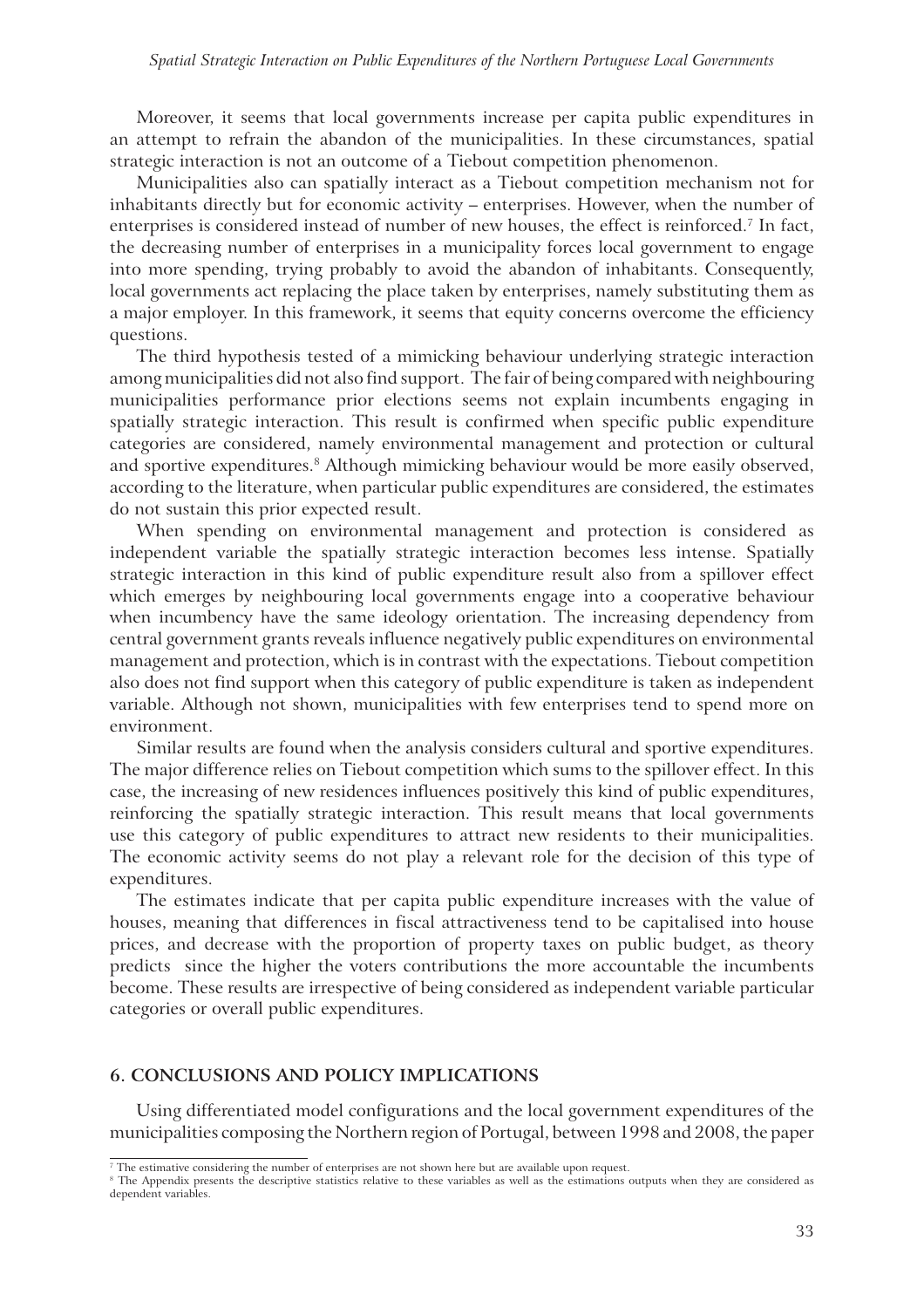Moreover, it seems that local governments increase per capita public expenditures in an attempt to refrain the abandon of the municipalities. In these circumstances, spatial strategic interaction is not an outcome of a Tiebout competition phenomenon.

Municipalities also can spatially interact as a Tiebout competition mechanism not for inhabitants directly but for economic activity – enterprises. However, when the number of enterprises is considered instead of number of new houses, the effect is reinforced.[7] In fact, the decreasing number of enterprises in a municipality forces local government to engage into more spending, trying probably to avoid the abandon of inhabitants. Consequently, local governments act replacing the place taken by enterprises, namely substituting them as a major employer. In this framework, it seems that equity concerns overcome the efficiency questions.

The third hypothesis tested of a mimicking behaviour underlying strategic interaction among municipalities did not also find support. The fair of being compared with neighbouring municipalities performance prior elections seems not explain incumbents engaging in spatially strategic interaction. This result is confirmed when specific public expenditure categories are considered, namely environmental management and protection or cultural and sportive expenditures.[8] Although mimicking behaviour would be more easily observed, according to the literature, when particular public expenditures are considered, the estimates do not sustain this prior expected result.

When spending on environmental management and protection is considered as independent variable the spatially strategic interaction becomes less intense. Spatially strategic interaction in this kind of public expenditure result also from a spillover effect which emerges by neighbouring local governments engage into a cooperative behaviour when incumbency have the same ideology orientation. The increasing dependency from central government grants reveals influence negatively public expenditures on environmental management and protection, which is in contrast with the expectations. Tiebout competition also does not find support when this category of public expenditure is taken as independent variable. Although not shown, municipalities with few enterprises tend to spend more on environment.

Similar results are found when the analysis considers cultural and sportive expenditures. The major difference relies on Tiebout competition which sums to the spillover effect. In this case, the increasing of new residences influences positively this kind of public expenditures, reinforcing the spatially strategic interaction. This result means that local governments use this category of public expenditures to attract new residents to their municipalities. The economic activity seems do not play a relevant role for the decision of this type of expenditures.

The estimates indicate that per capita public expenditure increases with the value of houses, meaning that differences in fiscal attractiveness tend to be capitalised into house prices, and decrease with the proportion of property taxes on public budget, as theory predicts since the higher the voters contributions the more accountable the incumbents become. These results are irrespective of being considered as independent variable particular categories or overall public expenditures.

## 6. CONCLUSIONS AND POLICY IMPLICATIONS

Using differentiated model configurations and the local government expenditures of the municipalities composing the Northern region of Portugal, between 1998 and 2008, the paper

[7] The estimative considering the number of enterprises are not shown here but are available upon request.

[8] The Appendix presents the descriptive statistics relative to these variables as well as the estimations outputs when they are considered as dependent variables.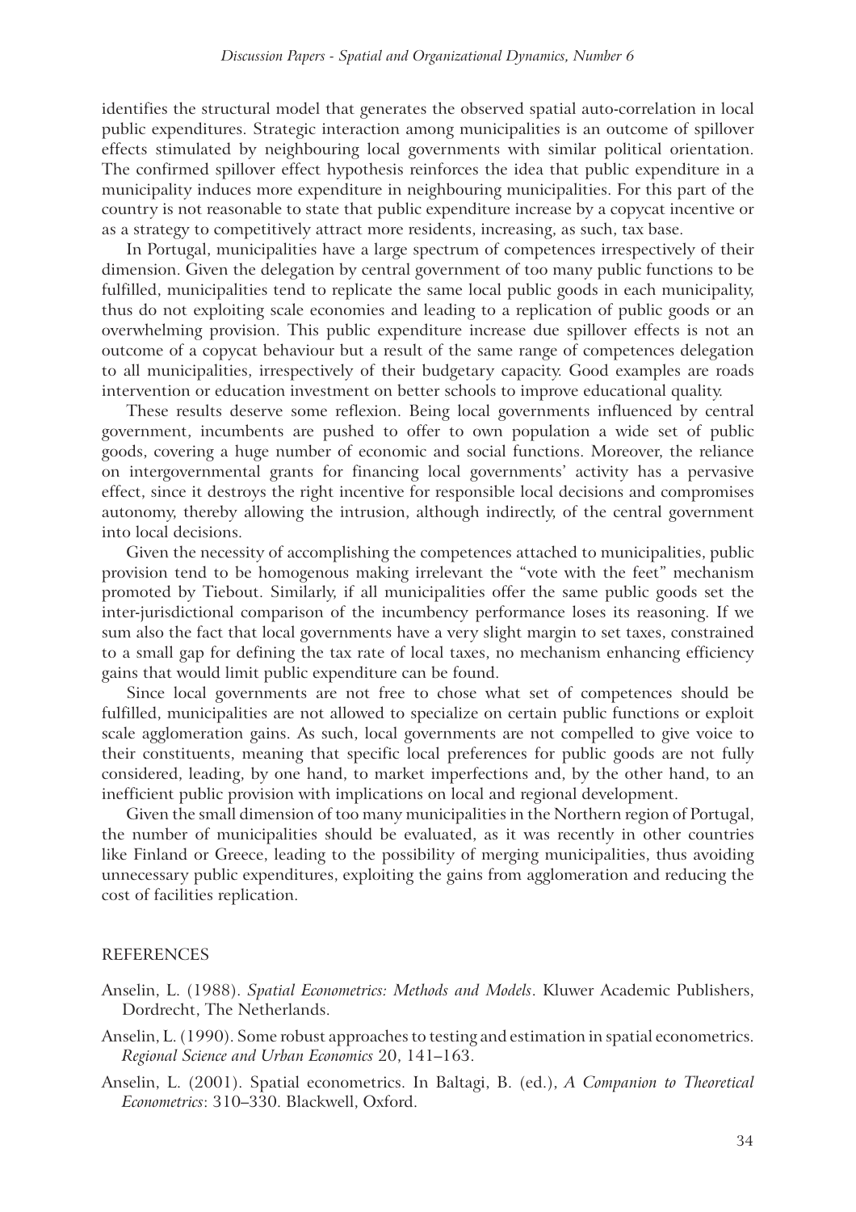identifies the structural model that generates the observed spatial auto-correlation in local public expenditures. Strategic interaction among municipalities is an outcome of spillover effects stimulated by neighbouring local governments with similar political orientation. The confirmed spillover effect hypothesis reinforces the idea that public expenditure in a municipality induces more expenditure in neighbouring municipalities. For this part of the country is not reasonable to state that public expenditure increase by a copycat incentive or as a strategy to competitively attract more residents, increasing, as such, tax base.

In Portugal, municipalities have a large spectrum of competences irrespectively of their dimension. Given the delegation by central government of too many public functions to be fulfilled, municipalities tend to replicate the same local public goods in each municipality, thus do not exploiting scale economies and leading to a replication of public goods or an overwhelming provision. This public expenditure increase due spillover effects is not an outcome of a copycat behaviour but a result of the same range of competences delegation to all municipalities, irrespectively of their budgetary capacity. Good examples are roads intervention or education investment on better schools to improve educational quality.

These results deserve some reflexion. Being local governments influenced by central government, incumbents are pushed to offer to own population a wide set of public goods, covering a huge number of economic and social functions. Moreover, the reliance on intergovernmental grants for financing local governments' activity has a pervasive effect, since it destroys the right incentive for responsible local decisions and compromises autonomy, thereby allowing the intrusion, although indirectly, of the central government into local decisions.

Given the necessity of accomplishing the competences attached to municipalities, public provision tend to be homogenous making irrelevant the "vote with the feet" mechanism promoted by Tiebout. Similarly, if all municipalities offer the same public goods set the inter-jurisdictional comparison of the incumbency performance loses its reasoning. If we sum also the fact that local governments have a very slight margin to set taxes, constrained to a small gap for defining the tax rate of local taxes, no mechanism enhancing efficiency gains that would limit public expenditure can be found.

Since local governments are not free to chose what set of competences should be fulfilled, municipalities are not allowed to specialize on certain public functions or exploit scale agglomeration gains. As such, local governments are not compelled to give voice to their constituents, meaning that specific local preferences for public goods are not fully considered, leading, by one hand, to market imperfections and, by the other hand, to an inefficient public provision with implications on local and regional development.

Given the small dimension of too many municipalities in the Northern region of Portugal, the number of municipalities should be evaluated, as it was recently in other countries like Finland or Greece, leading to the possibility of merging municipalities, thus avoiding unnecessary public expenditures, exploiting the gains from agglomeration and reducing the cost of facilities replication.

## REFERENCES

Anselin, L. (1988). *Spatial Econometrics: Methods and Models*. Kluwer Academic Publishers, Dordrecht, The Netherlands.

Anselin, L. (1990). Some robust approaches to testing and estimation in spatial econometrics. *Regional Science and Urban Economics* 20, 141–163.

Anselin, L. (2001). Spatial econometrics. In Baltagi, B. (ed.), *A Companion to Theoretical Econometrics*: 310–330. Blackwell, Oxford.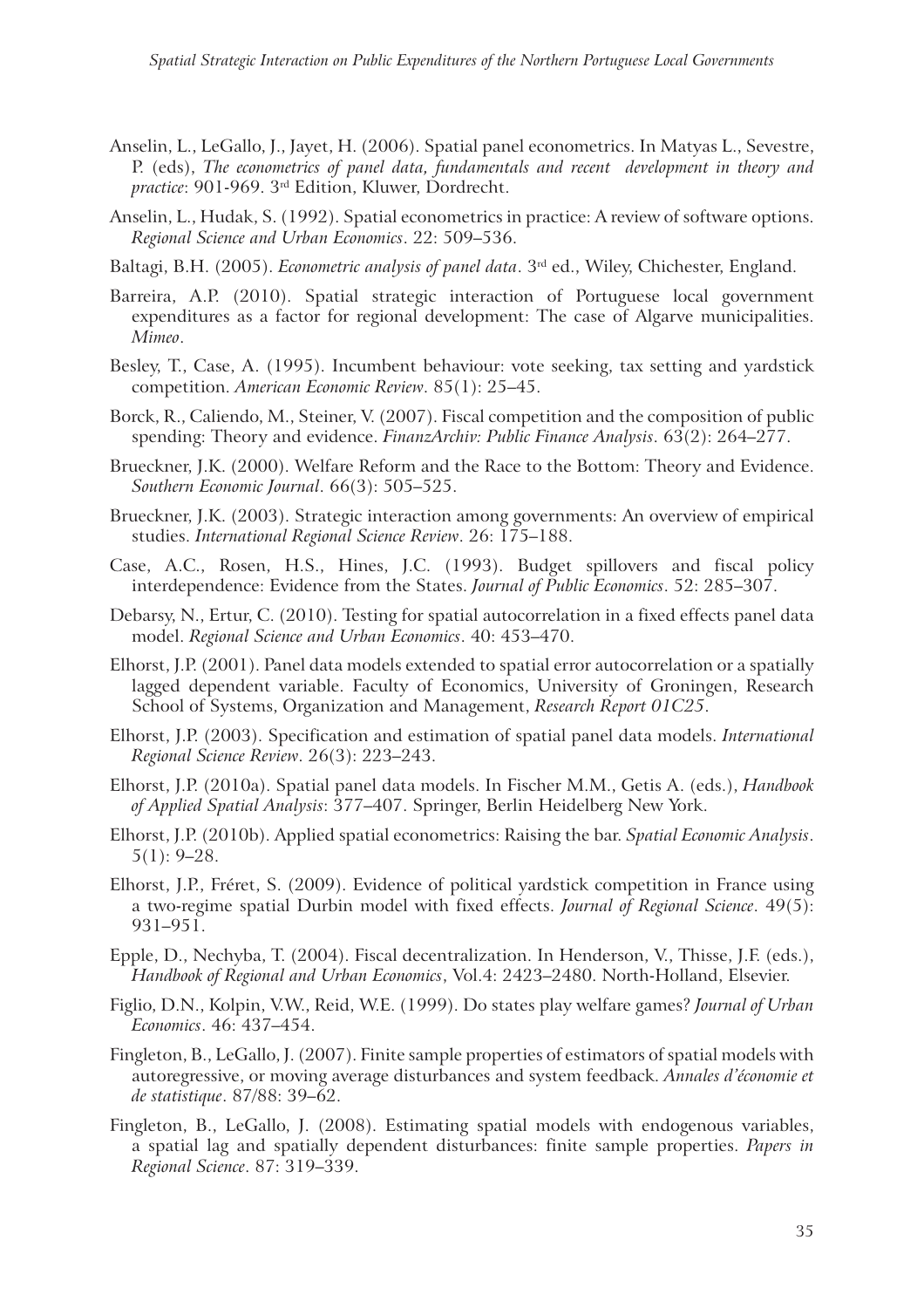Anselin, L., LeGallo, J., Jayet, H. (2006). Spatial panel econometrics. In Matyas L., Sevestre, P. (eds), *The econometrics of panel data, fundamentals and recent development in theory and practice*: 901-969. 3rd Edition, Kluwer, Dordrecht.

Anselin, L., Hudak, S. (1992). Spatial econometrics in practice: A review of software options. *Regional Science and Urban Economics*. 22: 509–536.

Baltagi, B.H. (2005). *Econometric analysis of panel data*. 3rd ed., Wiley, Chichester, England.

Barreira, A.P. (2010). Spatial strategic interaction of Portuguese local government expenditures as a factor for regional development: The case of Algarve municipalities. *Mimeo*.

Besley, T., Case, A. (1995). Incumbent behaviour: vote seeking, tax setting and yardstick competition. *American Economic Review*. 85(1): 25–45.

Borck, R., Caliendo, M., Steiner, V. (2007). Fiscal competition and the composition of public spending: Theory and evidence. *FinanzArchiv: Public Finance Analysis*. 63(2): 264–277.

Brueckner, J.K. (2000). Welfare Reform and the Race to the Bottom: Theory and Evidence. *Southern Economic Journal*. 66(3): 505–525.

Brueckner, J.K. (2003). Strategic interaction among governments: An overview of empirical studies. *International Regional Science Review*. 26: 175–188.

Case, A.C., Rosen, H.S., Hines, J.C. (1993). Budget spillovers and fiscal policy interdependence: Evidence from the States. *Journal of Public Economics*. 52: 285–307.

Debarsy, N., Ertur, C. (2010). Testing for spatial autocorrelation in a fixed effects panel data model. *Regional Science and Urban Economics*. 40: 453–470.

Elhorst, J.P. (2001). Panel data models extended to spatial error autocorrelation or a spatially lagged dependent variable. Faculty of Economics, University of Groningen, Research School of Systems, Organization and Management, *Research Report 01C25*.

Elhorst, J.P. (2003). Specification and estimation of spatial panel data models. *International Regional Science Review*. 26(3): 223–243.

Elhorst, J.P. (2010a). Spatial panel data models. In Fischer M.M., Getis A. (eds.), *Handbook of Applied Spatial Analysis*: 377–407. Springer, Berlin Heidelberg New York.

Elhorst, J.P. (2010b). Applied spatial econometrics: Raising the bar. *Spatial Economic Analysis*. 5(1): 9–28.

Elhorst, J.P., Fréret, S. (2009). Evidence of political yardstick competition in France using a two-regime spatial Durbin model with fixed effects. *Journal of Regional Science*. 49(5): 931–951.

Epple, D., Nechyba, T. (2004). Fiscal decentralization. In Henderson, V., Thisse, J.F. (eds.), *Handbook of Regional and Urban Economics*, Vol.4: 2423–2480. North-Holland, Elsevier.

Figlio, D.N., Kolpin, V.W., Reid, W.E. (1999). Do states play welfare games? *Journal of Urban Economics*. 46: 437–454.

Fingleton, B., LeGallo, J. (2007). Finite sample properties of estimators of spatial models with autoregressive, or moving average disturbances and system feedback. *Annales d'économie et de statistique*. 87/88: 39–62.

Fingleton, B., LeGallo, J. (2008). Estimating spatial models with endogenous variables, a spatial lag and spatially dependent disturbances: finite sample properties. *Papers in Regional Science*. 87: 319–339.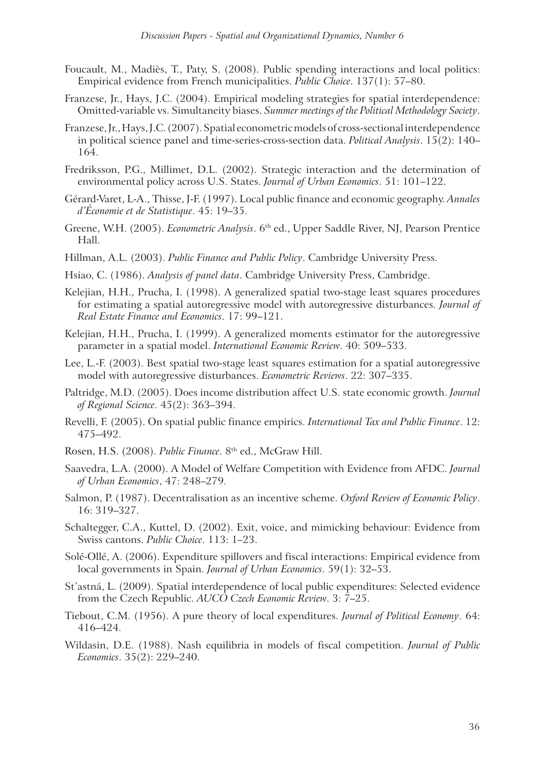Foucault, M., Madiès, T., Paty, S. (2008). Public spending interactions and local politics: Empirical evidence from French municipalities. *Public Choice*. 137(1): 57–80.

Franzese, Jr., Hays, J.C. (2004). Empirical modeling strategies for spatial interdependence: Omitted-variable vs. Simultaneity biases. *Summer meetings of the Political Methodology Society*.

Franzese, Jr., Hays, J.C. (2007). Spatial econometric models of cross-sectional interdependence in political science panel and time-series-cross-section data. *Political Analysis*. 15(2): 140–164.

Fredriksson, P.G., Millimet, D.L. (2002). Strategic interaction and the determination of environmental policy across U.S. States. *Journal of Urban Economics*. 51: 101–122.

Gérard-Varet, L-A., Thisse, J-F. (1997). Local public finance and economic geography. *Annales d'Économie et de Statistique*. 45: 19–35.

Greene, W.H. (2005). *Econometric Analysis*. 6th ed., Upper Saddle River, NJ, Pearson Prentice Hall.

Hillman, A.L. (2003). *Public Finance and Public Policy*. Cambridge University Press.

Hsiao, C. (1986). *Analysis of panel data*. Cambridge University Press, Cambridge.

Kelejian, H.H., Prucha, I. (1998). A generalized spatial two-stage least squares procedures for estimating a spatial autoregressive model with autoregressive disturbances. *Journal of Real Estate Finance and Economics*. 17: 99–121.

Kelejian, H.H., Prucha, I. (1999). A generalized moments estimator for the autoregressive parameter in a spatial model. *International Economic Review*. 40: 509–533.

Lee, L.-F. (2003). Best spatial two-stage least squares estimation for a spatial autoregressive model with autoregressive disturbances. *Econometric Reviews*. 22: 307–335.

Paltridge, M.D. (2005). Does income distribution affect U.S. state economic growth. *Journal of Regional Science*. 45(2): 363–394.

Revelli, F. (2005). On spatial public finance empirics. *International Tax and Public Finance*. 12: 475–492.

Rosen, H.S. (2008). *Public Finance*. 8th ed., McGraw Hill.

Saavedra, L.A. (2000). A Model of Welfare Competition with Evidence from AFDC. *Journal of Urban Economics*, 47: 248–279.

Salmon, P. (1987). Decentralisation as an incentive scheme. *Oxford Review of Economic Policy*. 16: 319–327.

Schaltegger, C.A., Kuttel, D. (2002). Exit, voice, and mimicking behaviour: Evidence from Swiss cantons. *Public Choice*. 113: 1–23.

Solé-Ollé, A. (2006). Expenditure spillovers and fiscal interactions: Empirical evidence from local governments in Spain. *Journal of Urban Economics*. 59(1): 32–53.

St'astná, L. (2009). Spatial interdependence of local public expenditures: Selected evidence from the Czech Republic. *AUCO Czech Economic Review*. 3: 7–25.

Tiebout, C.M. (1956). A pure theory of local expenditures. *Journal of Political Economy*. 64: 416–424.

Wildasin, D.E. (1988). Nash equilibria in models of fiscal competition. *Journal of Public Economics*. 35(2): 229–240.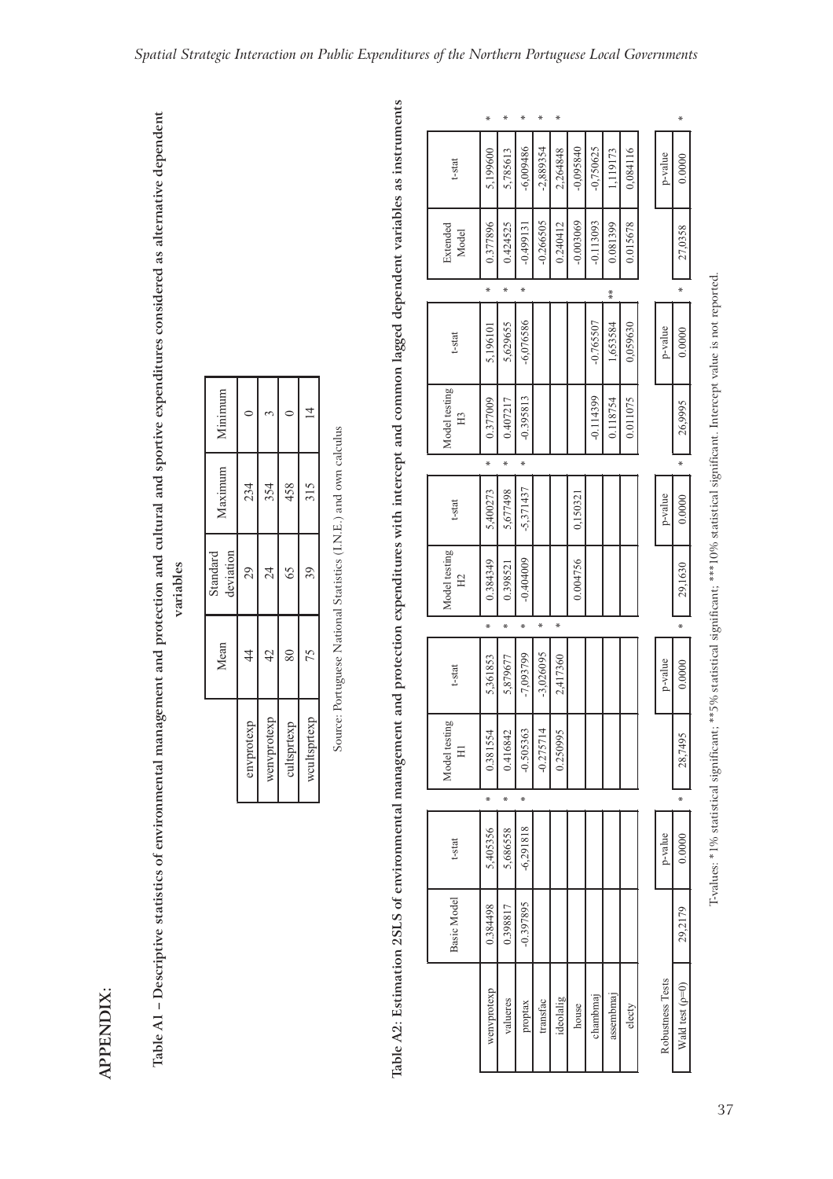# APPENDIX:

**Table A1 – Descriptive statistics of environmental management and protection and cultural and sportive expenditures considered as alternative dependent variables**

| | Mean | Standard deviation | Maximum | Minimum |
|---|---|---|---|---|
| envprotexp | 44 | 29 | 234 | 0 |
| wenvprotexp | 42 | 24 | 354 | 3 |
| cultsprtexp | 80 | 65 | 458 | 0 |
| wcultsprtexp | 75 | 39 | 315 | 14 |

Source: Portuguese National Statistics (I.N.E.) and own calculus

**Table A2: Estimation 2SLS of environmental management and protection expenditures with intercept and common lagged dependent variables as instruments**

| | Basic Model | t-stat | | Model testing H1 | t-stat | | Model testing H2 | t-stat | | Model testing H3 | t-stat | | Extended Model | t-stat | |
|---|---|---|---|---|---|---|---|---|---|---|---|---|---|---|---|
| wenvprotexp | 0.384498 | 5,405356 | * | 0.381554 | 5,361853 | * | 0.384349 | 5,400273 | * | 0.377009 | 5,196101 | * | 0.377896 | 5,199600 | * |
| valueres | 0.398817 | 5,686558 | * | 0.416842 | 5,879677 | * | 0.398521 | 5,677498 | * | 0.407217 | 5,629655 | * | 0.424525 | 5,785613 | * |
| proptax | -0.397895 | -6,291818 | * | -0.505363 | -7,093799 | * | -0.404009 | -5,371437 | * | -0.395813 | -6,076586 | * | -0.499131 | -6,009486 | * |
| transfac | | | | -0.275714 | -3,026095 | * | | | | | | | -0.266505 | -2,889354 | * |
| ideolalig | | | | 0.250995 | 2,417360 | * | | | | | | | 0.240412 | 2,264848 | * |
| house | | | | | | | 0.004756 | 0,150321 | | | | | -0.003069 | -0,095840 | |
| chambmaj | | | | | | | | | | -0.114399 | -0.765507 | | -0.113093 | -0,750625 | |
| assembmaj | | | | | | | | | | 0.118754 | 1,653584 | ** | 0.081399 | 1,119173 | |
| electy | | | | | | | | | | 0.011075 | 0,059630 | | 0.015678 | 0,084116 | |
| **Robustness Tests** | | p-value | | | p-value | | | p-value | | | p-value | | | p-value | |
| Wald test (ρ=0) | 29,2179 | 0.0000 | * | 28,7495 | 0.0000 | * | 29,1630 | 0.0000 | * | 26,9995 | 0.0000 | * | 27,0358 | 0.0000 | * |

T-values: *1% statistical significant; **5% statistical significant; ***10% statistical significant. Intercept value is not reported.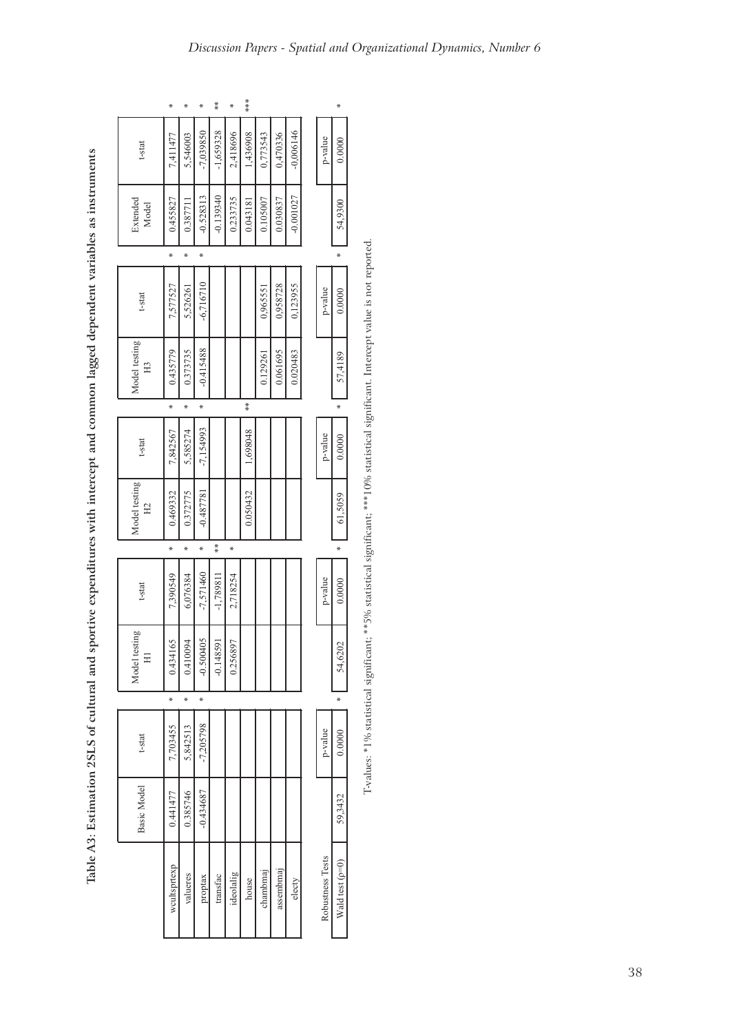**Table A3: Estimation 2SLS of cultural and sportive expenditures with intercept and common lagged dependent variables as instruments**

| | Basic Model | t-stat | | Model testing H1 | t-stat | | Model testing H2 | t-stat | | Model testing H3 | t-stat | | Extended Model | t-stat | |
|---|---|---|---|---|---|---|---|---|---|---|---|---|---|---|---|
| wcultsprtexp | 0.441477 | 7,703455 | * | 0.434165 | 7,390549 | * | 0.469332 | 7,842567 | * | 0.435779 | 7,577527 | * | 0.455827 | 7,411477 | * |
| valueres | 0.385746 | 5,842513 | * | 0.410094 | 6,076384 | * | 0.372775 | 5,585274 | * | 0.373735 | 5,526261 | * | 0.387711 | 5,546003 | * |
| proptax | -0.434687 | -7,205798 | * | -0.500405 | -7,571460 | * | -0.487781 | -7,154993 | * | -0.415488 | -6,716710 | * | -0.528313 | -7,039850 | * |
| transfac | | | | -0.148591 | -1,789811 | ** | | | | | | | -0.139340 | -1,659328 | ** |
| ideolalig | | | | 0.256897 | 2,718254 | * | | | | | | | 0.233735 | 2,418696 | * |
| house | | | | | | | 0.050432 | 1,698048 | ** | | | | 0.043181 | 1,436908 | *** |
| chambmaj | | | | | | | | | | 0.129261 | 0,965551 | | 0.105007 | 0,773543 | |
| assembmaj | | | | | | | | | | 0.061695 | 0,958728 | | 0.030837 | 0,470336 | |
| electy | | | | | | | | | | 0.020483 | 0,123955 | | -0.001027 | -0,006146 | |
| Robustness Tests | | p-value | | | p-value | | | p-value | | | p-value | | | p-value | |
| Wald test (ρ=0) | 59,3432 | 0.0000 | * | 54,6202 | 0.0000 | * | 61,5059 | 0.0000 | * | 57,4189 | 0.0000 | * | 54,9300 | 0.0000 | * |

T-values: *1% statistical significant; **5% statistical significant; ***10% statistical significant. Intercept value is not reported.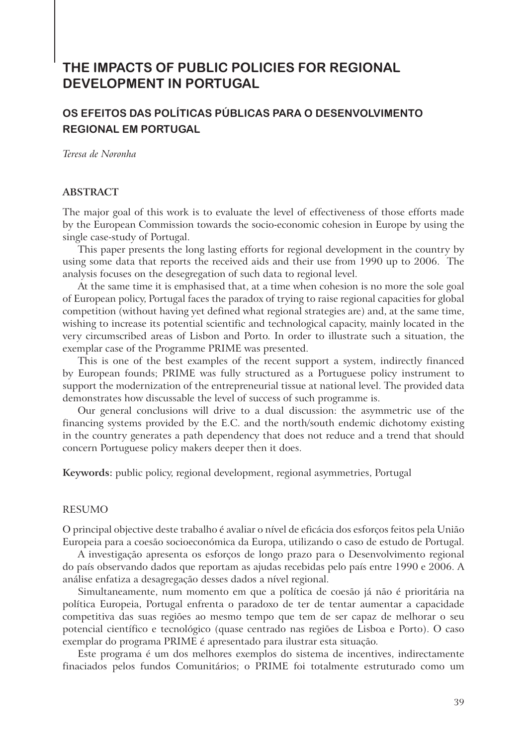# THE IMPACTS OF PUBLIC POLICIES FOR REGIONAL DEVELOPMENT IN PORTUGAL

## OS EFEITOS DAS POLÍTICAS PÚBLICAS PARA O DESENVOLVIMENTO REGIONAL EM PORTUGAL

*Teresa de Noronha*

### ABSTRACT

The major goal of this work is to evaluate the level of effectiveness of those efforts made by the European Commission towards the socio-economic cohesion in Europe by using the single case-study of Portugal.

This paper presents the long lasting efforts for regional development in the country by using some data that reports the received aids and their use from 1990 up to 2006. The analysis focuses on the desegregation of such data to regional level.

At the same time it is emphasised that, at a time when cohesion is no more the sole goal of European policy, Portugal faces the paradox of trying to raise regional capacities for global competition (without having yet defined what regional strategies are) and, at the same time, wishing to increase its potential scientific and technological capacity, mainly located in the very circumscribed areas of Lisbon and Porto. In order to illustrate such a situation, the exemplar case of the Programme PRIME was presented.

This is one of the best examples of the recent support a system, indirectly financed by European founds; PRIME was fully structured as a Portuguese policy instrument to support the modernization of the entrepreneurial tissue at national level. The provided data demonstrates how discussable the level of success of such programme is.

Our general conclusions will drive to a dual discussion: the asymmetric use of the financing systems provided by the E.C. and the north/south endemic dichotomy existing in the country generates a path dependency that does not reduce and a trend that should concern Portuguese policy makers deeper then it does.

**Keywords:** public policy, regional development, regional asymmetries, Portugal

### RESUMO

O principal objective deste trabalho é avaliar o nível de eficácia dos esforços feitos pela União Europeia para a coesão socioeconómica da Europa, utilizando o caso de estudo de Portugal.

A investigação apresenta os esforços de longo prazo para o Desenvolvimento regional do país observando dados que reportam as ajudas recebidas pelo país entre 1990 e 2006. A análise enfatiza a desagregação desses dados a nível regional.

Simultaneamente, num momento em que a política de coesão já não é prioritária na política Europeia, Portugal enfrenta o paradoxo de ter de tentar aumentar a capacidade competitiva das suas regiões ao mesmo tempo que tem de ser capaz de melhorar o seu potencial científico e tecnológico (quase centrado nas regiões de Lisboa e Porto). O caso exemplar do programa PRIME é apresentado para ilustrar esta situação.

Este programa é um dos melhores exemplos do sistema de incentives, indirectamente finaciados pelos fundos Comunitários; o PRIME foi totalmente estruturado como um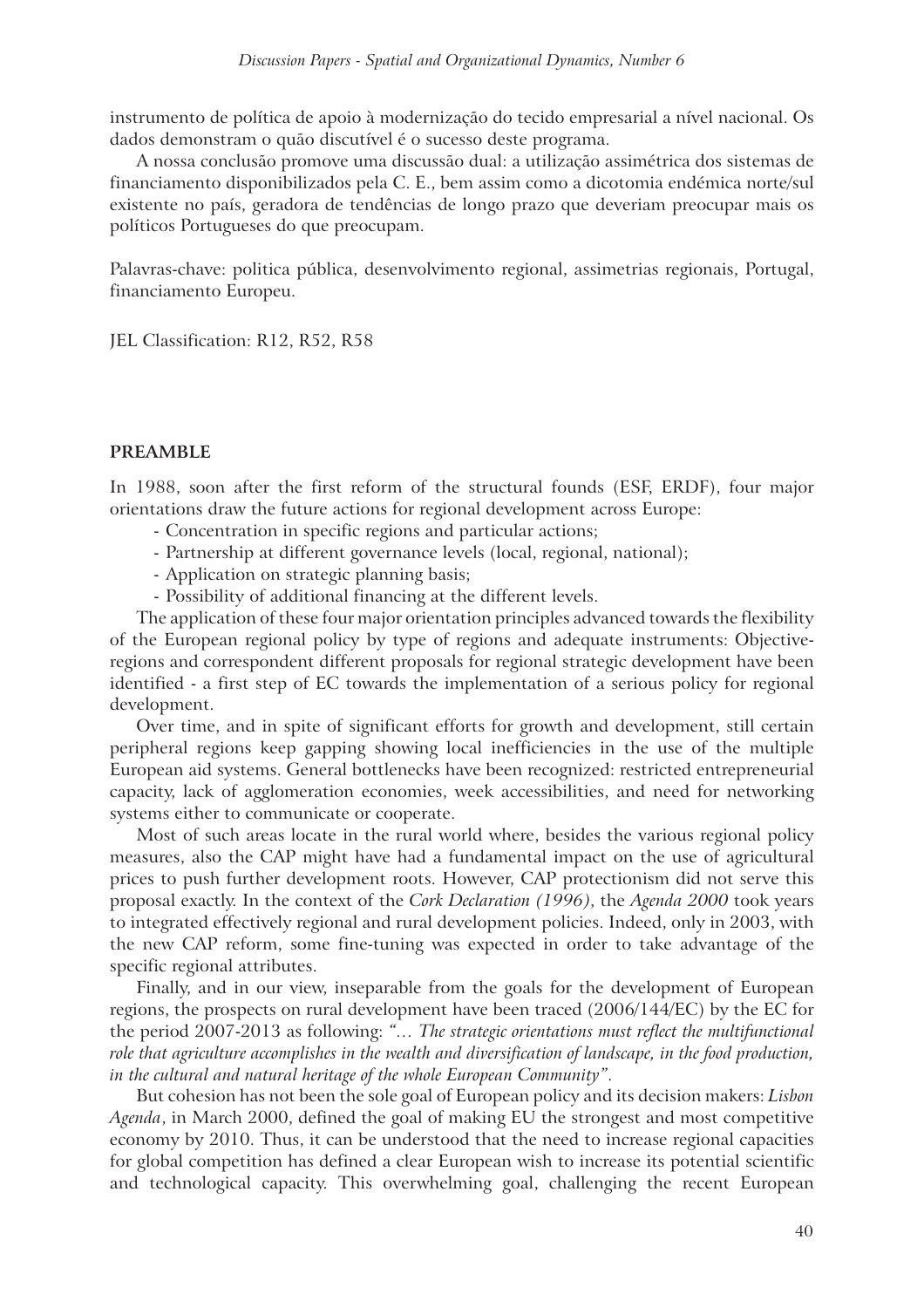instrumento de política de apoio à modernização do tecido empresarial a nível nacional. Os dados demonstram o quão discutível é o sucesso deste programa.

A nossa conclusão promove uma discussão dual: a utilização assimétrica dos sistemas de financiamento disponibilizados pela C. E., bem assim como a dicotomia endémica norte/sul existente no país, geradora de tendências de longo prazo que deveriam preocupar mais os políticos Portugueses do que preocupam.

Palavras-chave: politica pública, desenvolvimento regional, assimetrias regionais, Portugal, financiamento Europeu.

JEL Classification: R12, R52, R58

## PREAMBLE

In 1988, soon after the first reform of the structural founds (ESF, ERDF), four major orientations draw the future actions for regional development across Europe:

- Concentration in specific regions and particular actions;
- Partnership at different governance levels (local, regional, national);
- Application on strategic planning basis;
- Possibility of additional financing at the different levels.

The application of these four major orientation principles advanced towards the flexibility of the European regional policy by type of regions and adequate instruments: Objective-regions and correspondent different proposals for regional strategic development have been identified - a first step of EC towards the implementation of a serious policy for regional development.

Over time, and in spite of significant efforts for growth and development, still certain peripheral regions keep gapping showing local inefficiencies in the use of the multiple European aid systems. General bottlenecks have been recognized: restricted entrepreneurial capacity, lack of agglomeration economies, week accessibilities, and need for networking systems either to communicate or cooperate.

Most of such areas locate in the rural world where, besides the various regional policy measures, also the CAP might have had a fundamental impact on the use of agricultural prices to push further development roots. However, CAP protectionism did not serve this proposal exactly. In the context of the *Cork Declaration (1996)*, the *Agenda 2000* took years to integrated effectively regional and rural development policies. Indeed, only in 2003, with the new CAP reform, some fine-tuning was expected in order to take advantage of the specific regional attributes.

Finally, and in our view, inseparable from the goals for the development of European regions, the prospects on rural development have been traced (2006/144/EC) by the EC for the period 2007-2013 as following: *"… The strategic orientations must reflect the multifunctional role that agriculture accomplishes in the wealth and diversification of landscape, in the food production, in the cultural and natural heritage of the whole European Community"*.

But cohesion has not been the sole goal of European policy and its decision makers: *Lisbon Agenda*, in March 2000, defined the goal of making EU the strongest and most competitive economy by 2010. Thus, it can be understood that the need to increase regional capacities for global competition has defined a clear European wish to increase its potential scientific and technological capacity. This overwhelming goal, challenging the recent European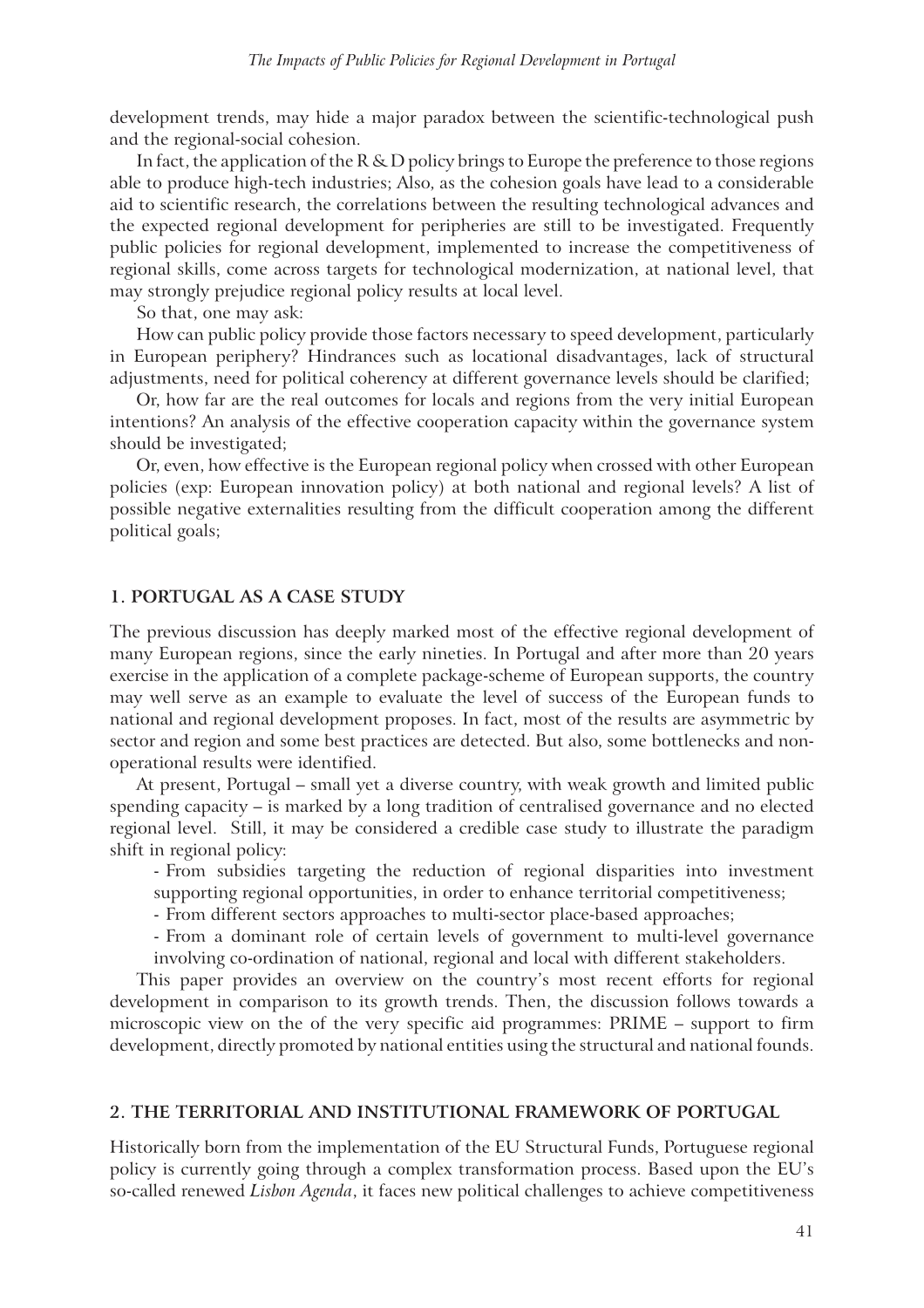development trends, may hide a major paradox between the scientific-technological push and the regional-social cohesion.

In fact, the application of the R & D policy brings to Europe the preference to those regions able to produce high-tech industries; Also, as the cohesion goals have lead to a considerable aid to scientific research, the correlations between the resulting technological advances and the expected regional development for peripheries are still to be investigated. Frequently public policies for regional development, implemented to increase the competitiveness of regional skills, come across targets for technological modernization, at national level, that may strongly prejudice regional policy results at local level.

So that, one may ask:

How can public policy provide those factors necessary to speed development, particularly in European periphery? Hindrances such as locational disadvantages, lack of structural adjustments, need for political coherency at different governance levels should be clarified;

Or, how far are the real outcomes for locals and regions from the very initial European intentions? An analysis of the effective cooperation capacity within the governance system should be investigated;

Or, even, how effective is the European regional policy when crossed with other European policies (exp: European innovation policy) at both national and regional levels? A list of possible negative externalities resulting from the difficult cooperation among the different political goals;

## 1. PORTUGAL AS A CASE STUDY

The previous discussion has deeply marked most of the effective regional development of many European regions, since the early nineties. In Portugal and after more than 20 years exercise in the application of a complete package-scheme of European supports, the country may well serve as an example to evaluate the level of success of the European funds to national and regional development proposes. In fact, most of the results are asymmetric by sector and region and some best practices are detected. But also, some bottlenecks and non-operational results were identified.

At present, Portugal – small yet a diverse country, with weak growth and limited public spending capacity – is marked by a long tradition of centralised governance and no elected regional level. Still, it may be considered a credible case study to illustrate the paradigm shift in regional policy:

- From subsidies targeting the reduction of regional disparities into investment supporting regional opportunities, in order to enhance territorial competitiveness;
- From different sectors approaches to multi-sector place-based approaches;
- From a dominant role of certain levels of government to multi-level governance involving co-ordination of national, regional and local with different stakeholders.

This paper provides an overview on the country's most recent efforts for regional development in comparison to its growth trends. Then, the discussion follows towards a microscopic view on the of the very specific aid programmes: PRIME – support to firm development, directly promoted by national entities using the structural and national founds.

## 2. THE TERRITORIAL AND INSTITUTIONAL FRAMEWORK OF PORTUGAL

Historically born from the implementation of the EU Structural Funds, Portuguese regional policy is currently going through a complex transformation process. Based upon the EU's so-called renewed *Lisbon Agenda*, it faces new political challenges to achieve competitiveness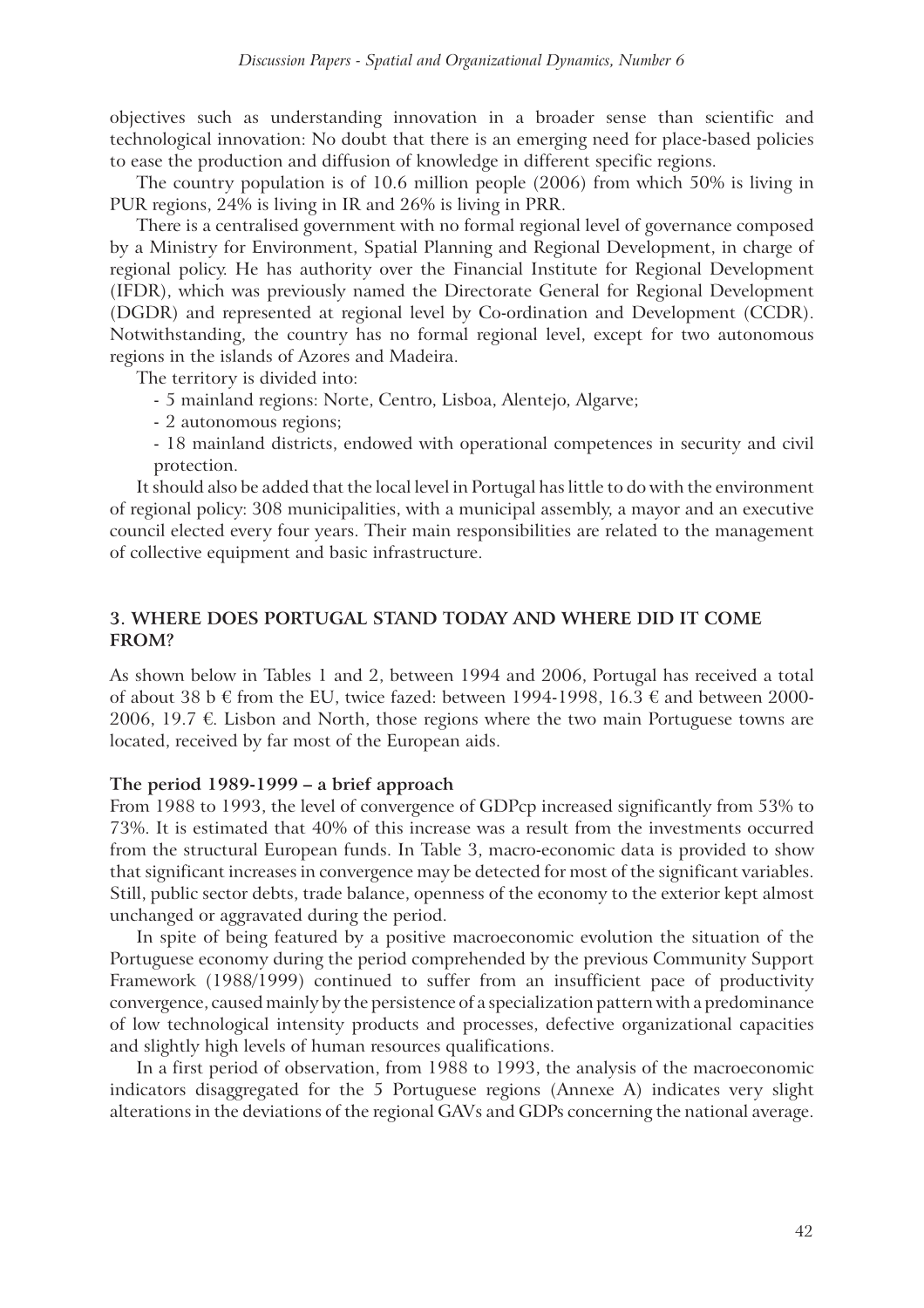objectives such as understanding innovation in a broader sense than scientific and technological innovation: No doubt that there is an emerging need for place-based policies to ease the production and diffusion of knowledge in different specific regions.

The country population is of 10.6 million people (2006) from which 50% is living in PUR regions, 24% is living in IR and 26% is living in PRR.

There is a centralised government with no formal regional level of governance composed by a Ministry for Environment, Spatial Planning and Regional Development, in charge of regional policy. He has authority over the Financial Institute for Regional Development (IFDR), which was previously named the Directorate General for Regional Development (DGDR) and represented at regional level by Co-ordination and Development (CCDR). Notwithstanding, the country has no formal regional level, except for two autonomous regions in the islands of Azores and Madeira.

The territory is divided into:

- 5 mainland regions: Norte, Centro, Lisboa, Alentejo, Algarve;
- 2 autonomous regions;
- 18 mainland districts, endowed with operational competences in security and civil protection.

It should also be added that the local level in Portugal has little to do with the environment of regional policy: 308 municipalities, with a municipal assembly, a mayor and an executive council elected every four years. Their main responsibilities are related to the management of collective equipment and basic infrastructure.

## 3. WHERE DOES PORTUGAL STAND TODAY AND WHERE DID IT COME FROM?

As shown below in Tables 1 and 2, between 1994 and 2006, Portugal has received a total of about 38 b € from the EU, twice fazed: between 1994-1998, 16.3 € and between 2000-2006, 19.7 €. Lisbon and North, those regions where the two main Portuguese towns are located, received by far most of the European aids.

### The period 1989-1999 – a brief approach

From 1988 to 1993, the level of convergence of GDPcp increased significantly from 53% to 73%. It is estimated that 40% of this increase was a result from the investments occurred from the structural European funds. In Table 3, macro-economic data is provided to show that significant increases in convergence may be detected for most of the significant variables. Still, public sector debts, trade balance, openness of the economy to the exterior kept almost unchanged or aggravated during the period.

In spite of being featured by a positive macroeconomic evolution the situation of the Portuguese economy during the period comprehended by the previous Community Support Framework (1988/1999) continued to suffer from an insufficient pace of productivity convergence, caused mainly by the persistence of a specialization pattern with a predominance of low technological intensity products and processes, defective organizational capacities and slightly high levels of human resources qualifications.

In a first period of observation, from 1988 to 1993, the analysis of the macroeconomic indicators disaggregated for the 5 Portuguese regions (Annexe A) indicates very slight alterations in the deviations of the regional GAVs and GDPs concerning the national average.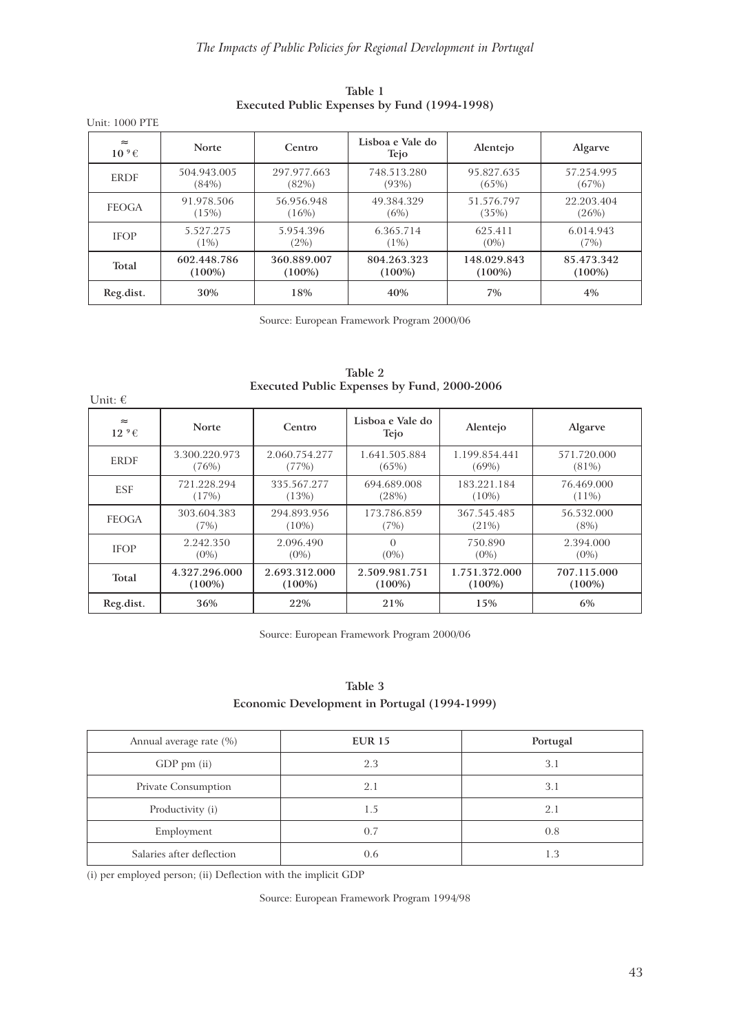**Table 1**
**Executed Public Expenses by Fund (1994-1998)**

Unit: 1000 PTE

| ≈ $10^9$ € | Norte | Centro | Lisboa e Vale do Tejo | Alentejo | Algarve |
|---|---|---|---|---|---|
| ERDF | 504.943.005 (84%) | 297.977.663 (82%) | 748.513.280 (93%) | 95.827.635 (65%) | 57.254.995 (67%) |
| FEOGA | 91.978.506 (15%) | 56.956.948 (16%) | 49.384.329 (6%) | 51.576.797 (35%) | 22.203.404 (26%) |
| IFOP | 5.527.275 (1%) | 5.954.396 (2%) | 6.365.714 (1%) | 625.411 (0%) | 6.014.943 (7%) |
| **Total** | **602.448.786 (100%)** | **360.889.007 (100%)** | **804.263.323 (100%)** | **148.029.843 (100%)** | **85.473.342 (100%)** |
| **Reg.dist.** | **30%** | **18%** | **40%** | **7%** | **4%** |

Source: European Framework Program 2000/06

**Table 2**
**Executed Public Expenses by Fund, 2000-2006**

Unit: €

| ≈ $12^9$ € | Norte | Centro | Lisboa e Vale do Tejo | Alentejo | Algarve |
|---|---|---|---|---|---|
| ERDF | 3.300.220.973 (76%) | 2.060.754.277 (77%) | 1.641.505.884 (65%) | 1.199.854.441 (69%) | 571.720.000 (81%) |
| ESF | 721.228.294 (17%) | 335.567.277 (13%) | 694.689.008 (28%) | 183.221.184 (10%) | 76.469.000 (11%) |
| FEOGA | 303.604.383 (7%) | 294.893.956 (10%) | 173.786.859 (7%) | 367.545.485 (21%) | 56.532.000 (8%) |
| IFOP | 2.242.350 (0%) | 2.096.490 (0%) | 0 (0%) | 750.890 (0%) | 2.394.000 (0%) |
| **Total** | **4.327.296.000 (100%)** | **2.693.312.000 (100%)** | **2.509.981.751 (100%)** | **1.751.372.000 (100%)** | **707.115.000 (100%)** |
| **Reg.dist.** | **36%** | **22%** | **21%** | **15%** | **6%** |

Source: European Framework Program 2000/06

**Table 3**
**Economic Development in Portugal (1994-1999)**

| Annual average rate (%) | EUR 15 | Portugal |
|---|---|---|
| GDP pm (ii) | 2.3 | 3.1 |
| Private Consumption | 2.1 | 3.1 |
| Productivity (i) | 1.5 | 2.1 |
| Employment | 0.7 | 0.8 |
| Salaries after deflection | 0.6 | 1.3 |

(i) per employed person; (ii) Deflection with the implicit GDP

Source: European Framework Program 1994/98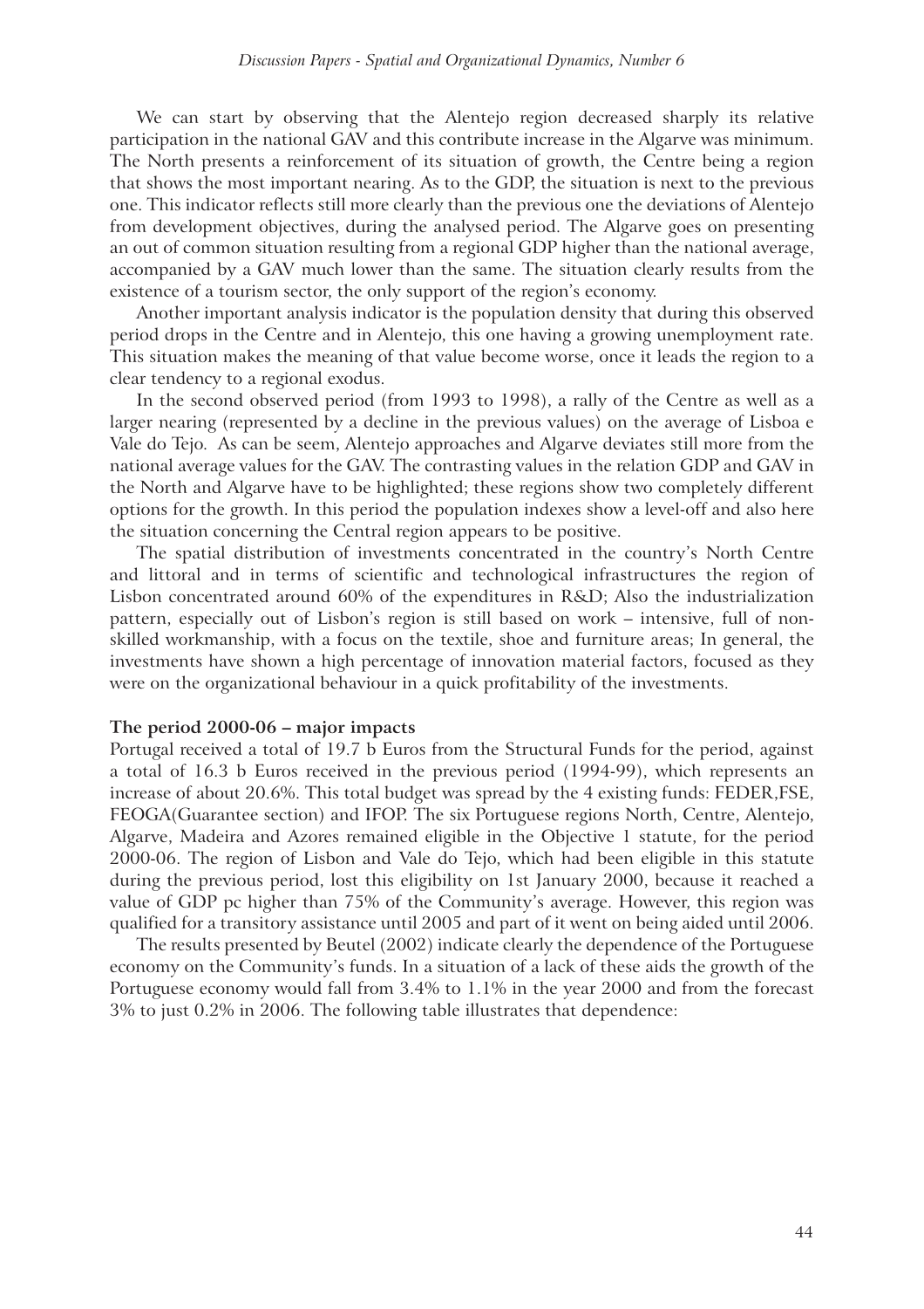We can start by observing that the Alentejo region decreased sharply its relative participation in the national GAV and this contribute increase in the Algarve was minimum. The North presents a reinforcement of its situation of growth, the Centre being a region that shows the most important nearing. As to the GDP, the situation is next to the previous one. This indicator reflects still more clearly than the previous one the deviations of Alentejo from development objectives, during the analysed period. The Algarve goes on presenting an out of common situation resulting from a regional GDP higher than the national average, accompanied by a GAV much lower than the same. The situation clearly results from the existence of a tourism sector, the only support of the region's economy.

Another important analysis indicator is the population density that during this observed period drops in the Centre and in Alentejo, this one having a growing unemployment rate. This situation makes the meaning of that value become worse, once it leads the region to a clear tendency to a regional exodus.

In the second observed period (from 1993 to 1998), a rally of the Centre as well as a larger nearing (represented by a decline in the previous values) on the average of Lisboa e Vale do Tejo. As can be seem, Alentejo approaches and Algarve deviates still more from the national average values for the GAV. The contrasting values in the relation GDP and GAV in the North and Algarve have to be highlighted; these regions show two completely different options for the growth. In this period the population indexes show a level-off and also here the situation concerning the Central region appears to be positive.

The spatial distribution of investments concentrated in the country's North Centre and littoral and in terms of scientific and technological infrastructures the region of Lisbon concentrated around 60% of the expenditures in R&D; Also the industrialization pattern, especially out of Lisbon's region is still based on work – intensive, full of non-skilled workmanship, with a focus on the textile, shoe and furniture areas; In general, the investments have shown a high percentage of innovation material factors, focused as they were on the organizational behaviour in a quick profitability of the investments.

**The period 2000-06 – major impacts**

Portugal received a total of 19.7 b Euros from the Structural Funds for the period, against a total of 16.3 b Euros received in the previous period (1994-99), which represents an increase of about 20.6%. This total budget was spread by the 4 existing funds: FEDER,FSE, FEOGA(Guarantee section) and IFOP. The six Portuguese regions North, Centre, Alentejo, Algarve, Madeira and Azores remained eligible in the Objective 1 statute, for the period 2000-06. The region of Lisbon and Vale do Tejo, which had been eligible in this statute during the previous period, lost this eligibility on 1st January 2000, because it reached a value of GDP pc higher than 75% of the Community's average. However, this region was qualified for a transitory assistance until 2005 and part of it went on being aided until 2006.

The results presented by Beutel (2002) indicate clearly the dependence of the Portuguese economy on the Community's funds. In a situation of a lack of these aids the growth of the Portuguese economy would fall from 3.4% to 1.1% in the year 2000 and from the forecast 3% to just 0.2% in 2006. The following table illustrates that dependence: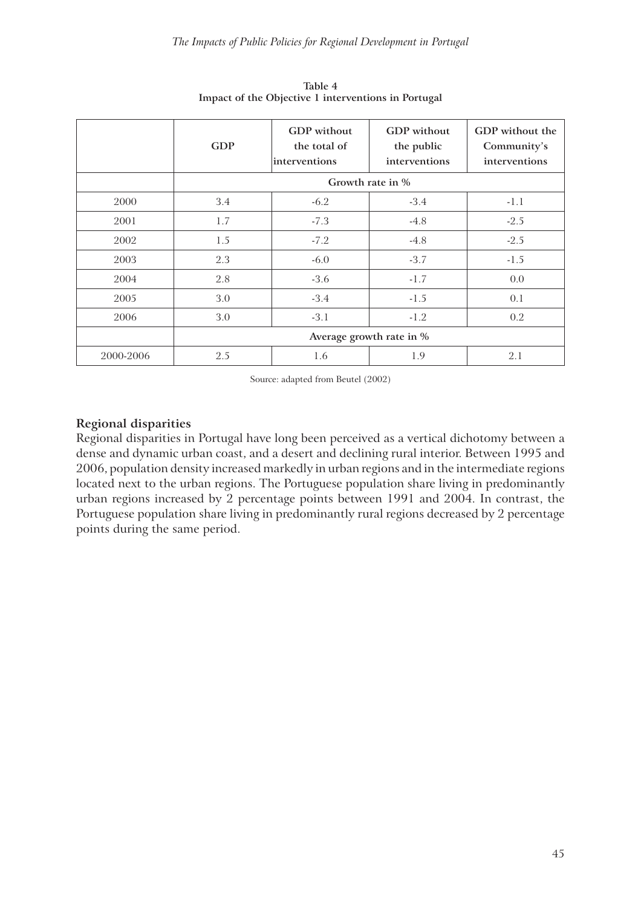**Table 4**
**Impact of the Objective 1 interventions in Portugal**

| | GDP | GDP without the total of interventions | GDP without the public interventions | GDP without the Community's interventions |
|---|---|---|---|---|
| | Growth rate in % | | | |
| 2000 | 3.4 | -6.2 | -3.4 | -1.1 |
| 2001 | 1.7 | -7.3 | -4.8 | -2.5 |
| 2002 | 1.5 | -7.2 | -4.8 | -2.5 |
| 2003 | 2.3 | -6.0 | -3.7 | -1.5 |
| 2004 | 2.8 | -3.6 | -1.7 | 0.0 |
| 2005 | 3.0 | -3.4 | -1.5 | 0.1 |
| 2006 | 3.0 | -3.1 | -1.2 | 0.2 |
| | Average growth rate in % | | | |
| 2000-2006 | 2.5 | 1.6 | 1.9 | 2.1 |

Source: adapted from Beutel (2002)

## Regional disparities

Regional disparities in Portugal have long been perceived as a vertical dichotomy between a dense and dynamic urban coast, and a desert and declining rural interior. Between 1995 and 2006, population density increased markedly in urban regions and in the intermediate regions located next to the urban regions. The Portuguese population share living in predominantly urban regions increased by 2 percentage points between 1991 and 2004. In contrast, the Portuguese population share living in predominantly rural regions decreased by 2 percentage points during the same period.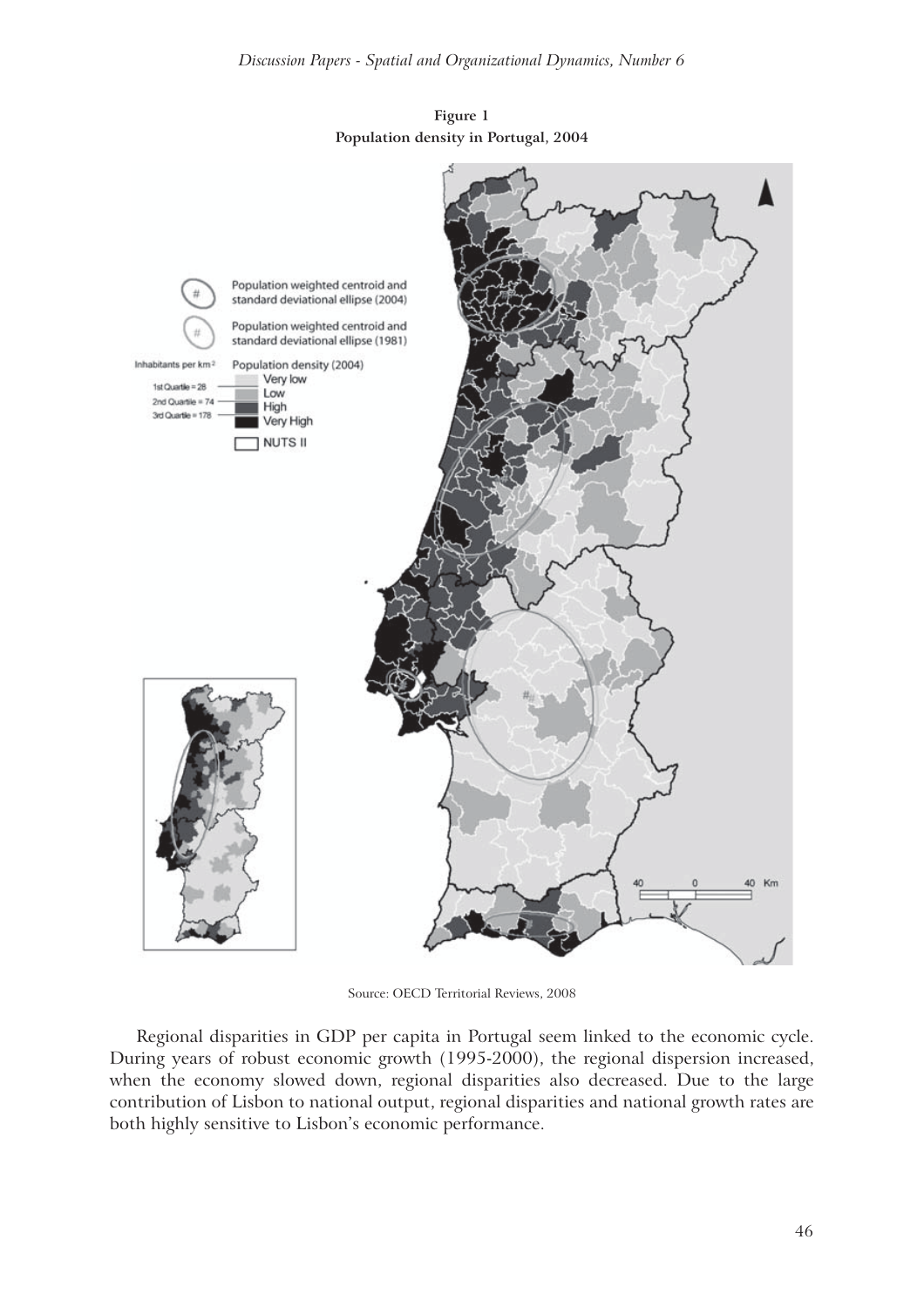**Figure 1**
**Population density in Portugal, 2004**

Source: OECD Territorial Reviews, 2008

Regional disparities in GDP per capita in Portugal seem linked to the economic cycle. During years of robust economic growth (1995-2000), the regional dispersion increased, when the economy slowed down, regional disparities also decreased. Due to the large contribution of Lisbon to national output, regional disparities and national growth rates are both highly sensitive to Lisbon's economic performance.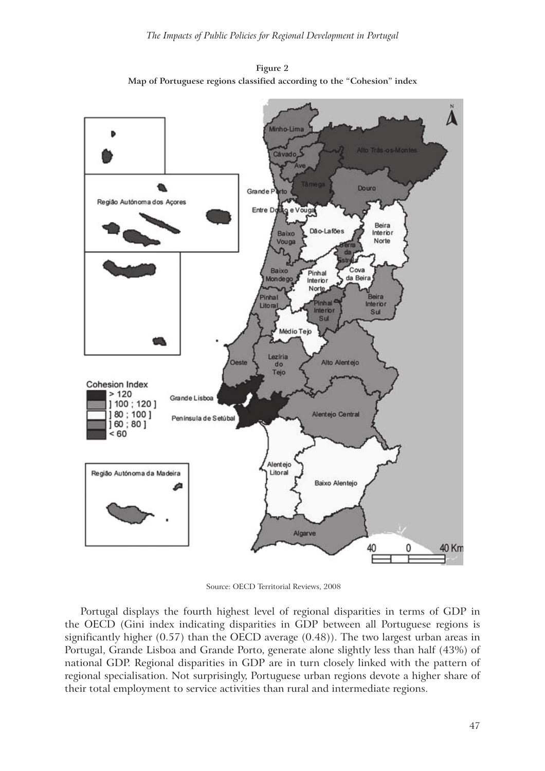**Figure 2**
**Map of Portuguese regions classified according to the "Cohesion" index**

Source: OECD Territorial Reviews, 2008

Portugal displays the fourth highest level of regional disparities in terms of GDP in the OECD (Gini index indicating disparities in GDP between all Portuguese regions is significantly higher (0.57) than the OECD average (0.48)). The two largest urban areas in Portugal, Grande Lisboa and Grande Porto, generate alone slightly less than half (43%) of national GDP. Regional disparities in GDP are in turn closely linked with the pattern of regional specialisation. Not surprisingly, Portuguese urban regions devote a higher share of their total employment to service activities than rural and intermediate regions.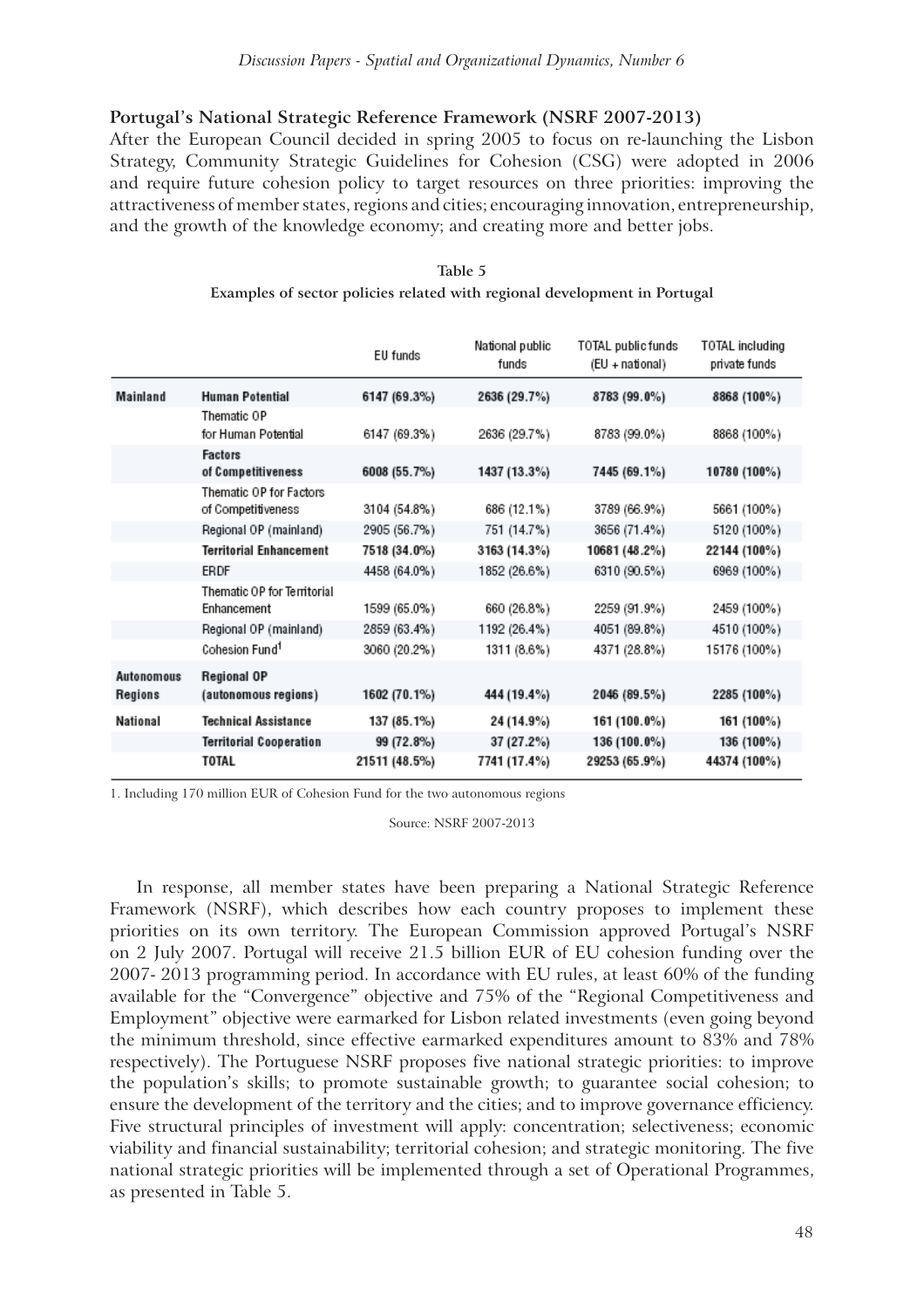**Portugal's National Strategic Reference Framework (NSRF 2007-2013)**

After the European Council decided in spring 2005 to focus on re-launching the Lisbon Strategy, Community Strategic Guidelines for Cohesion (CSG) were adopted in 2006 and require future cohesion policy to target resources on three priorities: improving the attractiveness of member states, regions and cities; encouraging innovation, entrepreneurship, and the growth of the knowledge economy; and creating more and better jobs.

**Table 5**
**Examples of sector policies related with regional development in Portugal**

| | | EU funds | National public funds | TOTAL public funds (EU + national) | TOTAL including private funds |
|---|---|---|---|---|---|
| **Mainland** | **Human Potential** | **6147 (69.3%)** | **2636 (29.7%)** | **8783 (99.0%)** | **8868 (100%)** |
| | Thematic OP for Human Potential | 6147 (69.3%) | 2636 (29.7%) | 8783 (99.0%) | 8868 (100%) |
| | **Factors of Competitiveness** | **6008 (55.7%)** | **1437 (13.3%)** | **7445 (69.1%)** | **10780 (100%)** |
| | Thematic OP for Factors of Competitiveness | 3104 (54.8%) | 686 (12.1%) | 3789 (66.9%) | 5661 (100%) |
| | Regional OP (mainland) | 2905 (56.7%) | 751 (14.7%) | 3656 (71.4%) | 5120 (100%) |
| | **Territorial Enhancement** | **7518 (34.0%)** | **3163 (14.3%)** | **10681 (48.2%)** | **22144 (100%)** |
| | ERDF | 4458 (64.0%) | 1852 (26.6%) | 6310 (90.5%) | 6969 (100%) |
| | Thematic OP for Territorial Enhancement | 1599 (65.0%) | 660 (26.8%) | 2259 (91.9%) | 2459 (100%) |
| | Regional OP (mainland) | 2859 (63.4%) | 1192 (26.4%) | 4051 (89.8%) | 4510 (100%) |
| | Cohesion Fund[1] | 3060 (20.2%) | 1311 (8.6%) | 4371 (28.8%) | 15176 (100%) |
| **Autonomous Regions** | **Regional OP (autonomous regions)** | **1602 (70.1%)** | **444 (19.4%)** | **2046 (89.5%)** | **2285 (100%)** |
| **National** | **Technical Assistance** | **137 (85.1%)** | **24 (14.9%)** | **161 (100.0%)** | **161 (100%)** |
| | **Territorial Cooperation** | **99 (72.8%)** | **37 (27.2%)** | **136 (100.0%)** | **136 (100%)** |
| | **TOTAL** | **21511 (48.5%)** | **7741 (17.4%)** | **29253 (65.9%)** | **44374 (100%)** |

1. Including 170 million EUR of Cohesion Fund for the two autonomous regions

Source: NSRF 2007-2013

In response, all member states have been preparing a National Strategic Reference Framework (NSRF), which describes how each country proposes to implement these priorities on its own territory. The European Commission approved Portugal's NSRF on 2 July 2007. Portugal will receive 21.5 billion EUR of EU cohesion funding over the 2007- 2013 programming period. In accordance with EU rules, at least 60% of the funding available for the "Convergence" objective and 75% of the "Regional Competitiveness and Employment" objective were earmarked for Lisbon related investments (even going beyond the minimum threshold, since effective earmarked expenditures amount to 83% and 78% respectively). The Portuguese NSRF proposes five national strategic priorities: to improve the population's skills; to promote sustainable growth; to guarantee social cohesion; to ensure the development of the territory and the cities; and to improve governance efficiency. Five structural principles of investment will apply: concentration; selectiveness; economic viability and financial sustainability; territorial cohesion; and strategic monitoring. The five national strategic priorities will be implemented through a set of Operational Programmes, as presented in Table 5.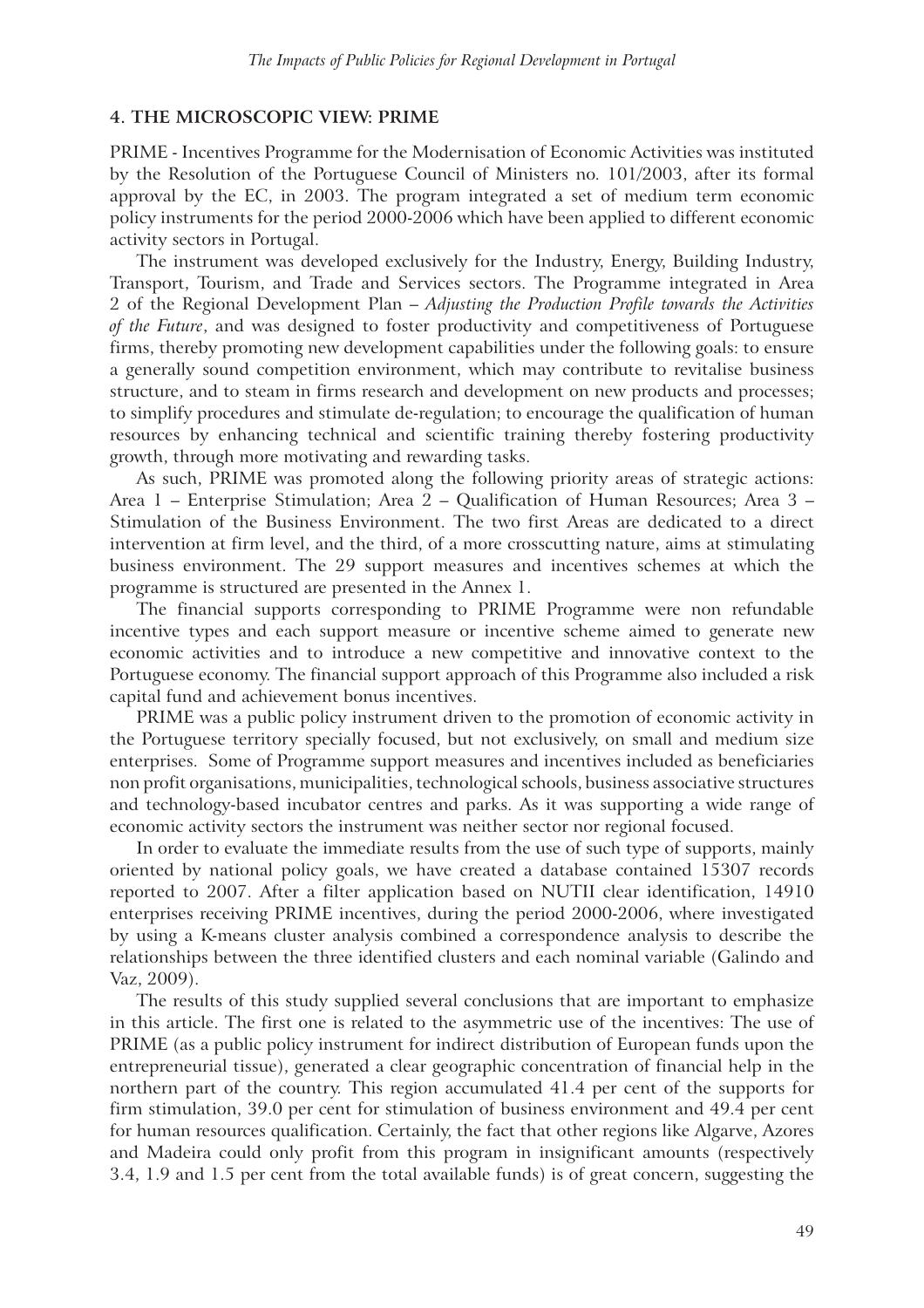## 4. THE MICROSCOPIC VIEW: PRIME

PRIME - Incentives Programme for the Modernisation of Economic Activities was instituted by the Resolution of the Portuguese Council of Ministers no. 101/2003, after its formal approval by the EC, in 2003. The program integrated a set of medium term economic policy instruments for the period 2000-2006 which have been applied to different economic activity sectors in Portugal.

The instrument was developed exclusively for the Industry, Energy, Building Industry, Transport, Tourism, and Trade and Services sectors. The Programme integrated in Area 2 of the Regional Development Plan – *Adjusting the Production Profile towards the Activities of the Future*, and was designed to foster productivity and competitiveness of Portuguese firms, thereby promoting new development capabilities under the following goals: to ensure a generally sound competition environment, which may contribute to revitalise business structure, and to steam in firms research and development on new products and processes; to simplify procedures and stimulate de-regulation; to encourage the qualification of human resources by enhancing technical and scientific training thereby fostering productivity growth, through more motivating and rewarding tasks.

As such, PRIME was promoted along the following priority areas of strategic actions: Area 1 – Enterprise Stimulation; Area 2 – Qualification of Human Resources; Area 3 – Stimulation of the Business Environment. The two first Areas are dedicated to a direct intervention at firm level, and the third, of a more crosscutting nature, aims at stimulating business environment. The 29 support measures and incentives schemes at which the programme is structured are presented in the Annex 1.

The financial supports corresponding to PRIME Programme were non refundable incentive types and each support measure or incentive scheme aimed to generate new economic activities and to introduce a new competitive and innovative context to the Portuguese economy. The financial support approach of this Programme also included a risk capital fund and achievement bonus incentives.

PRIME was a public policy instrument driven to the promotion of economic activity in the Portuguese territory specially focused, but not exclusively, on small and medium size enterprises. Some of Programme support measures and incentives included as beneficiaries non profit organisations, municipalities, technological schools, business associative structures and technology-based incubator centres and parks. As it was supporting a wide range of economic activity sectors the instrument was neither sector nor regional focused.

In order to evaluate the immediate results from the use of such type of supports, mainly oriented by national policy goals, we have created a database contained 15307 records reported to 2007. After a filter application based on NUTII clear identification, 14910 enterprises receiving PRIME incentives, during the period 2000-2006, where investigated by using a K-means cluster analysis combined a correspondence analysis to describe the relationships between the three identified clusters and each nominal variable (Galindo and Vaz, 2009).

The results of this study supplied several conclusions that are important to emphasize in this article. The first one is related to the asymmetric use of the incentives: The use of PRIME (as a public policy instrument for indirect distribution of European funds upon the entrepreneurial tissue), generated a clear geographic concentration of financial help in the northern part of the country. This region accumulated 41.4 per cent of the supports for firm stimulation, 39.0 per cent for stimulation of business environment and 49.4 per cent for human resources qualification. Certainly, the fact that other regions like Algarve, Azores and Madeira could only profit from this program in insignificant amounts (respectively 3.4, 1.9 and 1.5 per cent from the total available funds) is of great concern, suggesting the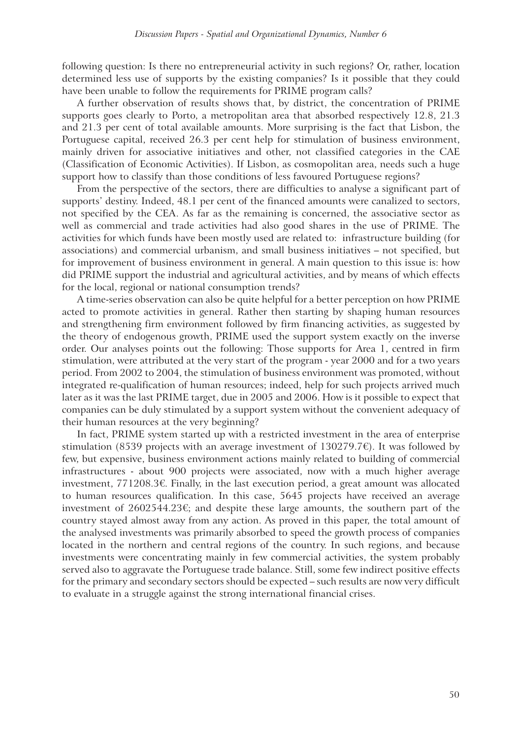following question: Is there no entrepreneurial activity in such regions? Or, rather, location determined less use of supports by the existing companies? Is it possible that they could have been unable to follow the requirements for PRIME program calls?

A further observation of results shows that, by district, the concentration of PRIME supports goes clearly to Porto, a metropolitan area that absorbed respectively 12.8, 21.3 and 21.3 per cent of total available amounts. More surprising is the fact that Lisbon, the Portuguese capital, received 26.3 per cent help for stimulation of business environment, mainly driven for associative initiatives and other, not classified categories in the CAE (Classification of Economic Activities). If Lisbon, as cosmopolitan area, needs such a huge support how to classify than those conditions of less favoured Portuguese regions?

From the perspective of the sectors, there are difficulties to analyse a significant part of supports' destiny. Indeed, 48.1 per cent of the financed amounts were canalized to sectors, not specified by the CEA. As far as the remaining is concerned, the associative sector as well as commercial and trade activities had also good shares in the use of PRIME. The activities for which funds have been mostly used are related to: infrastructure building (for associations) and commercial urbanism, and small business initiatives – not specified, but for improvement of business environment in general. A main question to this issue is: how did PRIME support the industrial and agricultural activities, and by means of which effects for the local, regional or national consumption trends?

A time-series observation can also be quite helpful for a better perception on how PRIME acted to promote activities in general. Rather then starting by shaping human resources and strengthening firm environment followed by firm financing activities, as suggested by the theory of endogenous growth, PRIME used the support system exactly on the inverse order. Our analyses points out the following: Those supports for Area 1, centred in firm stimulation, were attributed at the very start of the program - year 2000 and for a two years period. From 2002 to 2004, the stimulation of business environment was promoted, without integrated re-qualification of human resources; indeed, help for such projects arrived much later as it was the last PRIME target, due in 2005 and 2006. How is it possible to expect that companies can be duly stimulated by a support system without the convenient adequacy of their human resources at the very beginning?

In fact, PRIME system started up with a restricted investment in the area of enterprise stimulation (8539 projects with an average investment of 130279.7€). It was followed by few, but expensive, business environment actions mainly related to building of commercial infrastructures - about 900 projects were associated, now with a much higher average investment, 771208.3€. Finally, in the last execution period, a great amount was allocated to human resources qualification. In this case, 5645 projects have received an average investment of 2602544.23€; and despite these large amounts, the southern part of the country stayed almost away from any action. As proved in this paper, the total amount of the analysed investments was primarily absorbed to speed the growth process of companies located in the northern and central regions of the country. In such regions, and because investments were concentrating mainly in few commercial activities, the system probably served also to aggravate the Portuguese trade balance. Still, some few indirect positive effects for the primary and secondary sectors should be expected – such results are now very difficult to evaluate in a struggle against the strong international financial crises.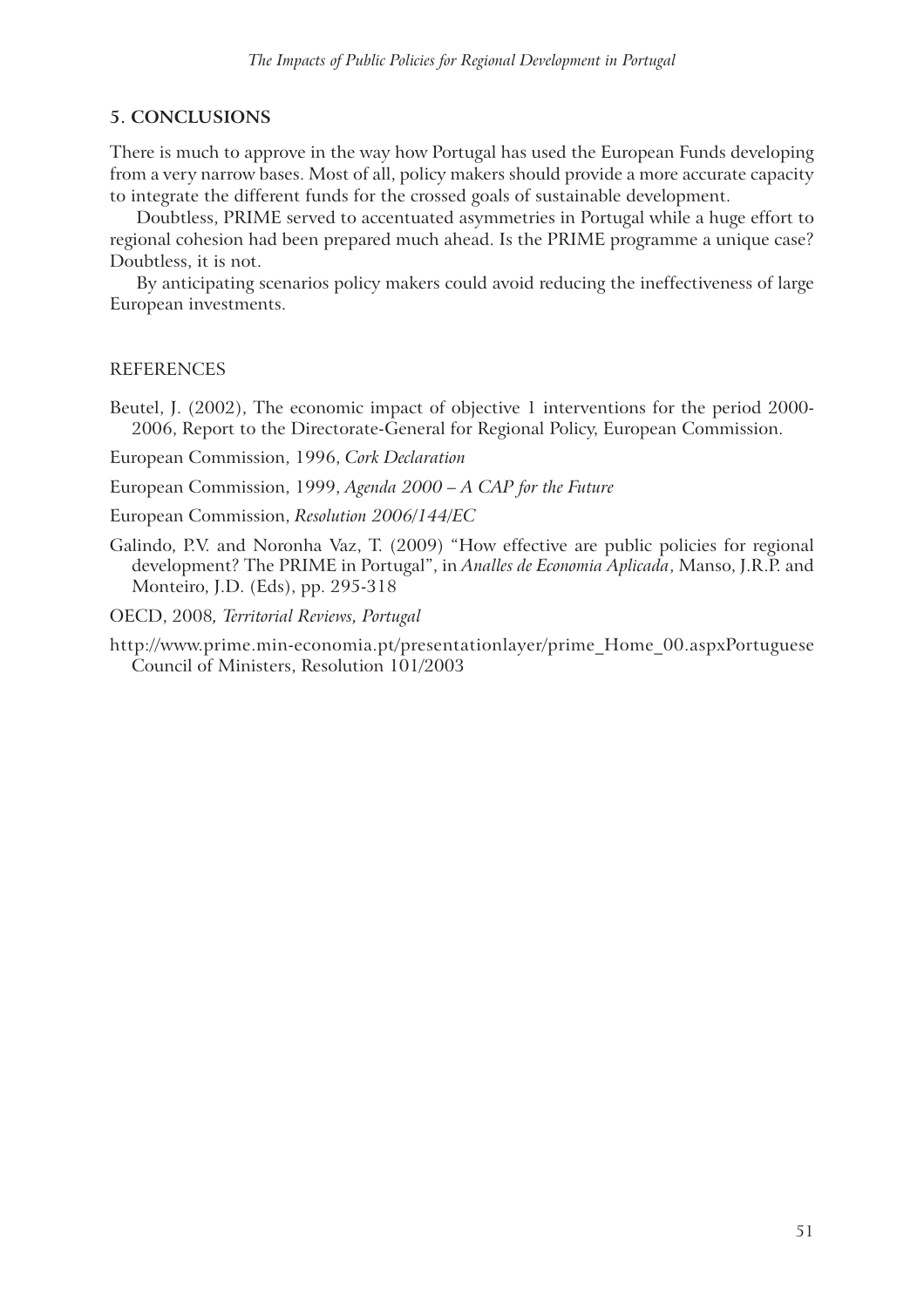## 5. CONCLUSIONS

There is much to approve in the way how Portugal has used the European Funds developing from a very narrow bases. Most of all, policy makers should provide a more accurate capacity to integrate the different funds for the crossed goals of sustainable development.

Doubtless, PRIME served to accentuated asymmetries in Portugal while a huge effort to regional cohesion had been prepared much ahead. Is the PRIME programme a unique case? Doubtless, it is not.

By anticipating scenarios policy makers could avoid reducing the ineffectiveness of large European investments.

## REFERENCES

Beutel, J. (2002), The economic impact of objective 1 interventions for the period 2000-2006, Report to the Directorate-General for Regional Policy, European Commission.

European Commission, 1996, *Cork Declaration*

European Commission, 1999, *Agenda 2000 – A CAP for the Future*

European Commission, *Resolution 2006/144/EC*

Galindo, P.V. and Noronha Vaz, T. (2009) "How effective are public policies for regional development? The PRIME in Portugal", in *Analles de Economia Aplicada*, Manso, J.R.P. and Monteiro, J.D. (Eds), pp. 295-318

OECD, 2008, *Territorial Reviews, Portugal*

http://www.prime.min-economia.pt/presentationlayer/prime_Home_00.aspxPortuguese Council of Ministers, Resolution 101/2003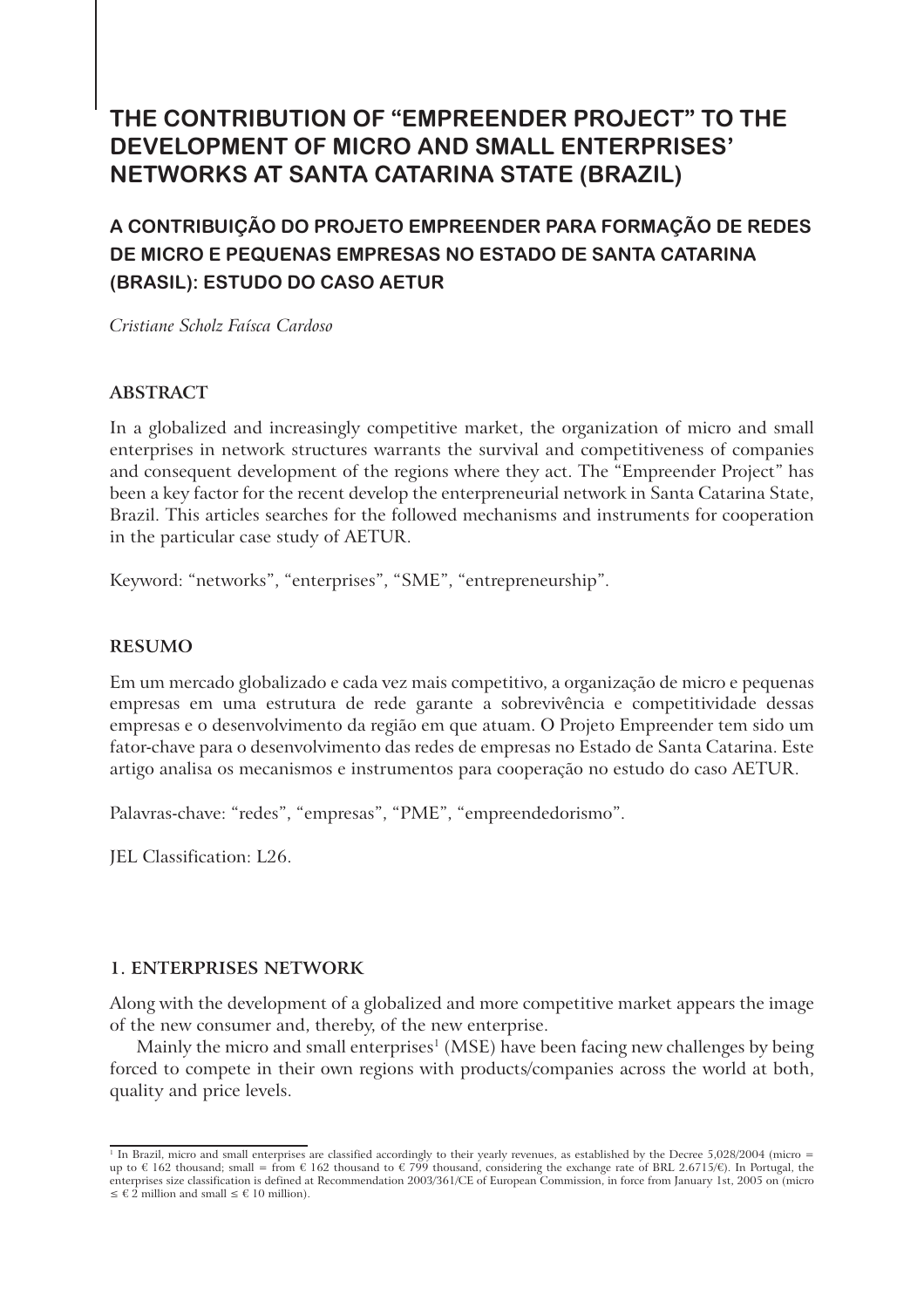# THE CONTRIBUTION OF "EMPREENDER PROJECT" TO THE DEVELOPMENT OF MICRO AND SMALL ENTERPRISES' NETWORKS AT SANTA CATARINA STATE (BRAZIL)

## A CONTRIBUIÇÃO DO PROJETO EMPREENDER PARA FORMAÇÃO DE REDES DE MICRO E PEQUENAS EMPRESAS NO ESTADO DE SANTA CATARINA (BRASIL): ESTUDO DO CASO AETUR

*Cristiane Scholz Faísca Cardoso*

### ABSTRACT

In a globalized and increasingly competitive market, the organization of micro and small enterprises in network structures warrants the survival and competitiveness of companies and consequent development of the regions where they act. The "Empreender Project" has been a key factor for the recent develop the enterpreneurial network in Santa Catarina State, Brazil. This articles searches for the followed mechanisms and instruments for cooperation in the particular case study of AETUR.

Keyword: "networks", "enterprises", "SME", "entrepreneurship".

### RESUMO

Em um mercado globalizado e cada vez mais competitivo, a organização de micro e pequenas empresas em uma estrutura de rede garante a sobrevivência e competitividade dessas empresas e o desenvolvimento da região em que atuam. O Projeto Empreender tem sido um fator-chave para o desenvolvimento das redes de empresas no Estado de Santa Catarina. Este artigo analisa os mecanismos e instrumentos para cooperação no estudo do caso AETUR.

Palavras-chave: "redes", "empresas", "PME", "empreendedorismo".

JEL Classification: L26.

### 1. ENTERPRISES NETWORK

Along with the development of a globalized and more competitive market appears the image of the new consumer and, thereby, of the new enterprise.

Mainly the micro and small enterprises[1] (MSE) have been facing new challenges by being forced to compete in their own regions with products/companies across the world at both, quality and price levels.

---

[1] In Brazil, micro and small enterprises are classified accordingly to their yearly revenues, as established by the Decree 5,028/2004 (micro = up to € 162 thousand; small = from € 162 thousand to € 799 thousand, considering the exchange rate of BRL 2.6715/€). In Portugal, the enterprises size classification is defined at Recommendation 2003/361/CE of European Commission, in force from January 1st, 2005 on (micro ≤ € 2 million and small ≤ € 10 million).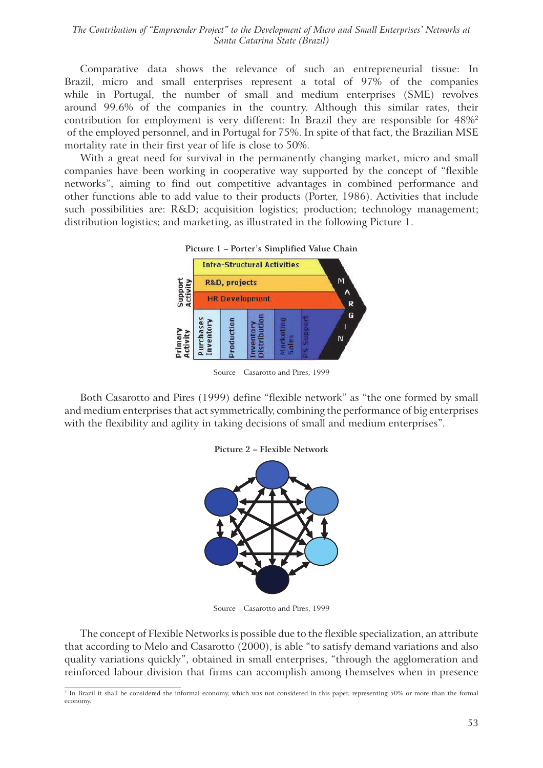Comparative data shows the relevance of such an entrepreneurial tissue: In Brazil, micro and small enterprises represent a total of 97% of the companies while in Portugal, the number of small and medium enterprises (SME) revolves around 99.6% of the companies in the country. Although this similar rates, their contribution for employment is very different: In Brazil they are responsible for 48%[2] of the employed personnel, and in Portugal for 75%. In spite of that fact, the Brazilian MSE mortality rate in their first year of life is close to 50%.

With a great need for survival in the permanently changing market, micro and small companies have been working in cooperative way supported by the concept of "flexible networks", aiming to find out competitive advantages in combined performance and other functions able to add value to their products (Porter, 1986). Activities that include such possibilities are: R&D; acquisition logistics; production; technology management; distribution logistics; and marketing, as illustrated in the following Picture 1.

**Picture 1 – Porter's Simplified Value Chain**

Source – Casarotto and Pires, 1999

Both Casarotto and Pires (1999) define "flexible network" as "the one formed by small and medium enterprises that act symmetrically, combining the performance of big enterprises with the flexibility and agility in taking decisions of small and medium enterprises".

**Picture 2 – Flexible Network**

Source – Casarotto and Pires, 1999

The concept of Flexible Networks is possible due to the flexible specialization, an attribute that according to Melo and Casarotto (2000), is able "to satisfy demand variations and also quality variations quickly", obtained in small enterprises, "through the agglomeration and reinforced labour division that firms can accomplish among themselves when in presence

[2] In Brazil it shall be considered the informal economy, which was not considered in this paper, representing 50% or more than the formal economy.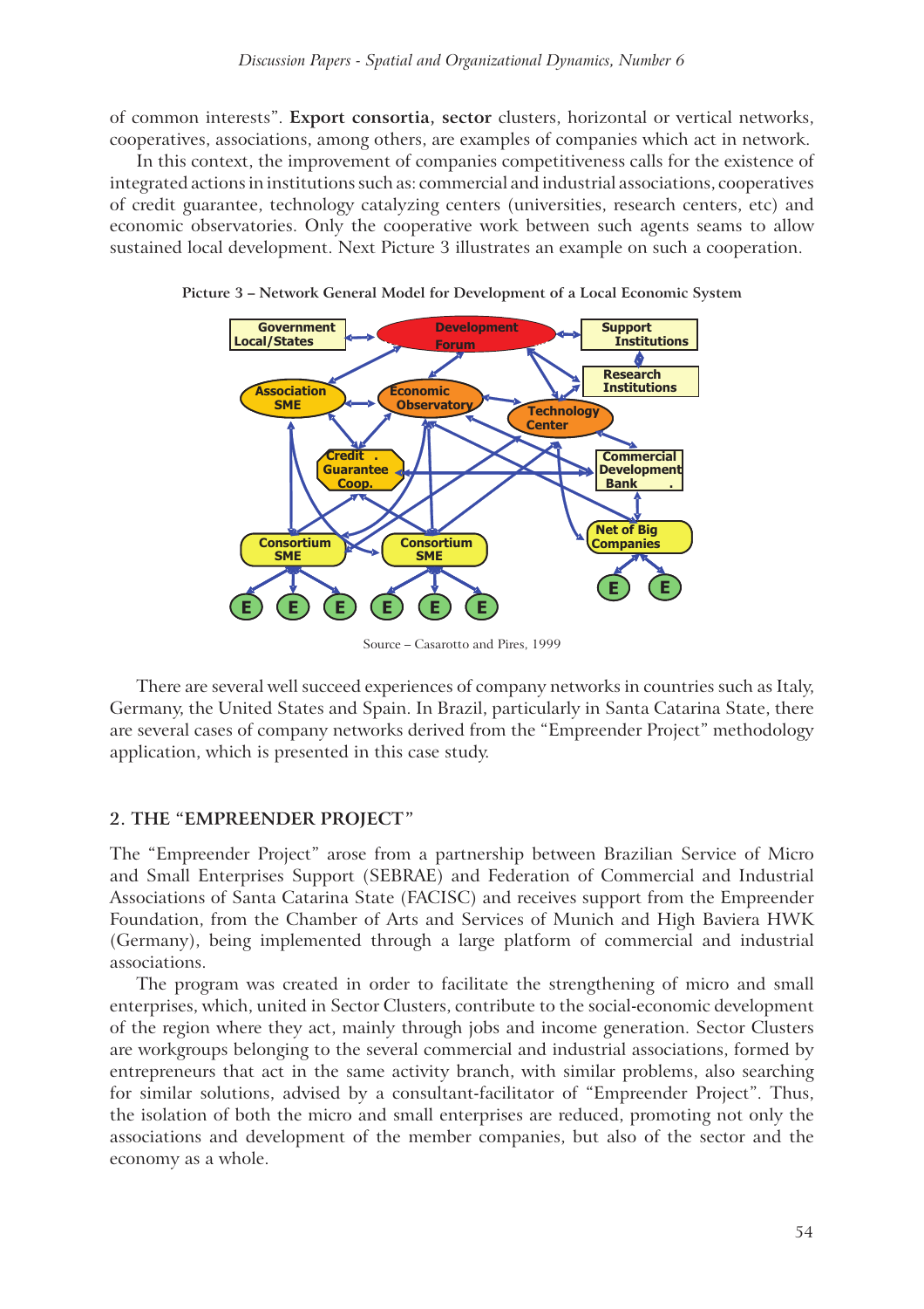of common interests". **Export consortia, sector** clusters, horizontal or vertical networks, cooperatives, associations, among others, are examples of companies which act in network.

In this context, the improvement of companies competitiveness calls for the existence of integrated actions in institutions such as: commercial and industrial associations, cooperatives of credit guarantee, technology catalyzing centers (universities, research centers, etc) and economic observatories. Only the cooperative work between such agents seams to allow sustained local development. Next Picture 3 illustrates an example on such a cooperation.

**Picture 3 – Network General Model for Development of a Local Economic System**

Source – Casarotto and Pires, 1999

There are several well succeed experiences of company networks in countries such as Italy, Germany, the United States and Spain. In Brazil, particularly in Santa Catarina State, there are several cases of company networks derived from the "Empreender Project" methodology application, which is presented in this case study.

## 2. THE "EMPREENDER PROJECT"

The "Empreender Project" arose from a partnership between Brazilian Service of Micro and Small Enterprises Support (SEBRAE) and Federation of Commercial and Industrial Associations of Santa Catarina State (FACISC) and receives support from the Empreender Foundation, from the Chamber of Arts and Services of Munich and High Baviera HWK (Germany), being implemented through a large platform of commercial and industrial associations.

The program was created in order to facilitate the strengthening of micro and small enterprises, which, united in Sector Clusters, contribute to the social-economic development of the region where they act, mainly through jobs and income generation. Sector Clusters are workgroups belonging to the several commercial and industrial associations, formed by entrepreneurs that act in the same activity branch, with similar problems, also searching for similar solutions, advised by a consultant-facilitator of "Empreender Project". Thus, the isolation of both the micro and small enterprises are reduced, promoting not only the associations and development of the member companies, but also of the sector and the economy as a whole.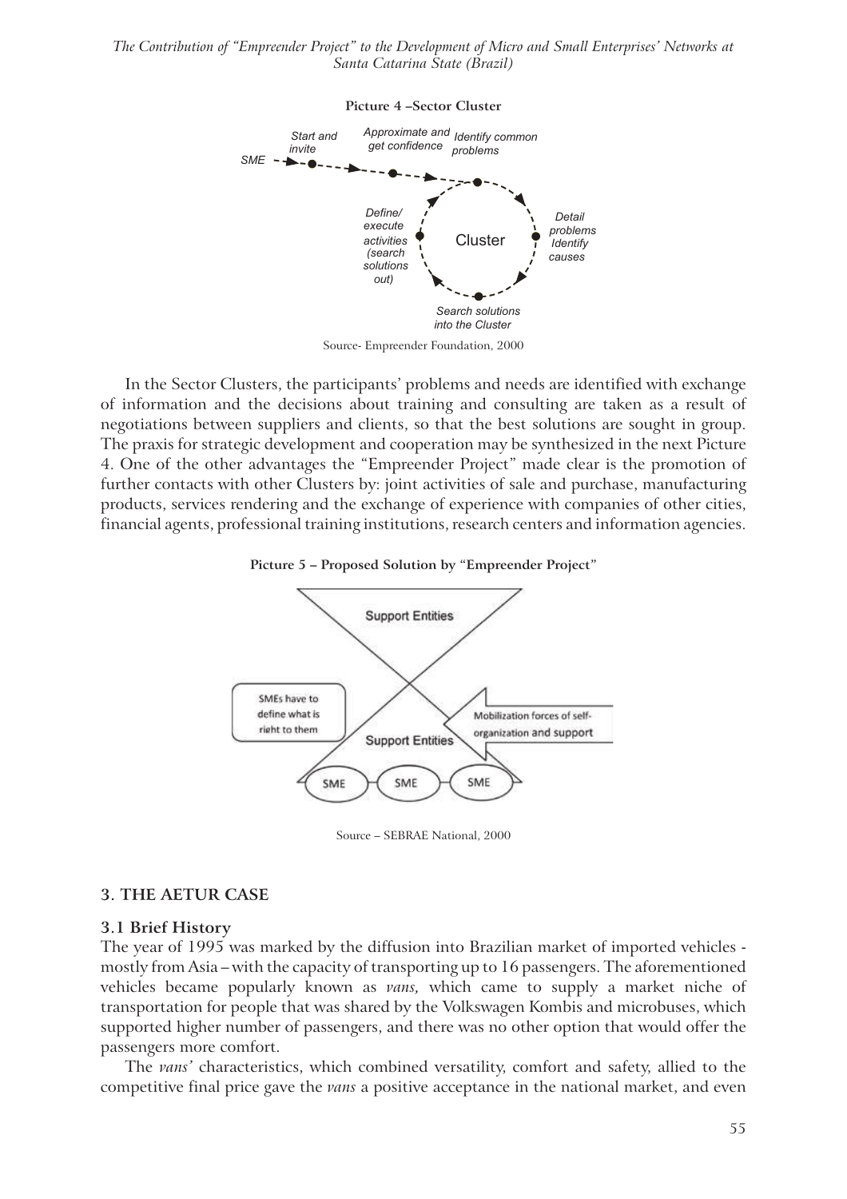**Picture 4 –Sector Cluster**

SME — Start and invite — Approximate and get confidence — Identify common problems — Detail problems Identify causes — Search solutions into the Cluster — Define/ execute activities (search solutions out) — Cluster

Source- Empreender Foundation, 2000

In the Sector Clusters, the participants' problems and needs are identified with exchange of information and the decisions about training and consulting are taken as a result of negotiations between suppliers and clients, so that the best solutions are sought in group. The praxis for strategic development and cooperation may be synthesized in the next Picture 4. One of the other advantages the "Empreender Project" made clear is the promotion of further contacts with other Clusters by: joint activities of sale and purchase, manufacturing products, services rendering and the exchange of experience with companies of other cities, financial agents, professional training institutions, research centers and information agencies.

**Picture 5 – Proposed Solution by "Empreender Project"**

Support Entities — SMEs have to define what is right to them — Mobilization forces of self-organization and support — Support Entities — SME — SME — SME

Source – SEBRAE National, 2000

## 3. THE AETUR CASE

### 3.1 Brief History

The year of 1995 was marked by the diffusion into Brazilian market of imported vehicles - mostly from Asia – with the capacity of transporting up to 16 passengers. The aforementioned vehicles became popularly known as *vans,* which came to supply a market niche of transportation for people that was shared by the Volkswagen Kombis and microbuses, which supported higher number of passengers, and there was no other option that would offer the passengers more comfort.

The *vans'* characteristics, which combined versatility, comfort and safety, allied to the competitive final price gave the *vans* a positive acceptance in the national market, and even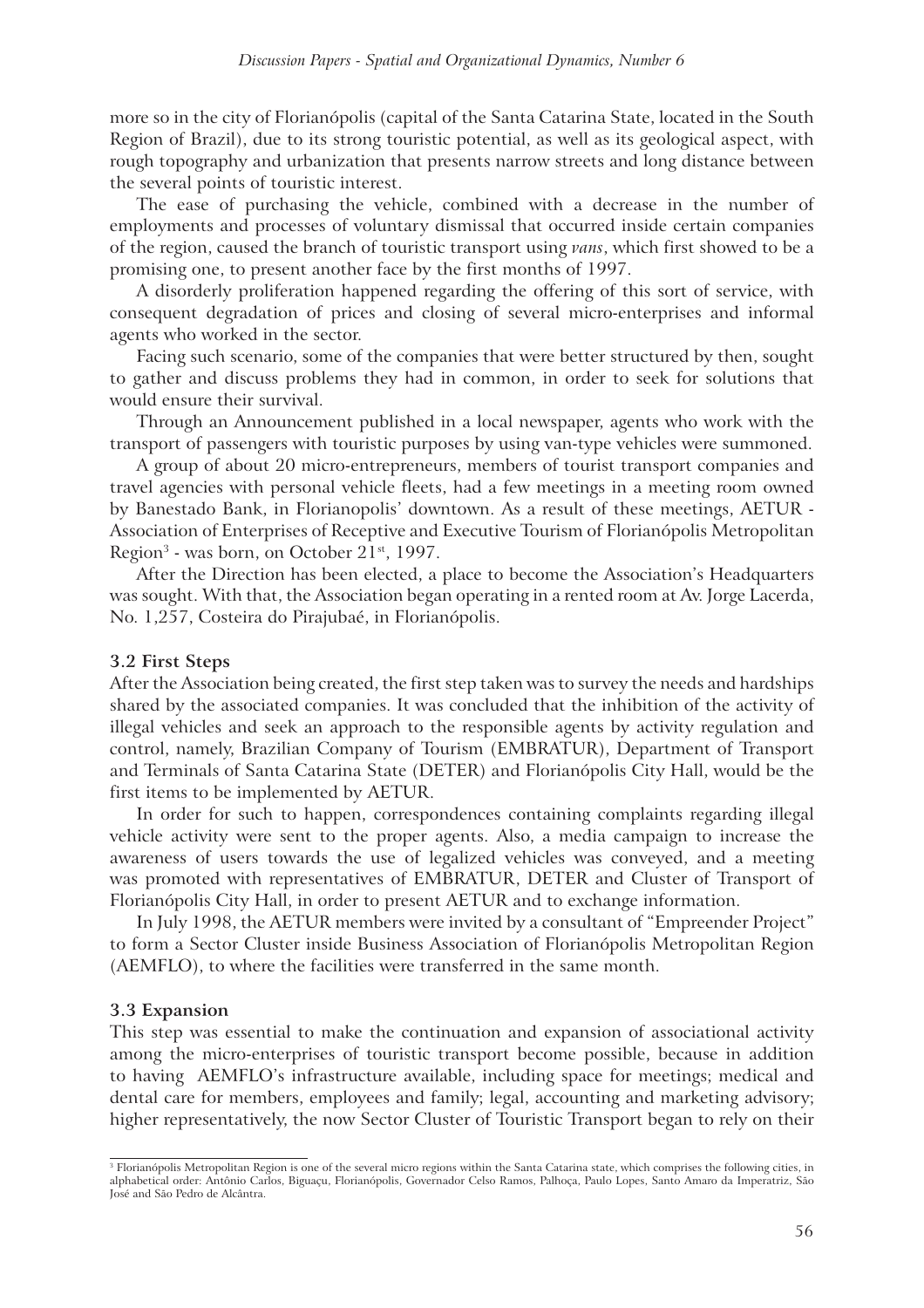more so in the city of Florianópolis (capital of the Santa Catarina State, located in the South Region of Brazil), due to its strong touristic potential, as well as its geological aspect, with rough topography and urbanization that presents narrow streets and long distance between the several points of touristic interest.

The ease of purchasing the vehicle, combined with a decrease in the number of employments and processes of voluntary dismissal that occurred inside certain companies of the region, caused the branch of touristic transport using *vans*, which first showed to be a promising one, to present another face by the first months of 1997.

A disorderly proliferation happened regarding the offering of this sort of service, with consequent degradation of prices and closing of several micro-enterprises and informal agents who worked in the sector.

Facing such scenario, some of the companies that were better structured by then, sought to gather and discuss problems they had in common, in order to seek for solutions that would ensure their survival.

Through an Announcement published in a local newspaper, agents who work with the transport of passengers with touristic purposes by using van-type vehicles were summoned.

A group of about 20 micro-entrepreneurs, members of tourist transport companies and travel agencies with personal vehicle fleets, had a few meetings in a meeting room owned by Banestado Bank, in Florianopolis' downtown. As a result of these meetings, AETUR - Association of Enterprises of Receptive and Executive Tourism of Florianópolis Metropolitan Region[3] - was born, on October 21st, 1997.

After the Direction has been elected, a place to become the Association's Headquarters was sought. With that, the Association began operating in a rented room at Av. Jorge Lacerda, No. 1,257, Costeira do Pirajubaé, in Florianópolis.

### 3.2 First Steps

After the Association being created, the first step taken was to survey the needs and hardships shared by the associated companies. It was concluded that the inhibition of the activity of illegal vehicles and seek an approach to the responsible agents by activity regulation and control, namely, Brazilian Company of Tourism (EMBRATUR), Department of Transport and Terminals of Santa Catarina State (DETER) and Florianópolis City Hall, would be the first items to be implemented by AETUR.

In order for such to happen, correspondences containing complaints regarding illegal vehicle activity were sent to the proper agents. Also, a media campaign to increase the awareness of users towards the use of legalized vehicles was conveyed, and a meeting was promoted with representatives of EMBRATUR, DETER and Cluster of Transport of Florianópolis City Hall, in order to present AETUR and to exchange information.

In July 1998, the AETUR members were invited by a consultant of "Empreender Project" to form a Sector Cluster inside Business Association of Florianópolis Metropolitan Region (AEMFLO), to where the facilities were transferred in the same month.

### 3.3 Expansion

This step was essential to make the continuation and expansion of associational activity among the micro-enterprises of touristic transport become possible, because in addition to having AEMFLO's infrastructure available, including space for meetings; medical and dental care for members, employees and family; legal, accounting and marketing advisory; higher representatively, the now Sector Cluster of Touristic Transport began to rely on their

---

[3] Florianópolis Metropolitan Region is one of the several micro regions within the Santa Catarina state, which comprises the following cities, in alphabetical order: Antônio Carlos, Biguaçu, Florianópolis, Governador Celso Ramos, Palhoça, Paulo Lopes, Santo Amaro da Imperatriz, São José and São Pedro de Alcântra.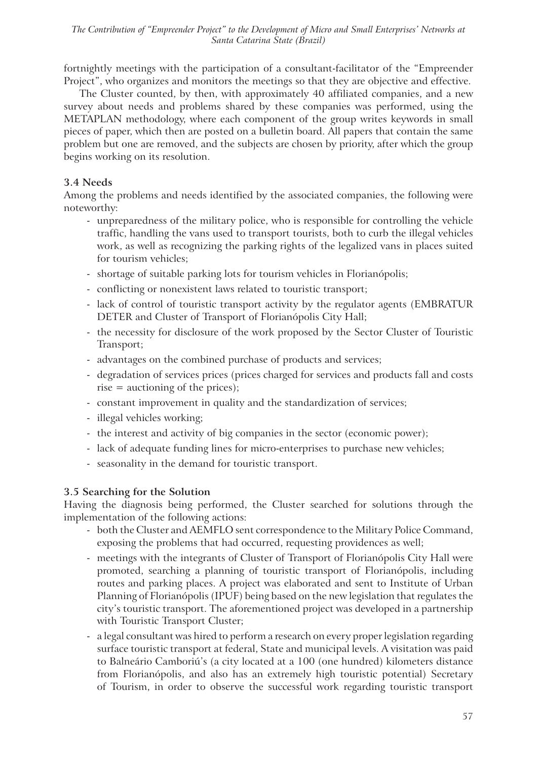fortnightly meetings with the participation of a consultant-facilitator of the "Empreender Project", who organizes and monitors the meetings so that they are objective and effective.

The Cluster counted, by then, with approximately 40 affiliated companies, and a new survey about needs and problems shared by these companies was performed, using the METAPLAN methodology, where each component of the group writes keywords in small pieces of paper, which then are posted on a bulletin board. All papers that contain the same problem but one are removed, and the subjects are chosen by priority, after which the group begins working on its resolution.

### 3.4 Needs

Among the problems and needs identified by the associated companies, the following were noteworthy:

- unpreparedness of the military police, who is responsible for controlling the vehicle traffic, handling the vans used to transport tourists, both to curb the illegal vehicles work, as well as recognizing the parking rights of the legalized vans in places suited for tourism vehicles;
- shortage of suitable parking lots for tourism vehicles in Florianópolis;
- conflicting or nonexistent laws related to touristic transport;
- lack of control of touristic transport activity by the regulator agents (EMBRATUR DETER and Cluster of Transport of Florianópolis City Hall;
- the necessity for disclosure of the work proposed by the Sector Cluster of Touristic Transport;
- advantages on the combined purchase of products and services;
- degradation of services prices (prices charged for services and products fall and costs rise = auctioning of the prices);
- constant improvement in quality and the standardization of services;
- illegal vehicles working;
- the interest and activity of big companies in the sector (economic power);
- lack of adequate funding lines for micro-enterprises to purchase new vehicles;
- seasonality in the demand for touristic transport.

### 3.5 Searching for the Solution

Having the diagnosis being performed, the Cluster searched for solutions through the implementation of the following actions:

- both the Cluster and AEMFLO sent correspondence to the Military Police Command, exposing the problems that had occurred, requesting providences as well;
- meetings with the integrants of Cluster of Transport of Florianópolis City Hall were promoted, searching a planning of touristic transport of Florianópolis, including routes and parking places. A project was elaborated and sent to Institute of Urban Planning of Florianópolis (IPUF) being based on the new legislation that regulates the city's touristic transport. The aforementioned project was developed in a partnership with Touristic Transport Cluster;
- a legal consultant was hired to perform a research on every proper legislation regarding surface touristic transport at federal, State and municipal levels. A visitation was paid to Balneário Camboriú's (a city located at a 100 (one hundred) kilometers distance from Florianópolis, and also has an extremely high touristic potential) Secretary of Tourism, in order to observe the successful work regarding touristic transport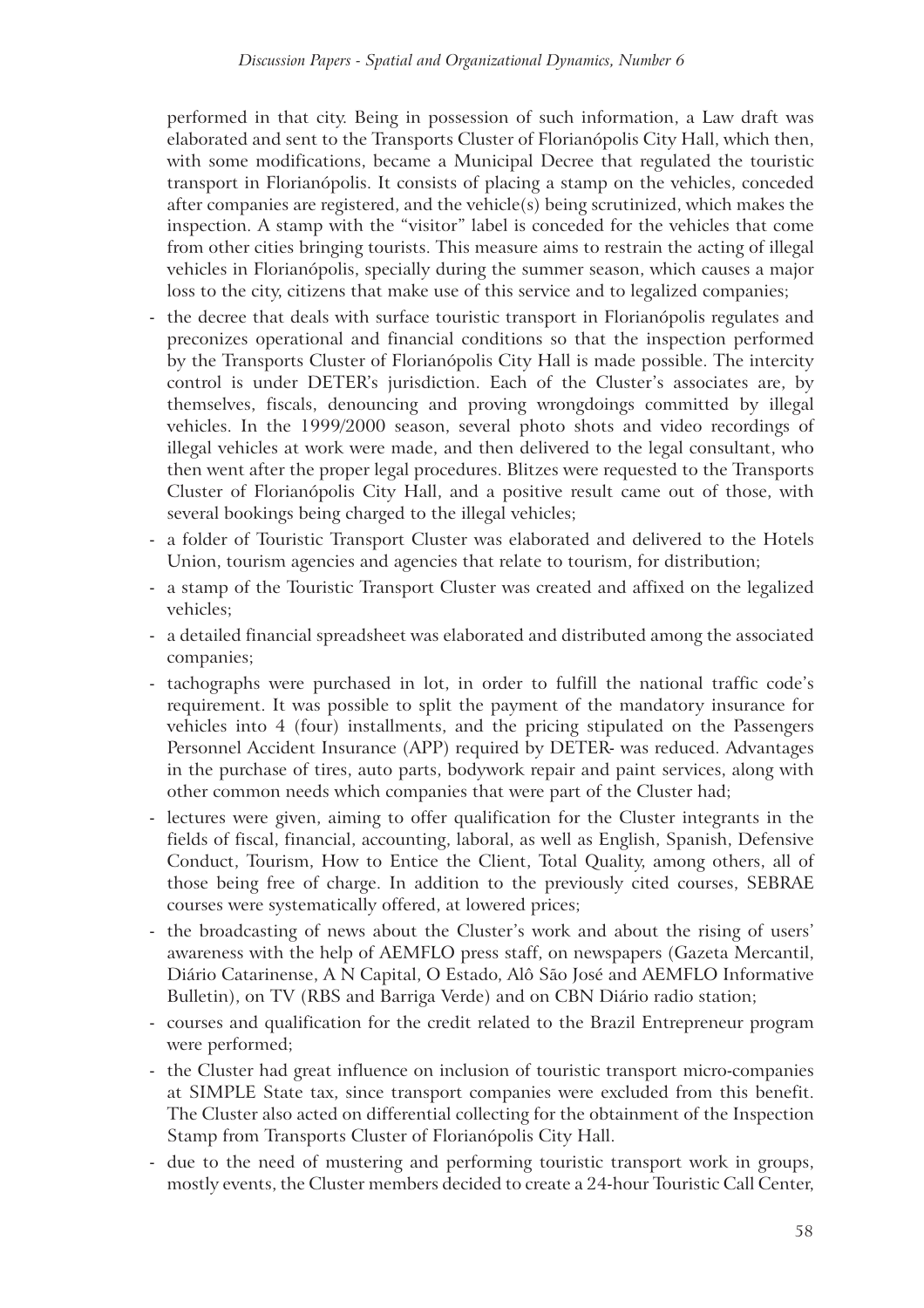performed in that city. Being in possession of such information, a Law draft was elaborated and sent to the Transports Cluster of Florianópolis City Hall, which then, with some modifications, became a Municipal Decree that regulated the touristic transport in Florianópolis. It consists of placing a stamp on the vehicles, conceded after companies are registered, and the vehicle(s) being scrutinized, which makes the inspection. A stamp with the "visitor" label is conceded for the vehicles that come from other cities bringing tourists. This measure aims to restrain the acting of illegal vehicles in Florianópolis, specially during the summer season, which causes a major loss to the city, citizens that make use of this service and to legalized companies;

- the decree that deals with surface touristic transport in Florianópolis regulates and preconizes operational and financial conditions so that the inspection performed by the Transports Cluster of Florianópolis City Hall is made possible. The intercity control is under DETER's jurisdiction. Each of the Cluster's associates are, by themselves, fiscals, denouncing and proving wrongdoings committed by illegal vehicles. In the 1999/2000 season, several photo shots and video recordings of illegal vehicles at work were made, and then delivered to the legal consultant, who then went after the proper legal procedures. Blitzes were requested to the Transports Cluster of Florianópolis City Hall, and a positive result came out of those, with several bookings being charged to the illegal vehicles;
- a folder of Touristic Transport Cluster was elaborated and delivered to the Hotels Union, tourism agencies and agencies that relate to tourism, for distribution;
- a stamp of the Touristic Transport Cluster was created and affixed on the legalized vehicles;
- a detailed financial spreadsheet was elaborated and distributed among the associated companies;
- tachographs were purchased in lot, in order to fulfill the national traffic code's requirement. It was possible to split the payment of the mandatory insurance for vehicles into 4 (four) installments, and the pricing stipulated on the Passengers Personnel Accident Insurance (APP) required by DETER- was reduced. Advantages in the purchase of tires, auto parts, bodywork repair and paint services, along with other common needs which companies that were part of the Cluster had;
- lectures were given, aiming to offer qualification for the Cluster integrants in the fields of fiscal, financial, accounting, laboral, as well as English, Spanish, Defensive Conduct, Tourism, How to Entice the Client, Total Quality, among others, all of those being free of charge. In addition to the previously cited courses, SEBRAE courses were systematically offered, at lowered prices;
- the broadcasting of news about the Cluster's work and about the rising of users' awareness with the help of AEMFLO press staff, on newspapers (Gazeta Mercantil, Diário Catarinense, A N Capital, O Estado, Alô São José and AEMFLO Informative Bulletin), on TV (RBS and Barriga Verde) and on CBN Diário radio station;
- courses and qualification for the credit related to the Brazil Entrepreneur program were performed;
- the Cluster had great influence on inclusion of touristic transport micro-companies at SIMPLE State tax, since transport companies were excluded from this benefit. The Cluster also acted on differential collecting for the obtainment of the Inspection Stamp from Transports Cluster of Florianópolis City Hall.
- due to the need of mustering and performing touristic transport work in groups, mostly events, the Cluster members decided to create a 24-hour Touristic Call Center,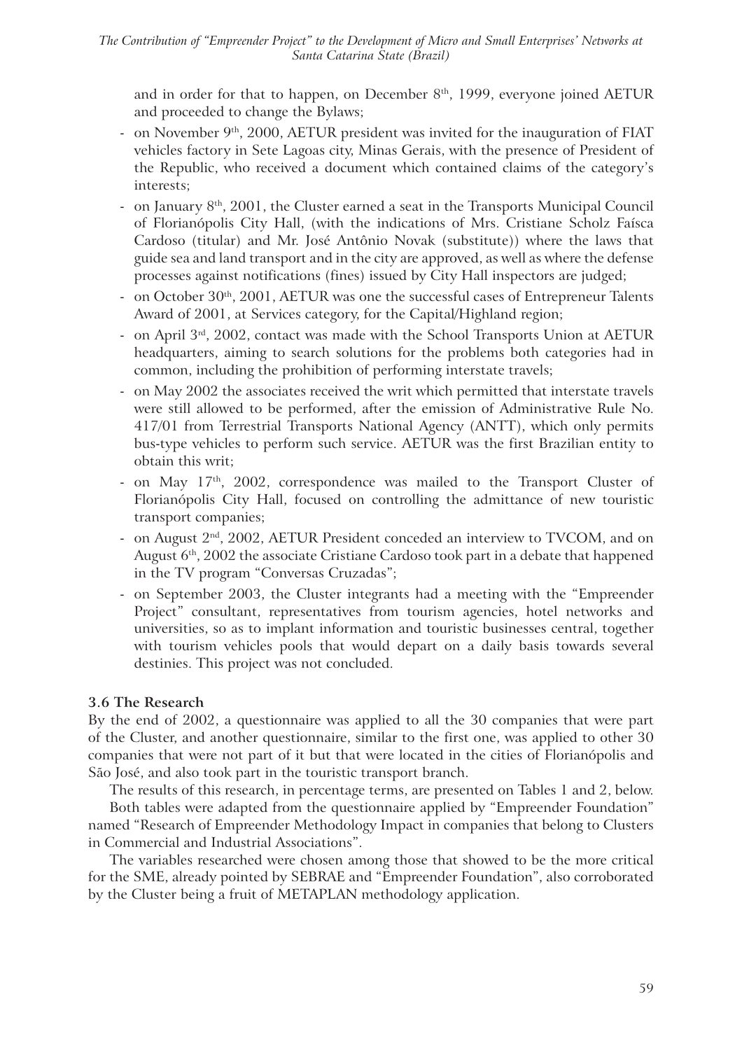and in order for that to happen, on December 8th, 1999, everyone joined AETUR and proceeded to change the Bylaws;

- on November 9th, 2000, AETUR president was invited for the inauguration of FIAT vehicles factory in Sete Lagoas city, Minas Gerais, with the presence of President of the Republic, who received a document which contained claims of the category's interests;
- on January 8th, 2001, the Cluster earned a seat in the Transports Municipal Council of Florianópolis City Hall, (with the indications of Mrs. Cristiane Scholz Faísca Cardoso (titular) and Mr. José Antônio Novak (substitute)) where the laws that guide sea and land transport and in the city are approved, as well as where the defense processes against notifications (fines) issued by City Hall inspectors are judged;
- on October 30th, 2001, AETUR was one the successful cases of Entrepreneur Talents Award of 2001, at Services category, for the Capital/Highland region;
- on April 3rd, 2002, contact was made with the School Transports Union at AETUR headquarters, aiming to search solutions for the problems both categories had in common, including the prohibition of performing interstate travels;
- on May 2002 the associates received the writ which permitted that interstate travels were still allowed to be performed, after the emission of Administrative Rule No. 417/01 from Terrestrial Transports National Agency (ANTT), which only permits bus-type vehicles to perform such service. AETUR was the first Brazilian entity to obtain this writ;
- on May 17th, 2002, correspondence was mailed to the Transport Cluster of Florianópolis City Hall, focused on controlling the admittance of new touristic transport companies;
- on August 2nd, 2002, AETUR President conceded an interview to TVCOM, and on August 6th, 2002 the associate Cristiane Cardoso took part in a debate that happened in the TV program "Conversas Cruzadas";
- on September 2003, the Cluster integrants had a meeting with the "Empreender Project" consultant, representatives from tourism agencies, hotel networks and universities, so as to implant information and touristic businesses central, together with tourism vehicles pools that would depart on a daily basis towards several destinies. This project was not concluded.

### 3.6 The Research

By the end of 2002, a questionnaire was applied to all the 30 companies that were part of the Cluster, and another questionnaire, similar to the first one, was applied to other 30 companies that were not part of it but that were located in the cities of Florianópolis and São José, and also took part in the touristic transport branch.

The results of this research, in percentage terms, are presented on Tables 1 and 2, below.

Both tables were adapted from the questionnaire applied by "Empreender Foundation" named "Research of Empreender Methodology Impact in companies that belong to Clusters in Commercial and Industrial Associations".

The variables researched were chosen among those that showed to be the more critical for the SME, already pointed by SEBRAE and "Empreender Foundation", also corroborated by the Cluster being a fruit of METAPLAN methodology application.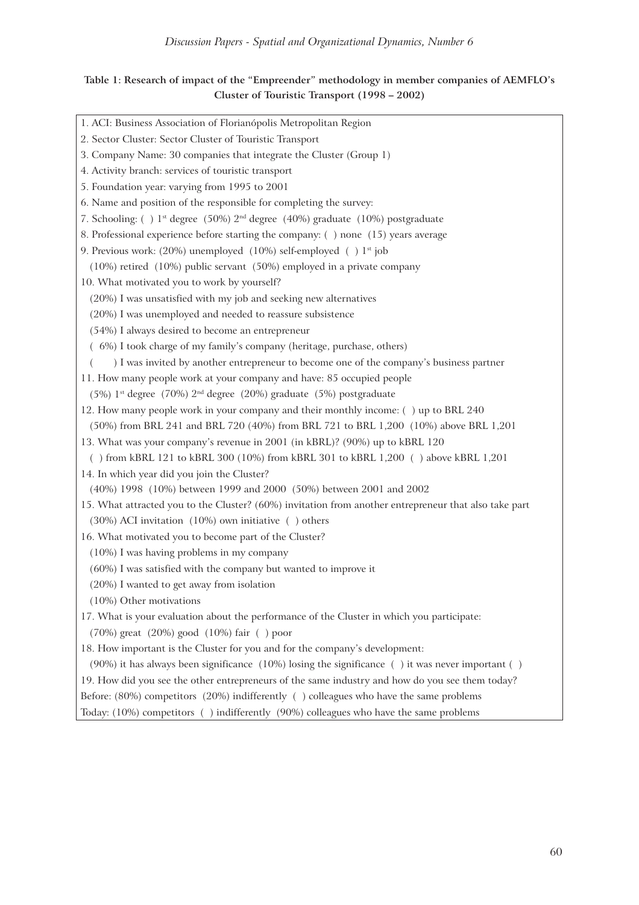**Table 1: Research of impact of the "Empreender" methodology in member companies of AEMFLO's Cluster of Touristic Transport (1998 – 2002)**

1. ACI: Business Association of Florianópolis Metropolitan Region
2. Sector Cluster: Sector Cluster of Touristic Transport
3. Company Name: 30 companies that integrate the Cluster (Group 1)
4. Activity branch: services of touristic transport
5. Foundation year: varying from 1995 to 2001
6. Name and position of the responsible for completing the survey:
7. Schooling: ( ) 1st degree (50%) 2nd degree (40%) graduate (10%) postgraduate
8. Professional experience before starting the company: ( ) none (15) years average
9. Previous work: (20%) unemployed (10%) self-employed ( ) 1st job
   (10%) retired (10%) public servant (50%) employed in a private company
10. What motivated you to work by yourself?
    (20%) I was unsatisfied with my job and seeking new alternatives
    (20%) I was unemployed and needed to reassure subsistence
    (54%) I always desired to become an entrepreneur
    ( 6%) I took charge of my family's company (heritage, purchase, others)
    ( ) I was invited by another entrepreneur to become one of the company's business partner
11. How many people work at your company and have: 85 occupied people
    (5%) 1st degree (70%) 2nd degree (20%) graduate (5%) postgraduate
12. How many people work in your company and their monthly income: ( ) up to BRL 240
    (50%) from BRL 241 and BRL 720 (40%) from BRL 721 to BRL 1,200 (10%) above BRL 1,201
13. What was your company's revenue in 2001 (in kBRL)? (90%) up to kBRL 120
    ( ) from kBRL 121 to kBRL 300 (10%) from kBRL 301 to kBRL 1,200 ( ) above kBRL 1,201
14. In which year did you join the Cluster?
    (40%) 1998 (10%) between 1999 and 2000 (50%) between 2001 and 2002
15. What attracted you to the Cluster? (60%) invitation from another entrepreneur that also take part
    (30%) ACI invitation (10%) own initiative ( ) others
16. What motivated you to become part of the Cluster?
    (10%) I was having problems in my company
    (60%) I was satisfied with the company but wanted to improve it
    (20%) I wanted to get away from isolation
    (10%) Other motivations
17. What is your evaluation about the performance of the Cluster in which you participate:
    (70%) great (20%) good (10%) fair ( ) poor
18. How important is the Cluster for you and for the company's development:
    (90%) it has always been significance (10%) losing the significance ( ) it was never important ( )
19. How did you see the other entrepreneurs of the same industry and how do you see them today?

Before: (80%) competitors (20%) indifferently ( ) colleagues who have the same problems

Today: (10%) competitors ( ) indifferently (90%) colleagues who have the same problems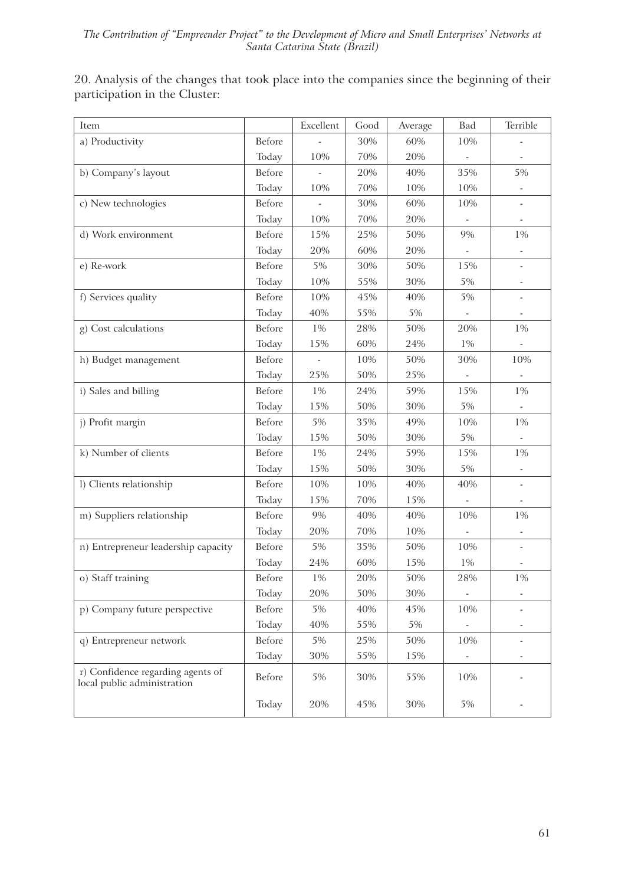20. Analysis of the changes that took place into the companies since the beginning of their participation in the Cluster:

| Item | | Excellent | Good | Average | Bad | Terrible |
|---|---|---|---|---|---|---|
| a) Productivity | Before | - | 30% | 60% | 10% | - |
| | Today | 10% | 70% | 20% | - | - |
| b) Company's layout | Before | - | 20% | 40% | 35% | 5% |
| | Today | 10% | 70% | 10% | 10% | - |
| c) New technologies | Before | - | 30% | 60% | 10% | - |
| | Today | 10% | 70% | 20% | - | - |
| d) Work environment | Before | 15% | 25% | 50% | 9% | 1% |
| | Today | 20% | 60% | 20% | - | - |
| e) Re-work | Before | 5% | 30% | 50% | 15% | - |
| | Today | 10% | 55% | 30% | 5% | - |
| f) Services quality | Before | 10% | 45% | 40% | 5% | - |
| | Today | 40% | 55% | 5% | - | - |
| g) Cost calculations | Before | 1% | 28% | 50% | 20% | 1% |
| | Today | 15% | 60% | 24% | 1% | - |
| h) Budget management | Before | - | 10% | 50% | 30% | 10% |
| | Today | 25% | 50% | 25% | - | - |
| i) Sales and billing | Before | 1% | 24% | 59% | 15% | 1% |
| | Today | 15% | 50% | 30% | 5% | - |
| j) Profit margin | Before | 5% | 35% | 49% | 10% | 1% |
| | Today | 15% | 50% | 30% | 5% | - |
| k) Number of clients | Before | 1% | 24% | 59% | 15% | 1% |
| | Today | 15% | 50% | 30% | 5% | - |
| l) Clients relationship | Before | 10% | 10% | 40% | 40% | - |
| | Today | 15% | 70% | 15% | - | - |
| m) Suppliers relationship | Before | 9% | 40% | 40% | 10% | 1% |
| | Today | 20% | 70% | 10% | - | - |
| n) Entrepreneur leadership capacity | Before | 5% | 35% | 50% | 10% | - |
| | Today | 24% | 60% | 15% | 1% | - |
| o) Staff training | Before | 1% | 20% | 50% | 28% | 1% |
| | Today | 20% | 50% | 30% | - | - |
| p) Company future perspective | Before | 5% | 40% | 45% | 10% | - |
| | Today | 40% | 55% | 5% | - | - |
| q) Entrepreneur network | Before | 5% | 25% | 50% | 10% | - |
| | Today | 30% | 55% | 15% | - | - |
| r) Confidence regarding agents of local public administration | Before | 5% | 30% | 55% | 10% | - |
| | Today | 20% | 45% | 30% | 5% | - |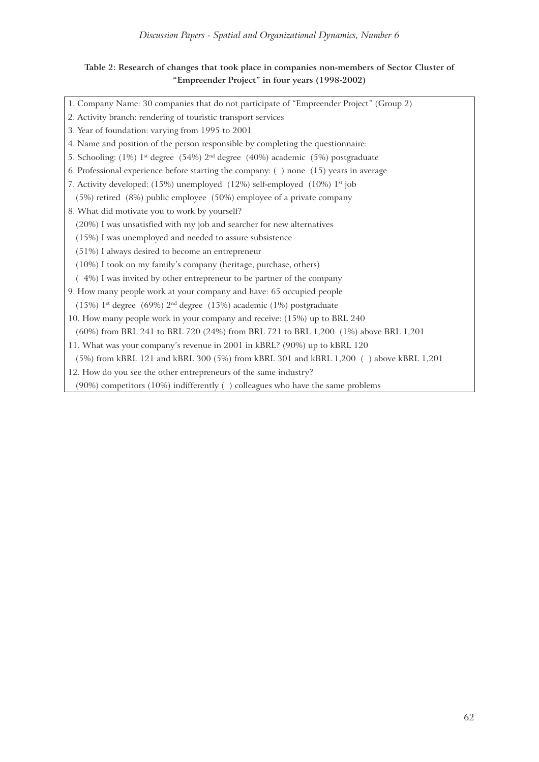**Table 2: Research of changes that took place in companies non-members of Sector Cluster of "Empreender Project" in four years (1998-2002)**

1. Company Name: 30 companies that do not participate of "Empreender Project" (Group 2)
2. Activity branch: rendering of touristic transport services
3. Year of foundation: varying from 1995 to 2001
4. Name and position of the person responsible by completing the questionnaire:
5. Schooling: (1%) 1st degree (54%) 2nd degree (40%) academic (5%) postgraduate
6. Professional experience before starting the company: ( ) none (15) years in average
7. Activity developed: (15%) unemployed (12%) self-employed (10%) 1st job  
   (5%) retired (8%) public employee (50%) employee of a private company
8. What did motivate you to work by yourself?  
   (20%) I was unsatisfied with my job and searcher for new alternatives  
   (15%) I was unemployed and needed to assure subsistence  
   (51%) I always desired to become an entrepreneur  
   (10%) I took on my family's company (heritage, purchase, others)  
   ( 4%) I was invited by other entrepreneur to be partner of the company
9. How many people work at your company and have: 65 occupied people  
   (15%) 1st degree (69%) 2nd degree (15%) academic (1%) postgraduate
10. How many people work in your company and receive: (15%) up to BRL 240  
    (60%) from BRL 241 to BRL 720 (24%) from BRL 721 to BRL 1,200 (1%) above BRL 1,201
11. What was your company's revenue in 2001 in kBRL? (90%) up to kBRL 120  
    (5%) from kBRL 121 and kBRL 300 (5%) from kBRL 301 and kBRL 1,200 ( ) above kBRL 1,201
12. How do you see the other entrepreneurs of the same industry?  
    (90%) competitors (10%) indifferently ( ) colleagues who have the same problems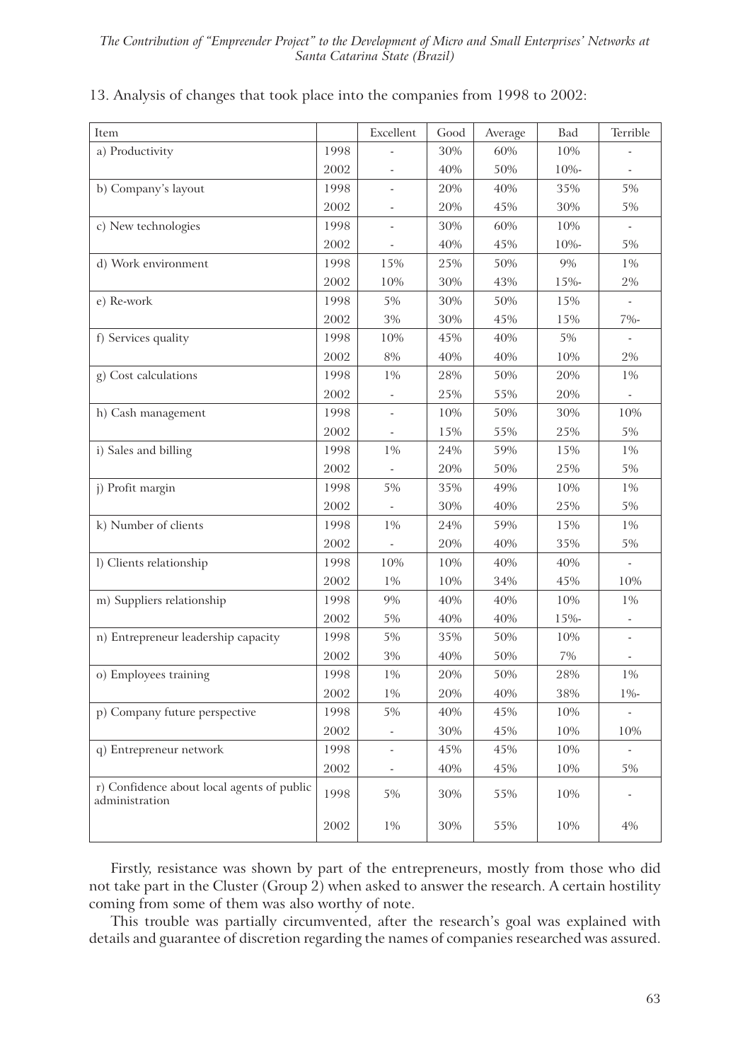13. Analysis of changes that took place into the companies from 1998 to 2002:

| Item | | Excellent | Good | Average | Bad | Terrible |
|---|---|---|---|---|---|---|
| a) Productivity | 1998 | - | 30% | 60% | 10% | - |
| | 2002 | - | 40% | 50% | 10%- | - |
| b) Company's layout | 1998 | - | 20% | 40% | 35% | 5% |
| | 2002 | - | 20% | 45% | 30% | 5% |
| c) New technologies | 1998 | - | 30% | 60% | 10% | - |
| | 2002 | - | 40% | 45% | 10%- | 5% |
| d) Work environment | 1998 | 15% | 25% | 50% | 9% | 1% |
| | 2002 | 10% | 30% | 43% | 15%- | 2% |
| e) Re-work | 1998 | 5% | 30% | 50% | 15% | - |
| | 2002 | 3% | 30% | 45% | 15% | 7%- |
| f) Services quality | 1998 | 10% | 45% | 40% | 5% | - |
| | 2002 | 8% | 40% | 40% | 10% | 2% |
| g) Cost calculations | 1998 | 1% | 28% | 50% | 20% | 1% |
| | 2002 | - | 25% | 55% | 20% | - |
| h) Cash management | 1998 | - | 10% | 50% | 30% | 10% |
| | 2002 | - | 15% | 55% | 25% | 5% |
| i) Sales and billing | 1998 | 1% | 24% | 59% | 15% | 1% |
| | 2002 | - | 20% | 50% | 25% | 5% |
| j) Profit margin | 1998 | 5% | 35% | 49% | 10% | 1% |
| | 2002 | - | 30% | 40% | 25% | 5% |
| k) Number of clients | 1998 | 1% | 24% | 59% | 15% | 1% |
| | 2002 | - | 20% | 40% | 35% | 5% |
| l) Clients relationship | 1998 | 10% | 10% | 40% | 40% | - |
| | 2002 | 1% | 10% | 34% | 45% | 10% |
| m) Suppliers relationship | 1998 | 9% | 40% | 40% | 10% | 1% |
| | 2002 | 5% | 40% | 40% | 15%- | - |
| n) Entrepreneur leadership capacity | 1998 | 5% | 35% | 50% | 10% | - |
| | 2002 | 3% | 40% | 50% | 7% | - |
| o) Employees training | 1998 | 1% | 20% | 50% | 28% | 1% |
| | 2002 | 1% | 20% | 40% | 38% | 1%- |
| p) Company future perspective | 1998 | 5% | 40% | 45% | 10% | - |
| | 2002 | - | 30% | 45% | 10% | 10% |
| q) Entrepreneur network | 1998 | - | 45% | 45% | 10% | - |
| | 2002 | - | 40% | 45% | 10% | 5% |
| r) Confidence about local agents of public administration | 1998 | 5% | 30% | 55% | 10% | - |
| | 2002 | 1% | 30% | 55% | 10% | 4% |

Firstly, resistance was shown by part of the entrepreneurs, mostly from those who did not take part in the Cluster (Group 2) when asked to answer the research. A certain hostility coming from some of them was also worthy of note.

This trouble was partially circumvented, after the research's goal was explained with details and guarantee of discretion regarding the names of companies researched was assured.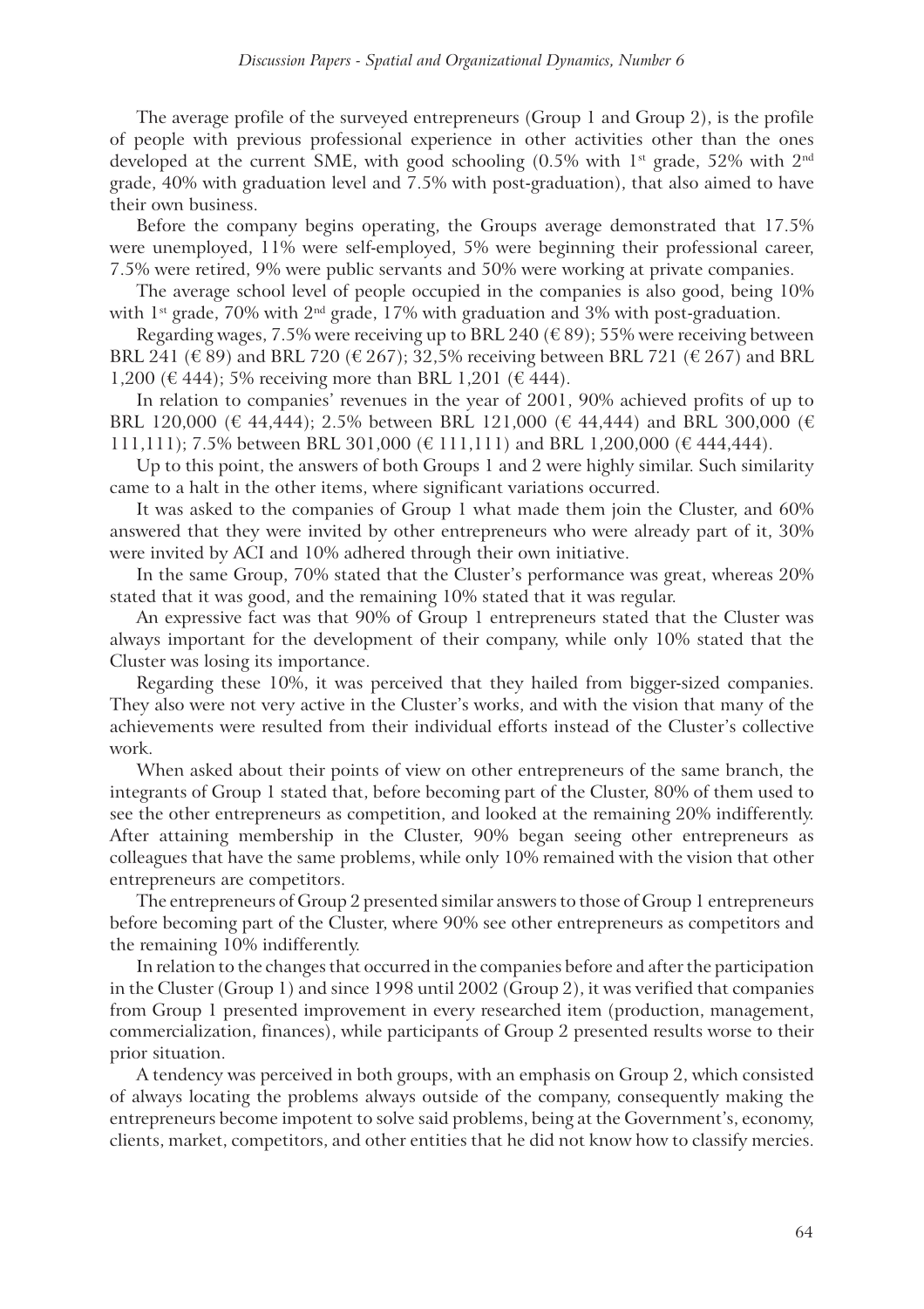The average profile of the surveyed entrepreneurs (Group 1 and Group 2), is the profile of people with previous professional experience in other activities other than the ones developed at the current SME, with good schooling (0.5% with 1st grade, 52% with 2nd grade, 40% with graduation level and 7.5% with post-graduation), that also aimed to have their own business.

Before the company begins operating, the Groups average demonstrated that 17.5% were unemployed, 11% were self-employed, 5% were beginning their professional career, 7.5% were retired, 9% were public servants and 50% were working at private companies.

The average school level of people occupied in the companies is also good, being 10% with 1st grade, 70% with 2nd grade, 17% with graduation and 3% with post-graduation.

Regarding wages, 7.5% were receiving up to BRL 240 (€ 89); 55% were receiving between BRL 241 (€ 89) and BRL 720 (€ 267); 32,5% receiving between BRL 721 (€ 267) and BRL 1,200 (€ 444); 5% receiving more than BRL 1,201 (€ 444).

In relation to companies' revenues in the year of 2001, 90% achieved profits of up to BRL 120,000 (€ 44,444); 2.5% between BRL 121,000 (€ 44,444) and BRL 300,000 (€ 111,111); 7.5% between BRL 301,000 (€ 111,111) and BRL 1,200,000 (€ 444,444).

Up to this point, the answers of both Groups 1 and 2 were highly similar. Such similarity came to a halt in the other items, where significant variations occurred.

It was asked to the companies of Group 1 what made them join the Cluster, and 60% answered that they were invited by other entrepreneurs who were already part of it, 30% were invited by ACI and 10% adhered through their own initiative.

In the same Group, 70% stated that the Cluster's performance was great, whereas 20% stated that it was good, and the remaining 10% stated that it was regular.

An expressive fact was that 90% of Group 1 entrepreneurs stated that the Cluster was always important for the development of their company, while only 10% stated that the Cluster was losing its importance.

Regarding these 10%, it was perceived that they hailed from bigger-sized companies. They also were not very active in the Cluster's works, and with the vision that many of the achievements were resulted from their individual efforts instead of the Cluster's collective work.

When asked about their points of view on other entrepreneurs of the same branch, the integrants of Group 1 stated that, before becoming part of the Cluster, 80% of them used to see the other entrepreneurs as competition, and looked at the remaining 20% indifferently. After attaining membership in the Cluster, 90% began seeing other entrepreneurs as colleagues that have the same problems, while only 10% remained with the vision that other entrepreneurs are competitors.

The entrepreneurs of Group 2 presented similar answers to those of Group 1 entrepreneurs before becoming part of the Cluster, where 90% see other entrepreneurs as competitors and the remaining 10% indifferently.

In relation to the changes that occurred in the companies before and after the participation in the Cluster (Group 1) and since 1998 until 2002 (Group 2), it was verified that companies from Group 1 presented improvement in every researched item (production, management, commercialization, finances), while participants of Group 2 presented results worse to their prior situation.

A tendency was perceived in both groups, with an emphasis on Group 2, which consisted of always locating the problems always outside of the company, consequently making the entrepreneurs become impotent to solve said problems, being at the Government's, economy, clients, market, competitors, and other entities that he did not know how to classify mercies.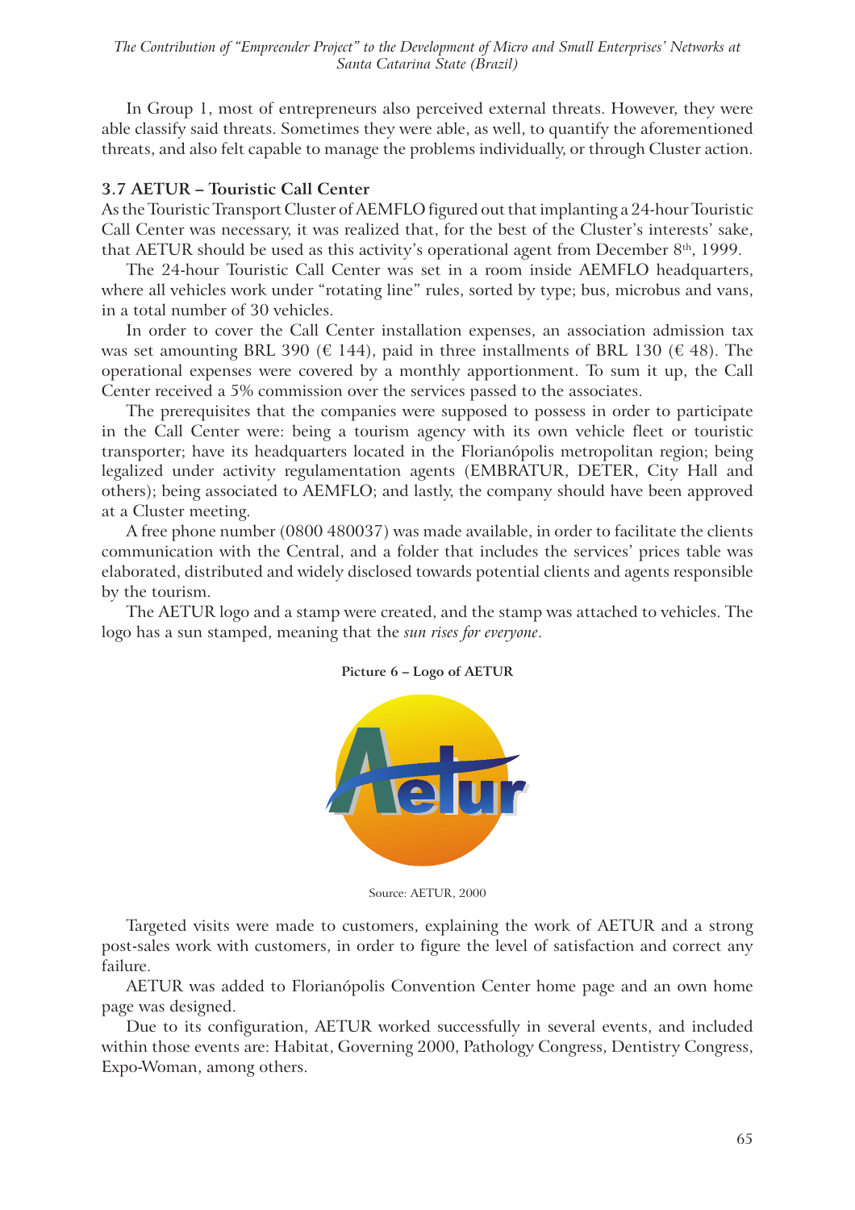In Group 1, most of entrepreneurs also perceived external threats. However, they were able classify said threats. Sometimes they were able, as well, to quantify the aforementioned threats, and also felt capable to manage the problems individually, or through Cluster action.

### 3.7 AETUR – Touristic Call Center

As the Touristic Transport Cluster of AEMFLO figured out that implanting a 24-hour Touristic Call Center was necessary, it was realized that, for the best of the Cluster's interests' sake, that AETUR should be used as this activity's operational agent from December 8th, 1999.

The 24-hour Touristic Call Center was set in a room inside AEMFLO headquarters, where all vehicles work under "rotating line" rules, sorted by type; bus, microbus and vans, in a total number of 30 vehicles.

In order to cover the Call Center installation expenses, an association admission tax was set amounting BRL 390 (€ 144), paid in three installments of BRL 130 (€ 48). The operational expenses were covered by a monthly apportionment. To sum it up, the Call Center received a 5% commission over the services passed to the associates.

The prerequisites that the companies were supposed to possess in order to participate in the Call Center were: being a tourism agency with its own vehicle fleet or touristic transporter; have its headquarters located in the Florianópolis metropolitan region; being legalized under activity regulamentation agents (EMBRATUR, DETER, City Hall and others); being associated to AEMFLO; and lastly, the company should have been approved at a Cluster meeting.

A free phone number (0800 480037) was made available, in order to facilitate the clients communication with the Central, and a folder that includes the services' prices table was elaborated, distributed and widely disclosed towards potential clients and agents responsible by the tourism.

The AETUR logo and a stamp were created, and the stamp was attached to vehicles. The logo has a sun stamped, meaning that the *sun rises for everyone*.

**Picture 6 – Logo of AETUR**

Source: AETUR, 2000

Targeted visits were made to customers, explaining the work of AETUR and a strong post-sales work with customers, in order to figure the level of satisfaction and correct any failure.

AETUR was added to Florianópolis Convention Center home page and an own home page was designed.

Due to its configuration, AETUR worked successfully in several events, and included within those events are: Habitat, Governing 2000, Pathology Congress, Dentistry Congress, Expo-Woman, among others.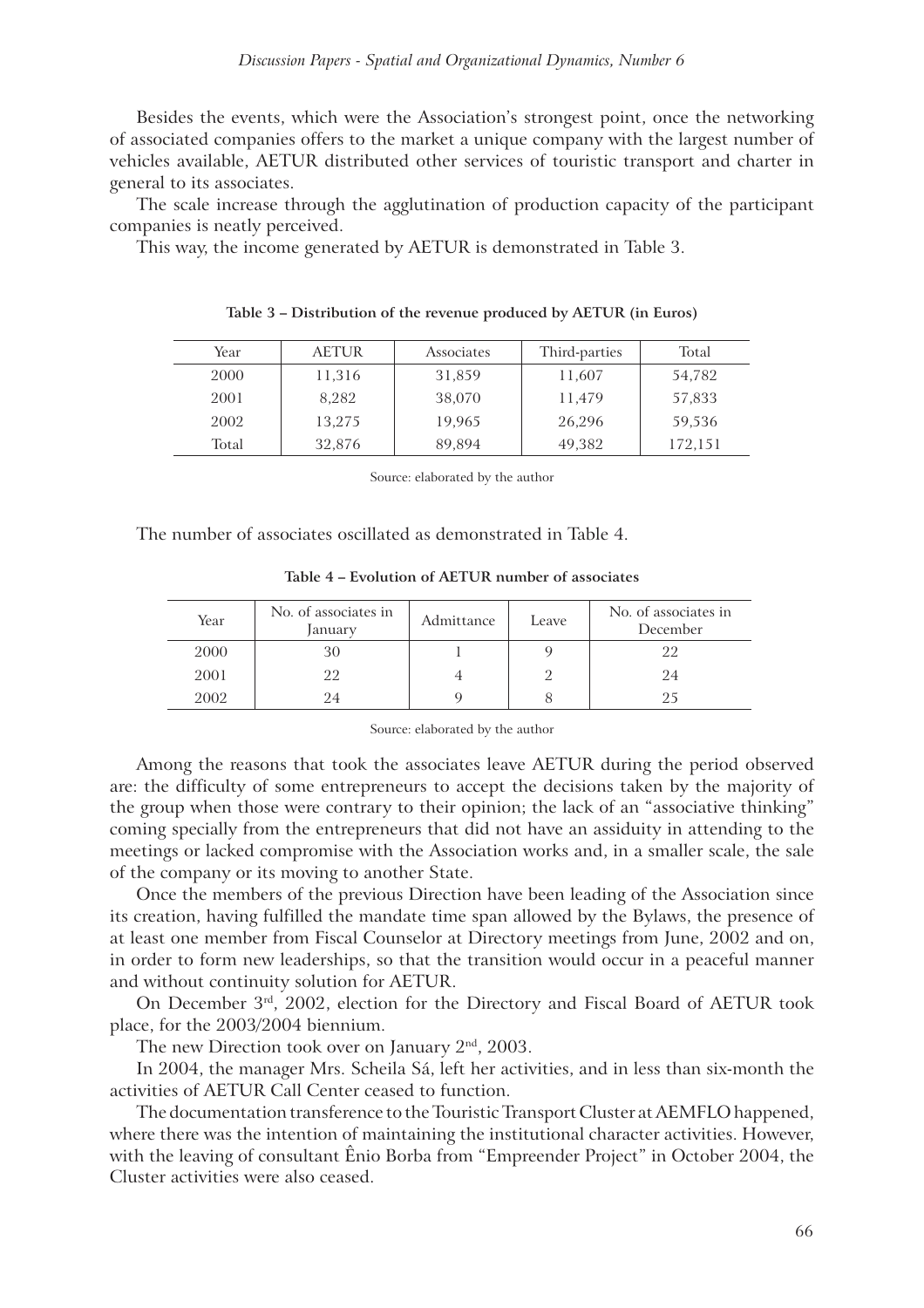Besides the events, which were the Association's strongest point, once the networking of associated companies offers to the market a unique company with the largest number of vehicles available, AETUR distributed other services of touristic transport and charter in general to its associates.

The scale increase through the agglutination of production capacity of the participant companies is neatly perceived.

This way, the income generated by AETUR is demonstrated in Table 3.

**Table 3 – Distribution of the revenue produced by AETUR (in Euros)**

| Year | AETUR | Associates | Third-parties | Total |
|---|---|---|---|---|
| 2000 | 11,316 | 31,859 | 11,607 | 54,782 |
| 2001 | 8,282 | 38,070 | 11,479 | 57,833 |
| 2002 | 13,275 | 19,965 | 26,296 | 59,536 |
| Total | 32,876 | 89,894 | 49,382 | 172,151 |

Source: elaborated by the author

The number of associates oscillated as demonstrated in Table 4.

**Table 4 – Evolution of AETUR number of associates**

| Year | No. of associates in January | Admittance | Leave | No. of associates in December |
|---|---|---|---|---|
| 2000 | 30 | 1 | 9 | 22 |
| 2001 | 22 | 4 | 2 | 24 |
| 2002 | 24 | 9 | 8 | 25 |

Source: elaborated by the author

Among the reasons that took the associates leave AETUR during the period observed are: the difficulty of some entrepreneurs to accept the decisions taken by the majority of the group when those were contrary to their opinion; the lack of an "associative thinking" coming specially from the entrepreneurs that did not have an assiduity in attending to the meetings or lacked compromise with the Association works and, in a smaller scale, the sale of the company or its moving to another State.

Once the members of the previous Direction have been leading of the Association since its creation, having fulfilled the mandate time span allowed by the Bylaws, the presence of at least one member from Fiscal Counselor at Directory meetings from June, 2002 and on, in order to form new leaderships, so that the transition would occur in a peaceful manner and without continuity solution for AETUR.

On December 3rd, 2002, election for the Directory and Fiscal Board of AETUR took place, for the 2003/2004 biennium.

The new Direction took over on January 2nd, 2003.

In 2004, the manager Mrs. Scheila Sá, left her activities, and in less than six-month the activities of AETUR Call Center ceased to function.

The documentation transference to the Touristic Transport Cluster at AEMFLO happened, where there was the intention of maintaining the institutional character activities. However, with the leaving of consultant Ênio Borba from "Empreender Project" in October 2004, the Cluster activities were also ceased.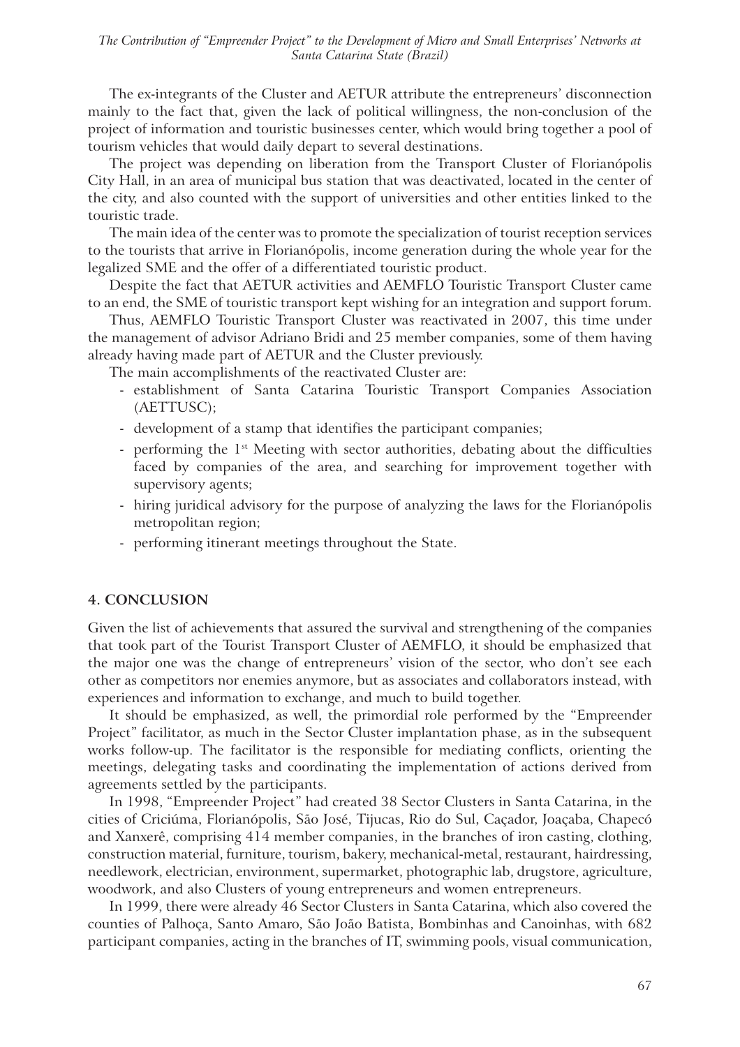The ex-integrants of the Cluster and AETUR attribute the entrepreneurs' disconnection mainly to the fact that, given the lack of political willingness, the non-conclusion of the project of information and touristic businesses center, which would bring together a pool of tourism vehicles that would daily depart to several destinations.

The project was depending on liberation from the Transport Cluster of Florianópolis City Hall, in an area of municipal bus station that was deactivated, located in the center of the city, and also counted with the support of universities and other entities linked to the touristic trade.

The main idea of the center was to promote the specialization of tourist reception services to the tourists that arrive in Florianópolis, income generation during the whole year for the legalized SME and the offer of a differentiated touristic product.

Despite the fact that AETUR activities and AEMFLO Touristic Transport Cluster came to an end, the SME of touristic transport kept wishing for an integration and support forum.

Thus, AEMFLO Touristic Transport Cluster was reactivated in 2007, this time under the management of advisor Adriano Bridi and 25 member companies, some of them having already having made part of AETUR and the Cluster previously.

The main accomplishments of the reactivated Cluster are:

- establishment of Santa Catarina Touristic Transport Companies Association (AETTUSC);
- development of a stamp that identifies the participant companies;
- performing the 1st Meeting with sector authorities, debating about the difficulties faced by companies of the area, and searching for improvement together with supervisory agents;
- hiring juridical advisory for the purpose of analyzing the laws for the Florianópolis metropolitan region;
- performing itinerant meetings throughout the State.

## 4. CONCLUSION

Given the list of achievements that assured the survival and strengthening of the companies that took part of the Tourist Transport Cluster of AEMFLO, it should be emphasized that the major one was the change of entrepreneurs' vision of the sector, who don't see each other as competitors nor enemies anymore, but as associates and collaborators instead, with experiences and information to exchange, and much to build together.

It should be emphasized, as well, the primordial role performed by the "Empreender Project" facilitator, as much in the Sector Cluster implantation phase, as in the subsequent works follow-up. The facilitator is the responsible for mediating conflicts, orienting the meetings, delegating tasks and coordinating the implementation of actions derived from agreements settled by the participants.

In 1998, "Empreender Project" had created 38 Sector Clusters in Santa Catarina, in the cities of Criciúma, Florianópolis, São José, Tijucas, Rio do Sul, Caçador, Joaçaba, Chapecó and Xanxerê, comprising 414 member companies, in the branches of iron casting, clothing, construction material, furniture, tourism, bakery, mechanical-metal, restaurant, hairdressing, needlework, electrician, environment, supermarket, photographic lab, drugstore, agriculture, woodwork, and also Clusters of young entrepreneurs and women entrepreneurs.

In 1999, there were already 46 Sector Clusters in Santa Catarina, which also covered the counties of Palhoça, Santo Amaro, São João Batista, Bombinhas and Canoinhas, with 682 participant companies, acting in the branches of IT, swimming pools, visual communication,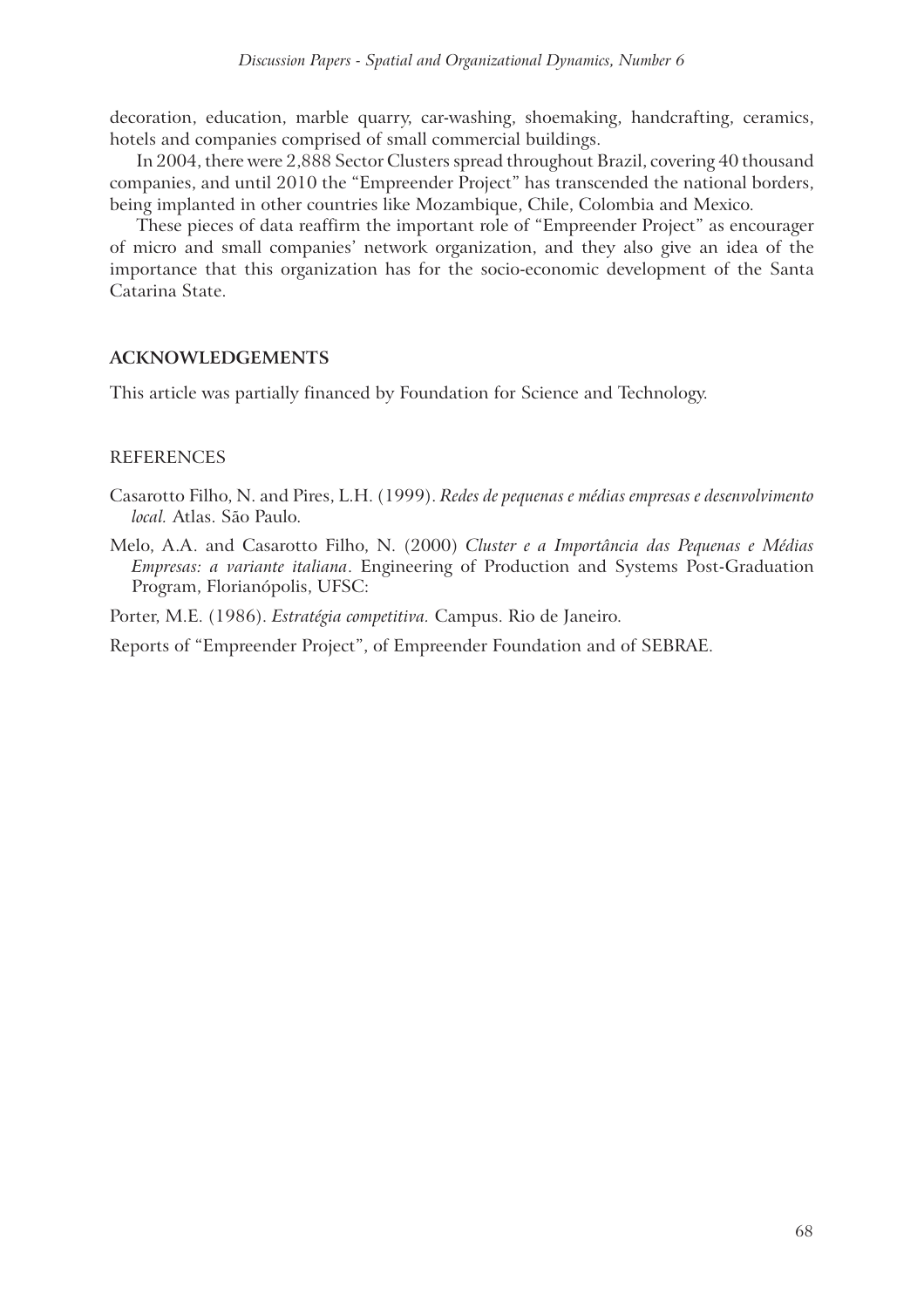decoration, education, marble quarry, car-washing, shoemaking, handcrafting, ceramics, hotels and companies comprised of small commercial buildings.

In 2004, there were 2,888 Sector Clusters spread throughout Brazil, covering 40 thousand companies, and until 2010 the "Empreender Project" has transcended the national borders, being implanted in other countries like Mozambique, Chile, Colombia and Mexico.

These pieces of data reaffirm the important role of "Empreender Project" as encourager of micro and small companies' network organization, and they also give an idea of the importance that this organization has for the socio-economic development of the Santa Catarina State.

## ACKNOWLEDGEMENTS

This article was partially financed by Foundation for Science and Technology.

## REFERENCES

Casarotto Filho, N. and Pires, L.H. (1999). *Redes de pequenas e médias empresas e desenvolvimento local.* Atlas. São Paulo.

Melo, A.A. and Casarotto Filho, N. (2000) *Cluster e a Importância das Pequenas e Médias Empresas: a variante italiana*. Engineering of Production and Systems Post-Graduation Program, Florianópolis, UFSC:

Porter, M.E. (1986). *Estratégia competitiva.* Campus. Rio de Janeiro.

Reports of "Empreender Project", of Empreender Foundation and of SEBRAE.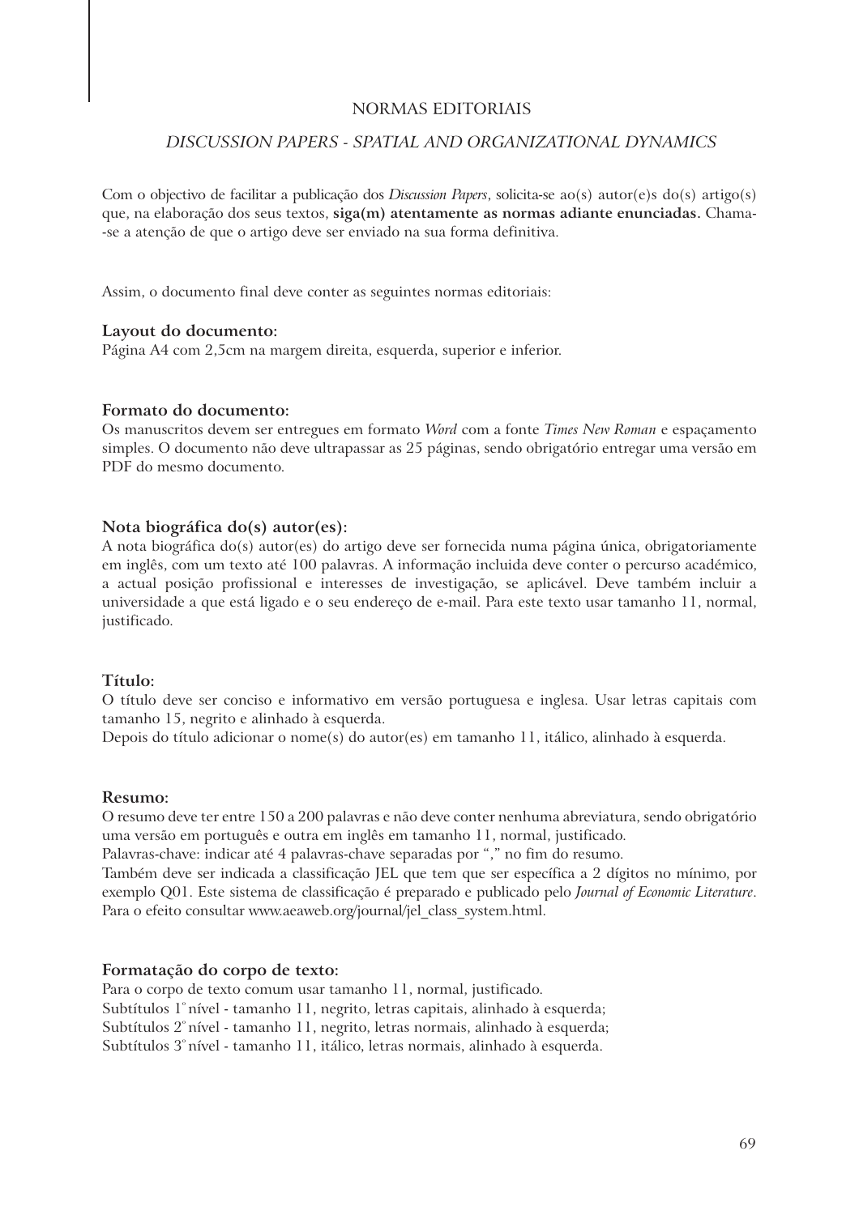# NORMAS EDITORIAIS

## *DISCUSSION PAPERS - SPATIAL AND ORGANIZATIONAL DYNAMICS*

Com o objectivo de facilitar a publicação dos *Discussion Papers*, solicita-se ao(s) autor(e)s do(s) artigo(s) que, na elaboração dos seus textos, **siga(m) atentamente as normas adiante enunciadas.** Chama-se a atenção de que o artigo deve ser enviado na sua forma definitiva.

Assim, o documento final deve conter as seguintes normas editoriais:

**Layout do documento:**
Página A4 com 2,5cm na margem direita, esquerda, superior e inferior.

**Formato do documento:**
Os manuscritos devem ser entregues em formato *Word* com a fonte *Times New Roman* e espaçamento simples. O documento não deve ultrapassar as 25 páginas, sendo obrigatório entregar uma versão em PDF do mesmo documento.

**Nota biográfica do(s) autor(es):**
A nota biográfica do(s) autor(es) do artigo deve ser fornecida numa página única, obrigatoriamente em inglês, com um texto até 100 palavras. A informação incluida deve conter o percurso académico, a actual posição profissional e interesses de investigação, se aplicável. Deve também incluir a universidade a que está ligado e o seu endereço de e-mail. Para este texto usar tamanho 11, normal, justificado.

**Título:**
O título deve ser conciso e informativo em versão portuguesa e inglesa. Usar letras capitais com tamanho 15, negrito e alinhado à esquerda.
Depois do título adicionar o nome(s) do autor(es) em tamanho 11, itálico, alinhado à esquerda.

**Resumo:**
O resumo deve ter entre 150 a 200 palavras e não deve conter nenhuma abreviatura, sendo obrigatório uma versão em português e outra em inglês em tamanho 11, normal, justificado.
Palavras-chave: indicar até 4 palavras-chave separadas por "," no fim do resumo.
Também deve ser indicada a classificação JEL que tem que ser específica a 2 dígitos no mínimo, por exemplo Q01. Este sistema de classificação é preparado e publicado pelo *Journal of Economic Literature*. Para o efeito consultar www.aeaweb.org/journal/jel_class_system.html.

**Formatação do corpo de texto:**
Para o corpo de texto comum usar tamanho 11, normal, justificado.
Subtítulos 1º nível - tamanho 11, negrito, letras capitais, alinhado à esquerda;
Subtítulos 2º nível - tamanho 11, negrito, letras normais, alinhado à esquerda;
Subtítulos 3º nível - tamanho 11, itálico, letras normais, alinhado à esquerda.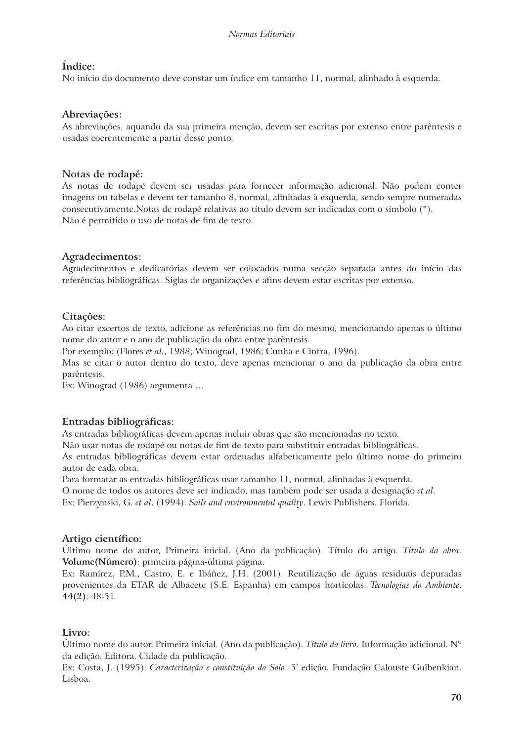### Índice:

No início do documento deve constar um índice em tamanho 11, normal, alinhado à esquerda.

### Abreviações:

As abreviações, aquando da sua primeira menção, devem ser escritas por extenso entre parêntesis e usadas coerentemente a partir desse ponto.

### Notas de rodapé:

As notas de rodapé devem ser usadas para fornecer informação adicional. Não podem conter imagens ou tabelas e devem ter tamanho 8, normal, alinhadas à esquerda, sendo sempre numeradas consecutivamente.Notas de rodapé relativas ao título devem ser indicadas com o símbolo (*).
Não é permitido o uso de notas de fim de texto.

### Agradecimentos:

Agradecimentos e dedicatórias devem ser colocados numa secção separada antes do início das referências bibliográficas. Siglas de organizações e afins devem estar escritas por extenso.

### Citações:

Ao citar excertos de texto, adicione as referências no fim do mesmo, mencionando apenas o último nome do autor e o ano de publicação da obra entre parêntesis.
Por exemplo: (Flores *et al.*, 1988; Winograd, 1986; Cunha e Cintra, 1996).
Mas se citar o autor dentro do texto, deve apenas mencionar o ano da publicação da obra entre parêntesis.
Ex: Winograd (1986) argumenta ...

### Entradas bibliográficas:

As entradas bibliográficas devem apenas incluir obras que são mencionadas no texto.
Não usar notas de rodapé ou notas de fim de texto para substituir entradas bibliográficas.
As entradas bibliográficas devem estar ordenadas alfabeticamente pelo último nome do primeiro autor de cada obra.
Para formatar as entradas bibliográficas usar tamanho 11, normal, alinhadas à esquerda.
O nome de todos os autores deve ser indicado, mas também pode ser usada a designação *et al*.
Ex: Pierzynski, G. *et al*. (1994). *Soils and environmental quality*. Lewis Publishers. Florida.

### Artigo científico:

Último nome do autor, Primeira inicial. (Ano da publicação). Título do artigo. *Título da obra*. **Volume(Número)**: primeira página-última página.
Ex: Ramírez, P.M., Castro, E. e Ibáñez, J.H. (2001). Reutilização de águas residuais depuradas provenientes da ETAR de Albacete (S.E. Espanha) em campos hortícolas. *Tecnologias do Ambiente*. **44(2)**: 48-51.

### Livro:

Último nome do autor, Primeira inicial. (Ano da publicação). *Título do livro*. Informação adicional. Nº da edição, Editora. Cidade da publicação.
Ex: Costa, J. (1995). *Caracterização e constituição do Solo*. 5ª edição, Fundação Calouste Gulbenkian. Lisboa.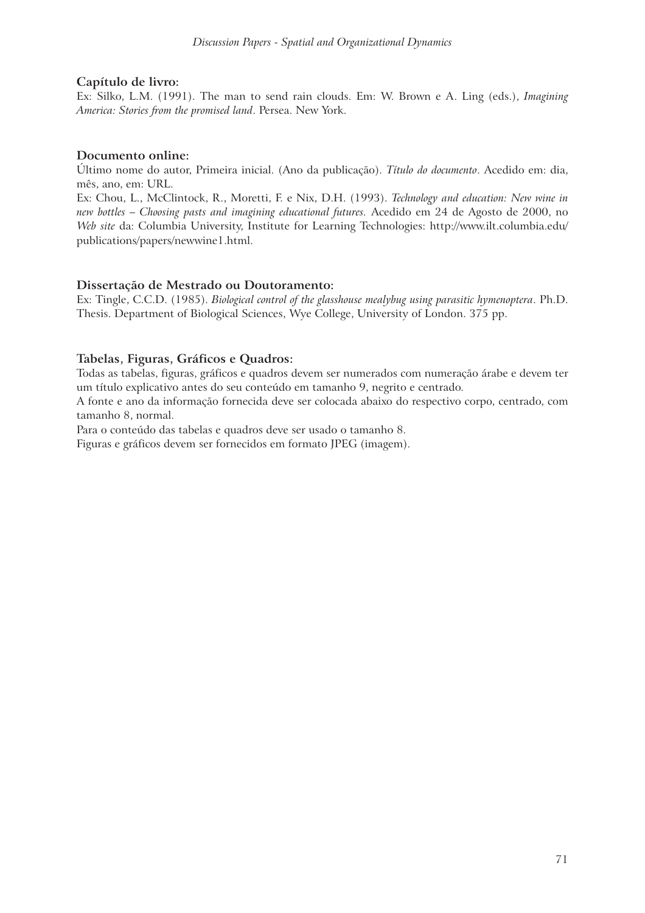**Capítulo de livro:**
Ex: Silko, L.M. (1991). The man to send rain clouds. Em: W. Brown e A. Ling (eds.), *Imagining America: Stories from the promised land*. Persea. New York.

**Documento online:**
Último nome do autor, Primeira inicial. (Ano da publicação). *Título do documento*. Acedido em: dia, mês, ano, em: URL.
Ex: Chou, L., McClintock, R., Moretti, F. e Nix, D.H. (1993). *Technology and education: New wine in new bottles – Choosing pasts and imagining educational futures.* Acedido em 24 de Agosto de 2000, no *Web site* da: Columbia University, Institute for Learning Technologies: http://www.ilt.columbia.edu/publications/papers/newwine1.html.

**Dissertação de Mestrado ou Doutoramento:**
Ex: Tingle, C.C.D. (1985). *Biological control of the glasshouse mealybug using parasitic hymenoptera*. Ph.D. Thesis. Department of Biological Sciences, Wye College, University of London. 375 pp.

**Tabelas, Figuras, Gráficos e Quadros:**
Todas as tabelas, figuras, gráficos e quadros devem ser numerados com numeração árabe e devem ter um título explicativo antes do seu conteúdo em tamanho 9, negrito e centrado.
A fonte e ano da informação fornecida deve ser colocada abaixo do respectivo corpo, centrado, com tamanho 8, normal.
Para o conteúdo das tabelas e quadros deve ser usado o tamanho 8.
Figuras e gráficos devem ser fornecidos em formato JPEG (imagem).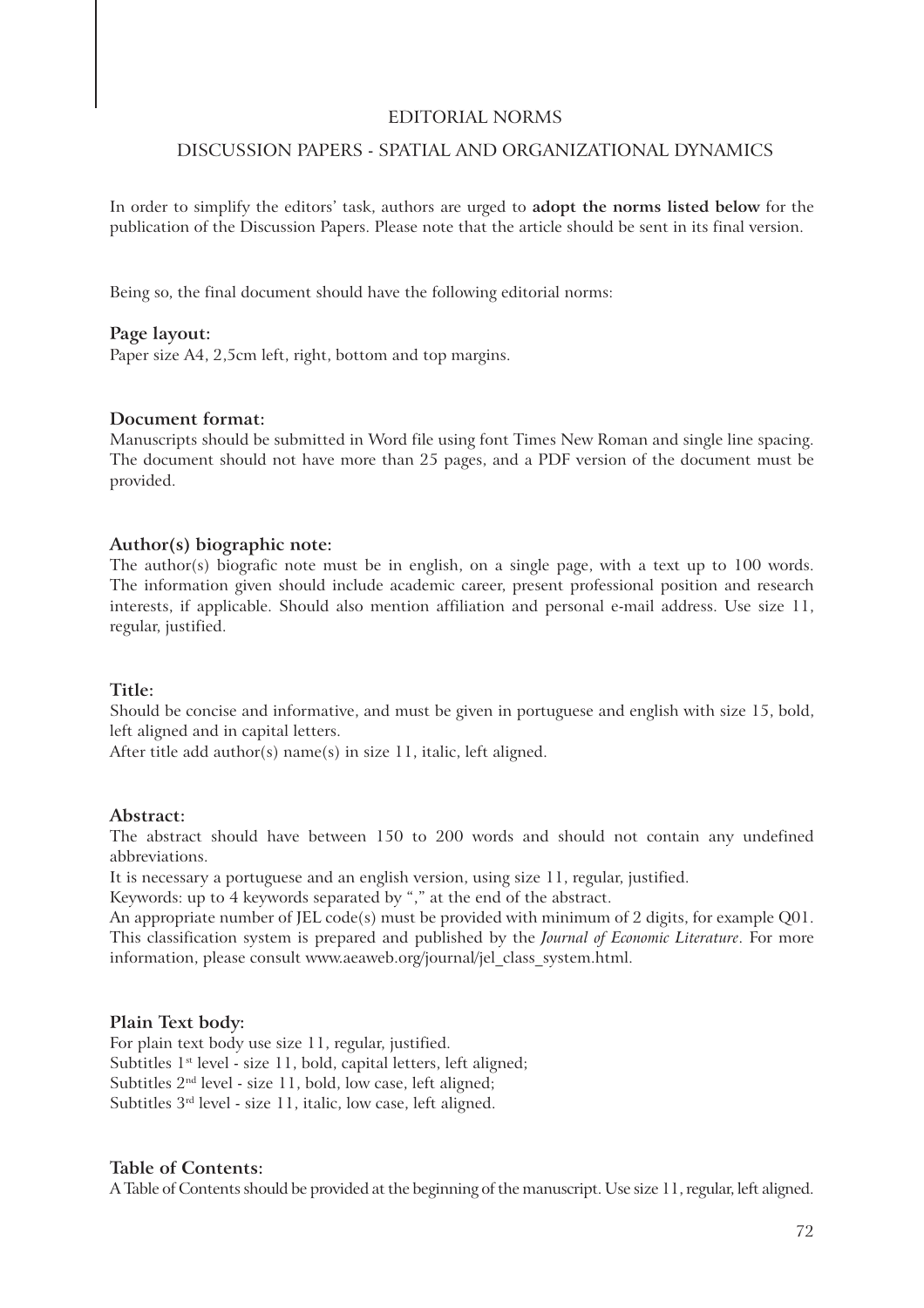# EDITORIAL NORMS

## DISCUSSION PAPERS - SPATIAL AND ORGANIZATIONAL DYNAMICS

In order to simplify the editors' task, authors are urged to **adopt the norms listed below** for the publication of the Discussion Papers. Please note that the article should be sent in its final version.

Being so, the final document should have the following editorial norms:

**Page layout:**
Paper size A4, 2,5cm left, right, bottom and top margins.

**Document format:**
Manuscripts should be submitted in Word file using font Times New Roman and single line spacing. The document should not have more than 25 pages, and a PDF version of the document must be provided.

**Author(s) biographic note:**
The author(s) biografic note must be in english, on a single page, with a text up to 100 words. The information given should include academic career, present professional position and research interests, if applicable. Should also mention affiliation and personal e-mail address. Use size 11, regular, justified.

**Title:**
Should be concise and informative, and must be given in portuguese and english with size 15, bold, left aligned and in capital letters.
After title add author(s) name(s) in size 11, italic, left aligned.

**Abstract:**
The abstract should have between 150 to 200 words and should not contain any undefined abbreviations.
It is necessary a portuguese and an english version, using size 11, regular, justified.
Keywords: up to 4 keywords separated by "," at the end of the abstract.
An appropriate number of JEL code(s) must be provided with minimum of 2 digits, for example Q01. This classification system is prepared and published by the *Journal of Economic Literature*. For more information, please consult www.aeaweb.org/journal/jel_class_system.html.

**Plain Text body:**
For plain text body use size 11, regular, justified.
Subtitles 1st level - size 11, bold, capital letters, left aligned;
Subtitles 2nd level - size 11, bold, low case, left aligned;
Subtitles 3rd level - size 11, italic, low case, left aligned.

**Table of Contents:**
A Table of Contents should be provided at the beginning of the manuscript. Use size 11, regular, left aligned.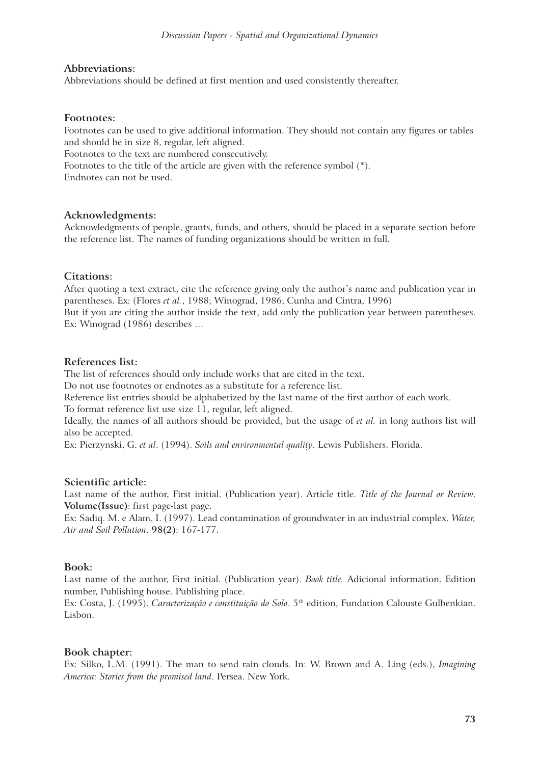**Abbreviations:**

Abbreviations should be defined at first mention and used consistently thereafter.

**Footnotes:**

Footnotes can be used to give additional information. They should not contain any figures or tables and should be in size 8, regular, left aligned.

Footnotes to the text are numbered consecutively.

Footnotes to the title of the article are given with the reference symbol (*).

Endnotes can not be used.

**Acknowledgments:**

Acknowledgments of people, grants, funds, and others, should be placed in a separate section before the reference list. The names of funding organizations should be written in full.

**Citations:**

After quoting a text extract, cite the reference giving only the author's name and publication year in parentheses. Ex: (Flores *et al.*, 1988; Winograd, 1986; Cunha and Cintra, 1996)

But if you are citing the author inside the text, add only the publication year between parentheses. Ex: Winograd (1986) describes …

**References list:**

The list of references should only include works that are cited in the text.

Do not use footnotes or endnotes as a substitute for a reference list.

Reference list entries should be alphabetized by the last name of the first author of each work.

To format reference list use size 11, regular, left aligned.

Ideally, the names of all authors should be provided, but the usage of *et al.* in long authors list will also be accepted.

Ex: Pierzynski, G. *et al*. (1994). *Soils and environmental quality*. Lewis Publishers. Florida.

**Scientific article:**

Last name of the author, First initial. (Publication year). Article title. *Title of the Journal or Review*. **Volume(Issue)**: first page-last page.

Ex: Sadiq. M. e Alam, I. (1997). Lead contamination of groundwater in an industrial complex. *Water, Air and Soil Pollution*. **98(2)**: 167-177.

**Book:**

Last name of the author, First initial. (Publication year). *Book title.* Adicional information. Edition number, Publishing house. Publishing place.

Ex: Costa, J. (1995). *Caracterização e constituição do Solo*. 5th edition, Fundation Calouste Gulbenkian. Lisbon.

**Book chapter:**

Ex: Silko, L.M. (1991). The man to send rain clouds. In: W. Brown and A. Ling (eds.), *Imagining America: Stories from the promised land*. Persea. New York.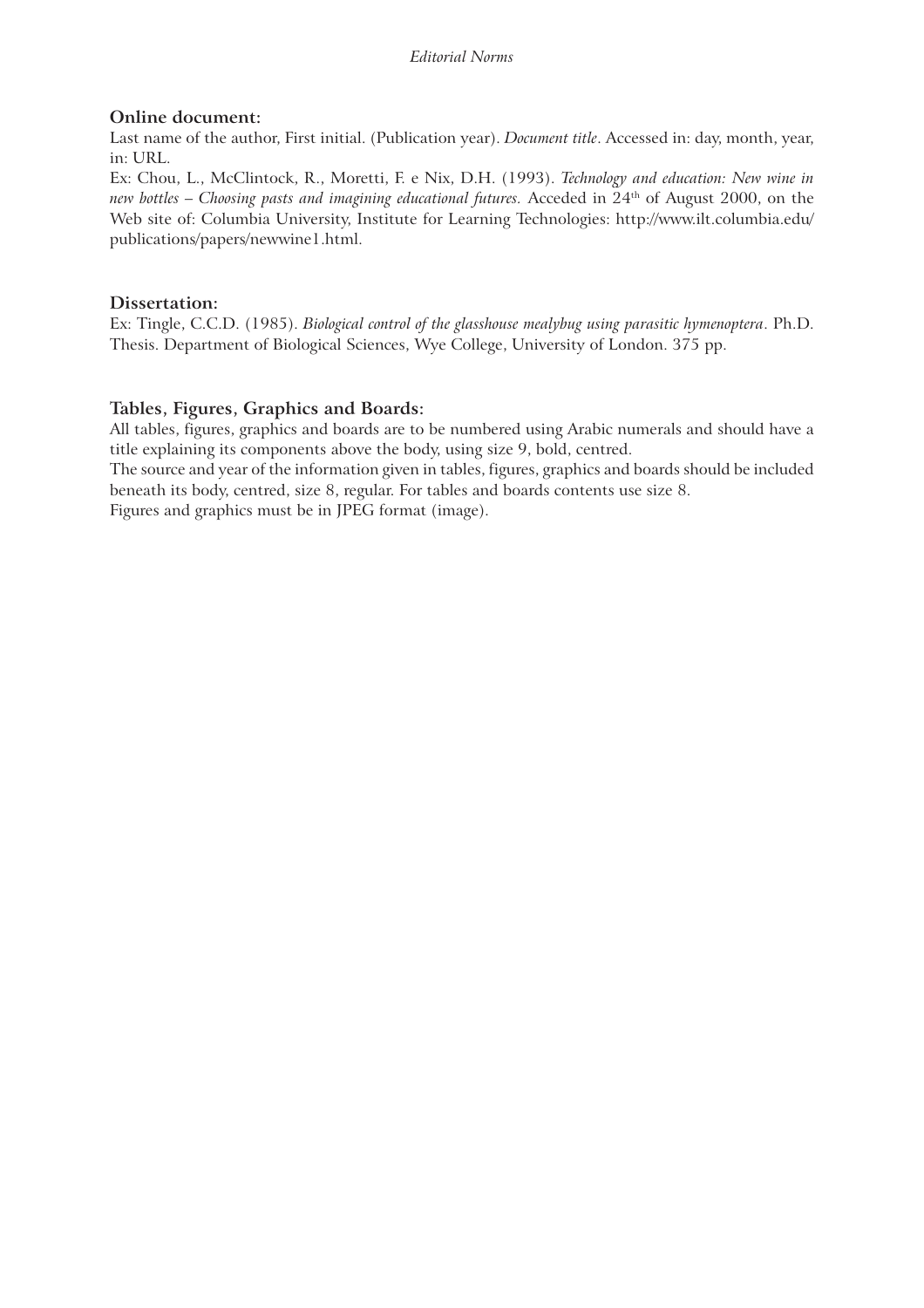**Online document:**

Last name of the author, First initial. (Publication year). *Document title*. Accessed in: day, month, year, in: URL.

Ex: Chou, L., McClintock, R., Moretti, F. e Nix, D.H. (1993). *Technology and education: New wine in new bottles – Choosing pasts and imagining educational futures.* Acceded in 24th of August 2000, on the Web site of: Columbia University, Institute for Learning Technologies: http://www.ilt.columbia.edu/publications/papers/newwine1.html.

**Dissertation:**

Ex: Tingle, C.C.D. (1985). *Biological control of the glasshouse mealybug using parasitic hymenoptera*. Ph.D. Thesis. Department of Biological Sciences, Wye College, University of London. 375 pp.

**Tables, Figures, Graphics and Boards:**

All tables, figures, graphics and boards are to be numbered using Arabic numerals and should have a title explaining its components above the body, using size 9, bold, centred.

The source and year of the information given in tables, figures, graphics and boards should be included beneath its body, centred, size 8, regular. For tables and boards contents use size 8.

Figures and graphics must be in JPEG format (image).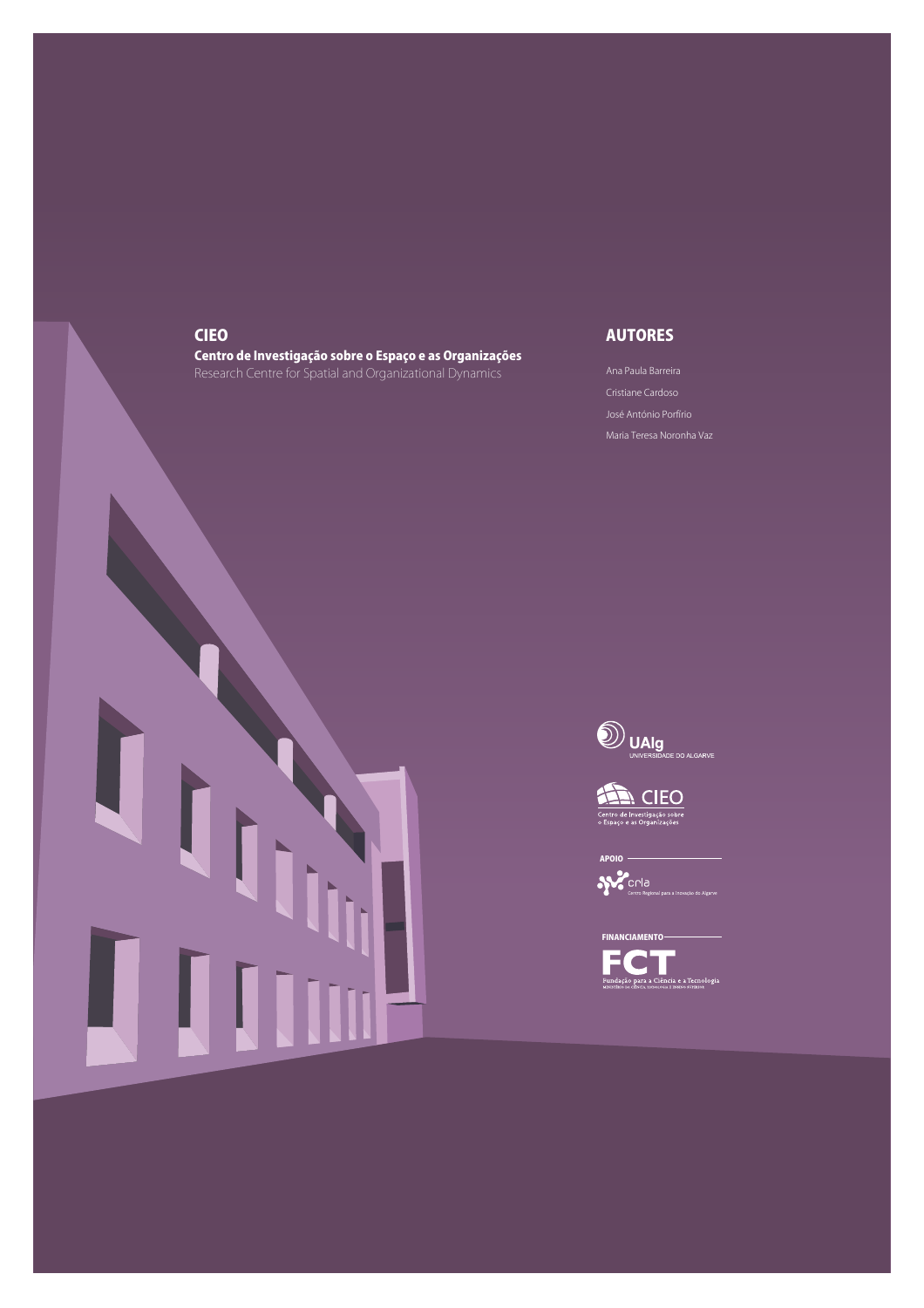## CIEO

**Centro de Investigação sobre o Espaço e as Organizações**

Research Centre for Spatial and Organizational Dynamics

## AUTORES

Ana Paula Barreira

Cristiane Cardoso

José António Porfírio

Maria Teresa Noronha Vaz

UAlg
UNIVERSIDADE DO ALGARVE

CIEO
Centro de Investigação sobre o Espaço e as Organizações

APOIO

cria
Centro Regional para a Inovação do Algarve

FINANCIAMENTO

FCT
Fundação para a Ciência e a Tecnologia